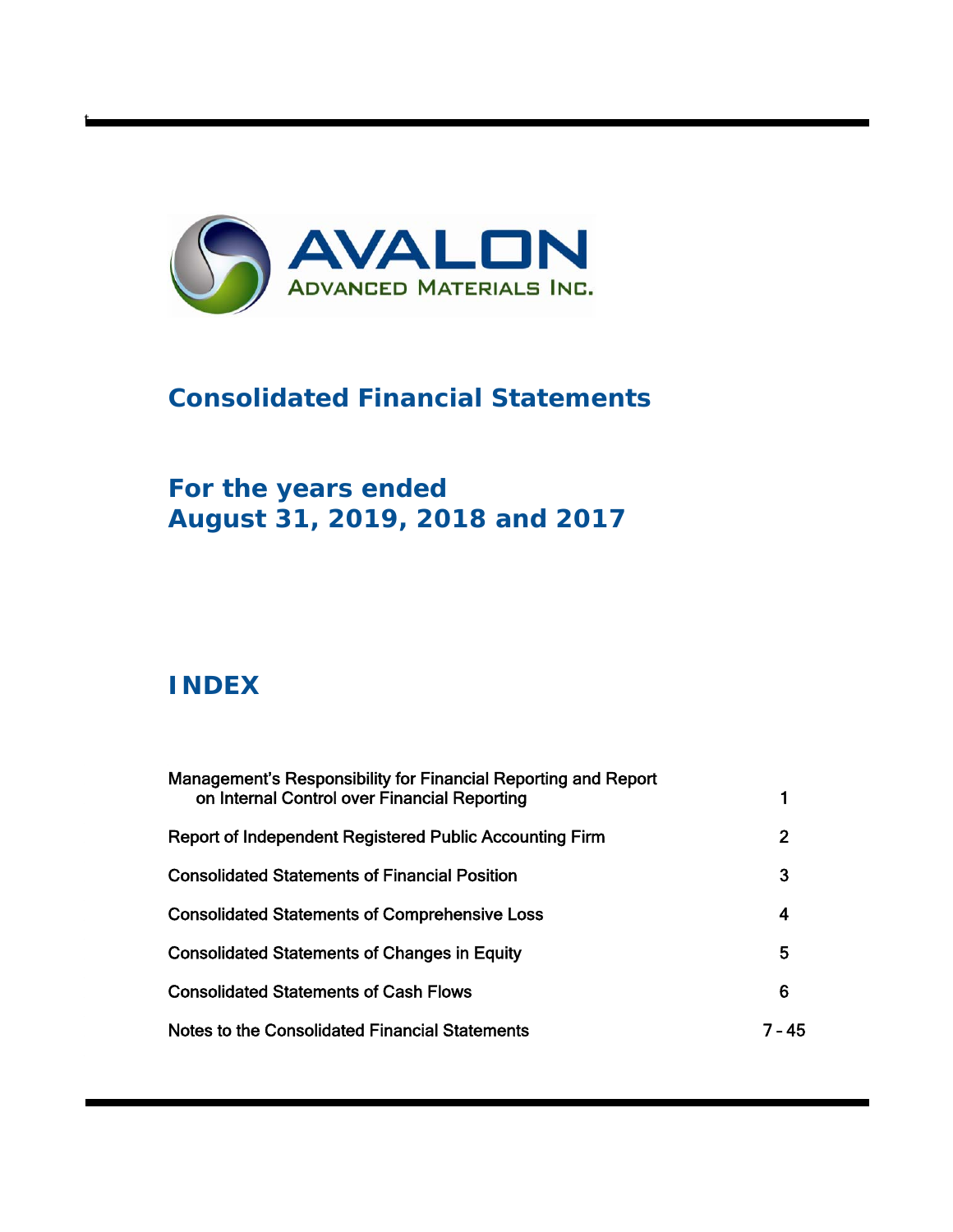AVALON
ADVANCED MATERIALS INC.

# Consolidated Financial Statements

## For the years ended August 31, 2019, 2018 and 2017

## INDEX

| | |
|---|---|
| Management's Responsibility for Financial Reporting and Report on Internal Control over Financial Reporting | 1 |
| Report of Independent Registered Public Accounting Firm | 2 |
| Consolidated Statements of Financial Position | 3 |
| Consolidated Statements of Comprehensive Loss | 4 |
| Consolidated Statements of Changes in Equity | 5 |
| Consolidated Statements of Cash Flows | 6 |
| Notes to the Consolidated Financial Statements | 7 – 45 |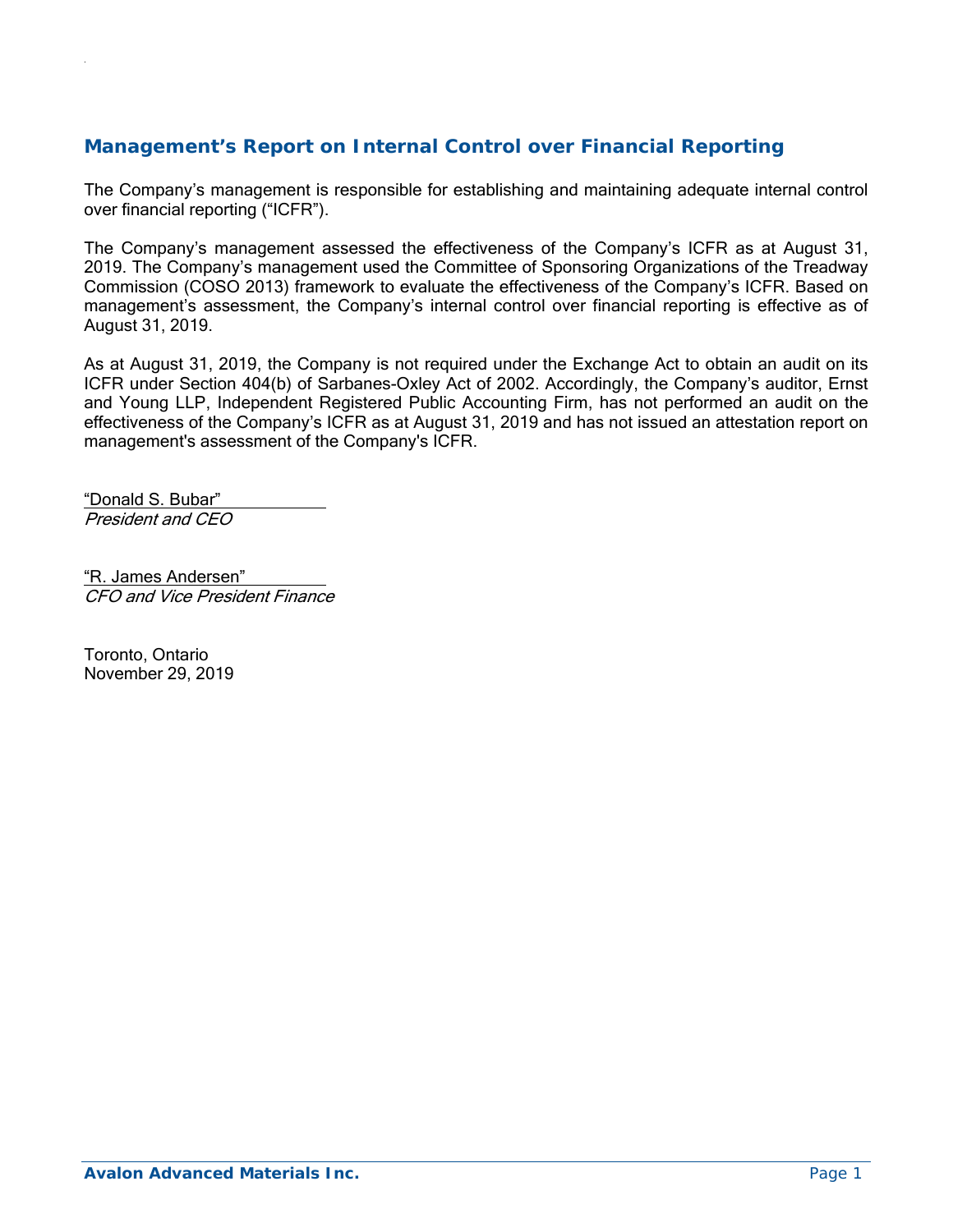## Management's Report on Internal Control over Financial Reporting

The Company's management is responsible for establishing and maintaining adequate internal control over financial reporting ("ICFR").

The Company's management assessed the effectiveness of the Company's ICFR as at August 31, 2019. The Company's management used the Committee of Sponsoring Organizations of the Treadway Commission (COSO 2013) framework to evaluate the effectiveness of the Company's ICFR. Based on management's assessment, the Company's internal control over financial reporting is effective as of August 31, 2019.

As at August 31, 2019, the Company is not required under the Exchange Act to obtain an audit on its ICFR under Section 404(b) of Sarbanes-Oxley Act of 2002. Accordingly, the Company's auditor, Ernst and Young LLP, Independent Registered Public Accounting Firm, has not performed an audit on the effectiveness of the Company's ICFR as at August 31, 2019 and has not issued an attestation report on management's assessment of the Company's ICFR.

"Donald S. Bubar"
*President and CEO*

"R. James Andersen"
*CFO and Vice President Finance*

Toronto, Ontario
November 29, 2019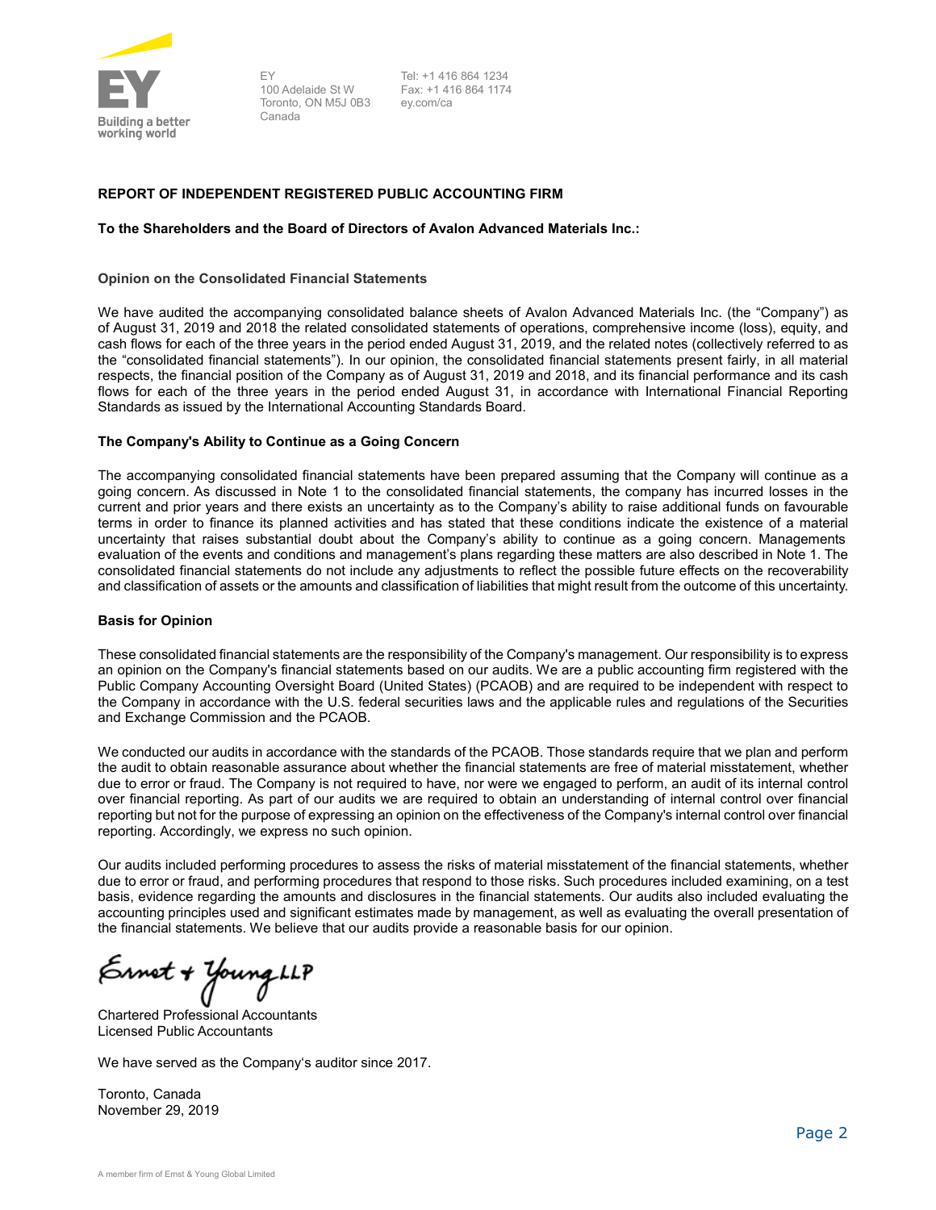EY
100 Adelaide St W
Toronto, ON M5J 0B3
Canada

Tel: +1 416 864 1234
Fax: +1 416 864 1174
ey.com/ca

## REPORT OF INDEPENDENT REGISTERED PUBLIC ACCOUNTING FIRM

**To the Shareholders and the Board of Directors of Avalon Advanced Materials Inc.:**

### Opinion on the Consolidated Financial Statements

We have audited the accompanying consolidated balance sheets of Avalon Advanced Materials Inc. (the "Company") as of August 31, 2019 and 2018 the related consolidated statements of operations, comprehensive income (loss), equity, and cash flows for each of the three years in the period ended August 31, 2019, and the related notes (collectively referred to as the "consolidated financial statements"). In our opinion, the consolidated financial statements present fairly, in all material respects, the financial position of the Company as of August 31, 2019 and 2018, and its financial performance and its cash flows for each of the three years in the period ended August 31, in accordance with International Financial Reporting Standards as issued by the International Accounting Standards Board.

### The Company's Ability to Continue as a Going Concern

The accompanying consolidated financial statements have been prepared assuming that the Company will continue as a going concern. As discussed in Note 1 to the consolidated financial statements, the company has incurred losses in the current and prior years and there exists an uncertainty as to the Company's ability to raise additional funds on favourable terms in order to finance its planned activities and has stated that these conditions indicate the existence of a material uncertainty that raises substantial doubt about the Company's ability to continue as a going concern. Managements evaluation of the events and conditions and management's plans regarding these matters are also described in Note 1. The consolidated financial statements do not include any adjustments to reflect the possible future effects on the recoverability and classification of assets or the amounts and classification of liabilities that might result from the outcome of this uncertainty.

### Basis for Opinion

These consolidated financial statements are the responsibility of the Company's management. Our responsibility is to express an opinion on the Company's financial statements based on our audits. We are a public accounting firm registered with the Public Company Accounting Oversight Board (United States) (PCAOB) and are required to be independent with respect to the Company in accordance with the U.S. federal securities laws and the applicable rules and regulations of the Securities and Exchange Commission and the PCAOB.

We conducted our audits in accordance with the standards of the PCAOB. Those standards require that we plan and perform the audit to obtain reasonable assurance about whether the financial statements are free of material misstatement, whether due to error or fraud. The Company is not required to have, nor were we engaged to perform, an audit of its internal control over financial reporting. As part of our audits we are required to obtain an understanding of internal control over financial reporting but not for the purpose of expressing an opinion on the effectiveness of the Company's internal control over financial reporting. Accordingly, we express no such opinion.

Our audits included performing procedures to assess the risks of material misstatement of the financial statements, whether due to error or fraud, and performing procedures that respond to those risks. Such procedures included examining, on a test basis, evidence regarding the amounts and disclosures in the financial statements. Our audits also included evaluating the accounting principles used and significant estimates made by management, as well as evaluating the overall presentation of the financial statements. We believe that our audits provide a reasonable basis for our opinion.

Ernst & Young LLP

Chartered Professional Accountants
Licensed Public Accountants

We have served as the Company's auditor since 2017.

Toronto, Canada
November 29, 2019

A member firm of Ernst & Young Global Limited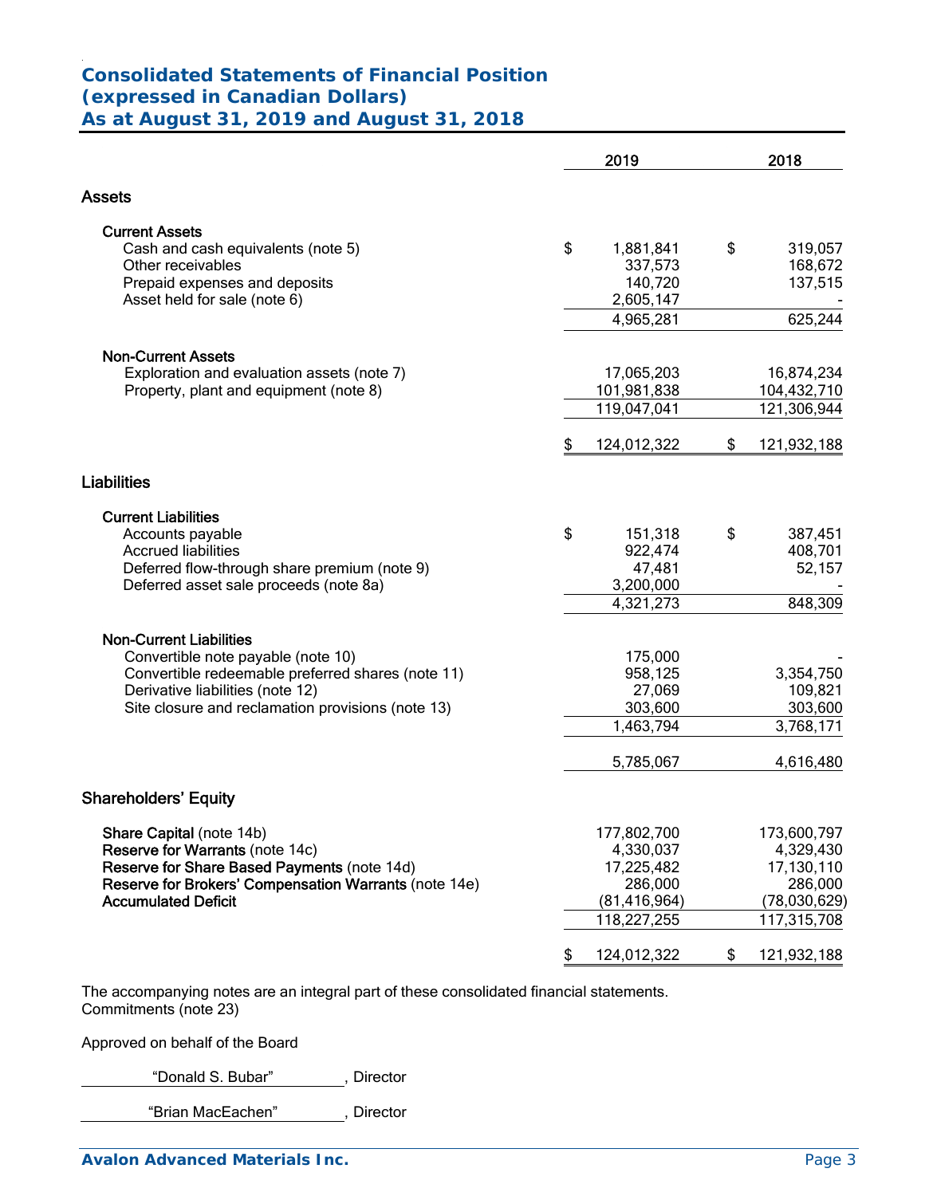# Consolidated Statements of Financial Position
# (expressed in Canadian Dollars)
# As at August 31, 2019 and August 31, 2018

| | 2019 | 2018 |
|---|---|---|
| **Assets** | | |
| **Current Assets** | | |
| Cash and cash equivalents (note 5) | $ 1,881,841 | $ 319,057 |
| Other receivables | 337,573 | 168,672 |
| Prepaid expenses and deposits | 140,720 | 137,515 |
| Asset held for sale (note 6) | 2,605,147 | - |
| | 4,965,281 | 625,244 |
| **Non-Current Assets** | | |
| Exploration and evaluation assets (note 7) | 17,065,203 | 16,874,234 |
| Property, plant and equipment (note 8) | 101,981,838 | 104,432,710 |
| | 119,047,041 | 121,306,944 |
| | $ 124,012,322 | $ 121,932,188 |
| **Liabilities** | | |
| **Current Liabilities** | | |
| Accounts payable | $ 151,318 | $ 387,451 |
| Accrued liabilities | 922,474 | 408,701 |
| Deferred flow-through share premium (note 9) | 47,481 | 52,157 |
| Deferred asset sale proceeds (note 8a) | 3,200,000 | - |
| | 4,321,273 | 848,309 |
| **Non-Current Liabilities** | | |
| Convertible note payable (note 10) | 175,000 | - |
| Convertible redeemable preferred shares (note 11) | 958,125 | 3,354,750 |
| Derivative liabilities (note 12) | 27,069 | 109,821 |
| Site closure and reclamation provisions (note 13) | 303,600 | 303,600 |
| | 1,463,794 | 3,768,171 |
| | 5,785,067 | 4,616,480 |
| **Shareholders' Equity** | | |
| **Share Capital** (note 14b) | 177,802,700 | 173,600,797 |
| **Reserve for Warrants** (note 14c) | 4,330,037 | 4,329,430 |
| **Reserve for Share Based Payments** (note 14d) | 17,225,482 | 17,130,110 |
| **Reserve for Brokers' Compensation Warrants** (note 14e) | 286,000 | 286,000 |
| **Accumulated Deficit** | (81,416,964) | (78,030,629) |
| | 118,227,255 | 117,315,708 |
| | $ 124,012,322 | $ 121,932,188 |

The accompanying notes are an integral part of these consolidated financial statements.
Commitments (note 23)

Approved on behalf of the Board

"Donald S. Bubar", Director

"Brian MacEachen", Director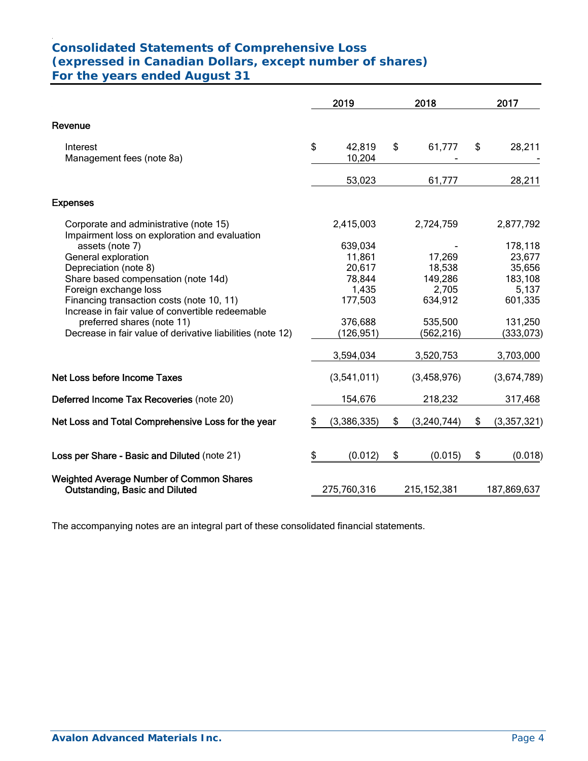## Consolidated Statements of Comprehensive Loss
## (expressed in Canadian Dollars, except number of shares)
## For the years ended August 31

| | 2019 | 2018 | 2017 |
|---|---|---|---|
| **Revenue** | | | |
| Interest | $ 42,819 | $ 61,777 | $ 28,211 |
| Management fees (note 8a) | 10,204 | - | - |
| | 53,023 | 61,777 | 28,211 |
| **Expenses** | | | |
| Corporate and administrative (note 15) | 2,415,003 | 2,724,759 | 2,877,792 |
| Impairment loss on exploration and evaluation assets (note 7) | 639,034 | - | 178,118 |
| General exploration | 11,861 | 17,269 | 23,677 |
| Depreciation (note 8) | 20,617 | 18,538 | 35,656 |
| Share based compensation (note 14d) | 78,844 | 149,286 | 183,108 |
| Foreign exchange loss | 1,435 | 2,705 | 5,137 |
| Financing transaction costs (note 10, 11) | 177,503 | 634,912 | 601,335 |
| Increase in fair value of convertible redeemable preferred shares (note 11) | 376,688 | 535,500 | 131,250 |
| Decrease in fair value of derivative liabilities (note 12) | (126,951) | (562,216) | (333,073) |
| | 3,594,034 | 3,520,753 | 3,703,000 |
| **Net Loss before Income Taxes** | (3,541,011) | (3,458,976) | (3,674,789) |
| **Deferred Income Tax Recoveries** (note 20) | 154,676 | 218,232 | 317,468 |
| **Net Loss and Total Comprehensive Loss for the year** | $ (3,386,335) | $ (3,240,744) | $ (3,357,321) |
| **Loss per Share - Basic and Diluted** (note 21) | $ (0.012) | $ (0.015) | $ (0.018) |
| **Weighted Average Number of Common Shares Outstanding, Basic and Diluted** | 275,760,316 | 215,152,381 | 187,869,637 |

The accompanying notes are an integral part of these consolidated financial statements.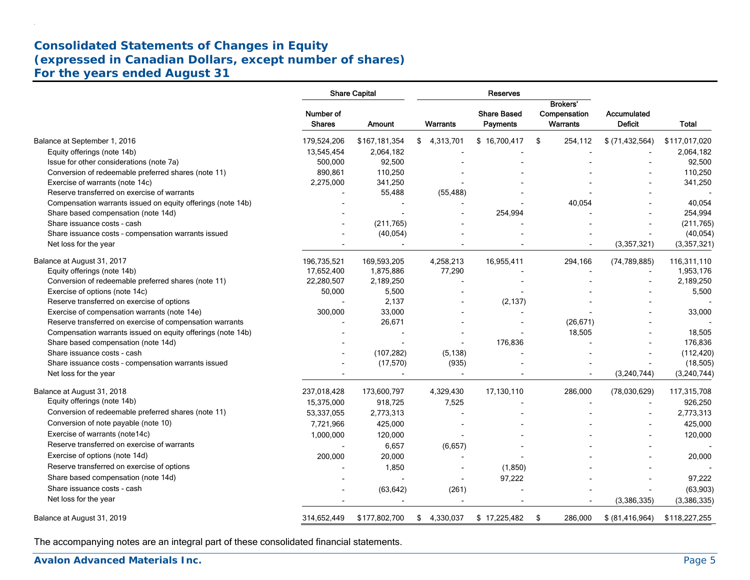# Consolidated Statements of Changes in Equity
# (expressed in Canadian Dollars, except number of shares)
# For the years ended August 31

| | Share Capital | | Reserves | | | | |
|---|---|---|---|---|---|---|---|
| | Number of Shares | Amount | Warrants | Share Based Payments | Brokers' Compensation Warrants | Accumulated Deficit | Total |
| Balance at September 1, 2016 | 179,524,206 | $167,181,354 | $ 4,313,701 | $ 16,700,417 | $ 254,112 | $ (71,432,564) | $117,017,020 |
| Equity offerings (note 14b) | 13,545,454 | 2,064,182 | - | - | - | - | 2,064,182 |
| Issue for other considerations (note 7a) | 500,000 | 92,500 | - | - | - | - | 92,500 |
| Conversion of redeemable preferred shares (note 11) | 890,861 | 110,250 | - | - | - | - | 110,250 |
| Exercise of warrants (note 14c) | 2,275,000 | 341,250 | - | - | - | - | 341,250 |
| Reserve transferred on exercise of warrants | - | 55,488 | (55,488) | - | - | - | - |
| Compensation warrants issued on equity offerings (note 14b) | - | - | - | - | 40,054 | - | 40,054 |
| Share based compensation (note 14d) | - | - | - | 254,994 | - | - | 254,994 |
| Share issuance costs - cash | - | (211,765) | - | - | - | - | (211,765) |
| Share issuance costs - compensation warrants issued | - | (40,054) | - | - | - | - | (40,054) |
| Net loss for the year | - | - | - | - | - | (3,357,321) | (3,357,321) |
| Balance at August 31, 2017 | 196,735,521 | 169,593,205 | 4,258,213 | 16,955,411 | 294,166 | (74,789,885) | 116,311,110 |
| Equity offerings (note 14b) | 17,652,400 | 1,875,886 | 77,290 | - | - | - | 1,953,176 |
| Conversion of redeemable preferred shares (note 11) | 22,280,507 | 2,189,250 | - | - | - | - | 2,189,250 |
| Exercise of options (note 14c) | 50,000 | 5,500 | - | - | - | - | 5,500 |
| Reserve transferred on exercise of options | - | 2,137 | - | (2,137) | - | - | - |
| Exercise of compensation warrants (note 14e) | 300,000 | 33,000 | - | - | - | - | 33,000 |
| Reserve transferred on exercise of compensation warrants | - | 26,671 | - | - | (26,671) | - | - |
| Compensation warrants issued on equity offerings (note 14b) | - | - | - | - | 18,505 | - | 18,505 |
| Share based compensation (note 14d) | - | - | - | 176,836 | - | - | 176,836 |
| Share issuance costs - cash | - | (107,282) | (5,138) | - | - | - | (112,420) |
| Share issuance costs - compensation warrants issued | - | (17,570) | (935) | - | - | - | (18,505) |
| Net loss for the year | - | - | - | - | - | (3,240,744) | (3,240,744) |
| Balance at August 31, 2018 | 237,018,428 | 173,600,797 | 4,329,430 | 17,130,110 | 286,000 | (78,030,629) | 117,315,708 |
| Equity offerings (note 14b) | 15,375,000 | 918,725 | 7,525 | - | - | - | 926,250 |
| Conversion of redeemable preferred shares (note 11) | 53,337,055 | 2,773,313 | - | - | - | - | 2,773,313 |
| Conversion of note payable (note 10) | 7,721,966 | 425,000 | - | - | - | - | 425,000 |
| Exercise of warrants (note14c) | 1,000,000 | 120,000 | - | - | - | - | 120,000 |
| Reserve transferred on exercise of warrants | - | 6,657 | (6,657) | - | - | - | - |
| Exercise of options (note 14d) | 200,000 | 20,000 | - | - | - | - | 20,000 |
| Reserve transferred on exercise of options | - | 1,850 | - | (1,850) | - | - | - |
| Share based compensation (note 14d) | - | - | - | 97,222 | - | - | 97,222 |
| Share issuance costs - cash | - | (63,642) | (261) | - | - | - | (63,903) |
| Net loss for the year | - | - | - | - | - | (3,386,335) | (3,386,335) |
| Balance at August 31, 2019 | 314,652,449 | $177,802,700 | $ 4,330,037 | $ 17,225,482 | $ 286,000 | $ (81,416,964) | $118,227,255 |

The accompanying notes are an integral part of these consolidated financial statements.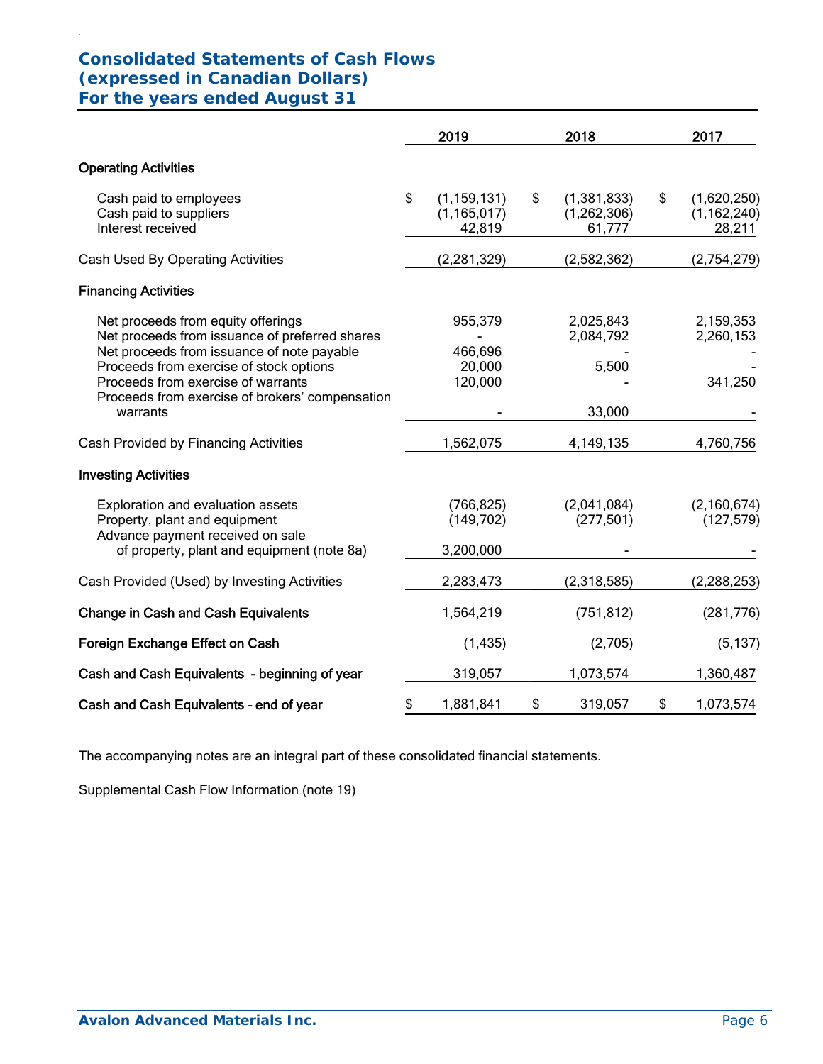# Consolidated Statements of Cash Flows
## (expressed in Canadian Dollars)
## For the years ended August 31

| | 2019 | 2018 | 2017 |
|---|---|---|---|
| **Operating Activities** | | | |
| Cash paid to employees | $ (1,159,131) | $ (1,381,833) | $ (1,620,250) |
| Cash paid to suppliers | (1,165,017) | (1,262,306) | (1,162,240) |
| Interest received | 42,819 | 61,777 | 28,211 |
| Cash Used By Operating Activities | (2,281,329) | (2,582,362) | (2,754,279) |
| **Financing Activities** | | | |
| Net proceeds from equity offerings | 955,379 | 2,025,843 | 2,159,353 |
| Net proceeds from issuance of preferred shares | - | 2,084,792 | 2,260,153 |
| Net proceeds from issuance of note payable | 466,696 | - | - |
| Proceeds from exercise of stock options | 20,000 | 5,500 | - |
| Proceeds from exercise of warrants | 120,000 | - | 341,250 |
| Proceeds from exercise of brokers' compensation warrants | - | 33,000 | - |
| Cash Provided by Financing Activities | 1,562,075 | 4,149,135 | 4,760,756 |
| **Investing Activities** | | | |
| Exploration and evaluation assets | (766,825) | (2,041,084) | (2,160,674) |
| Property, plant and equipment | (149,702) | (277,501) | (127,579) |
| Advance payment received on sale of property, plant and equipment (note 8a) | 3,200,000 | - | - |
| Cash Provided (Used) by Investing Activities | 2,283,473 | (2,318,585) | (2,288,253) |
| **Change in Cash and Cash Equivalents** | 1,564,219 | (751,812) | (281,776) |
| **Foreign Exchange Effect on Cash** | (1,435) | (2,705) | (5,137) |
| **Cash and Cash Equivalents - beginning of year** | 319,057 | 1,073,574 | 1,360,487 |
| **Cash and Cash Equivalents – end of year** | $ 1,881,841 | $ 319,057 | $ 1,073,574 |

The accompanying notes are an integral part of these consolidated financial statements.

Supplemental Cash Flow Information (note 19)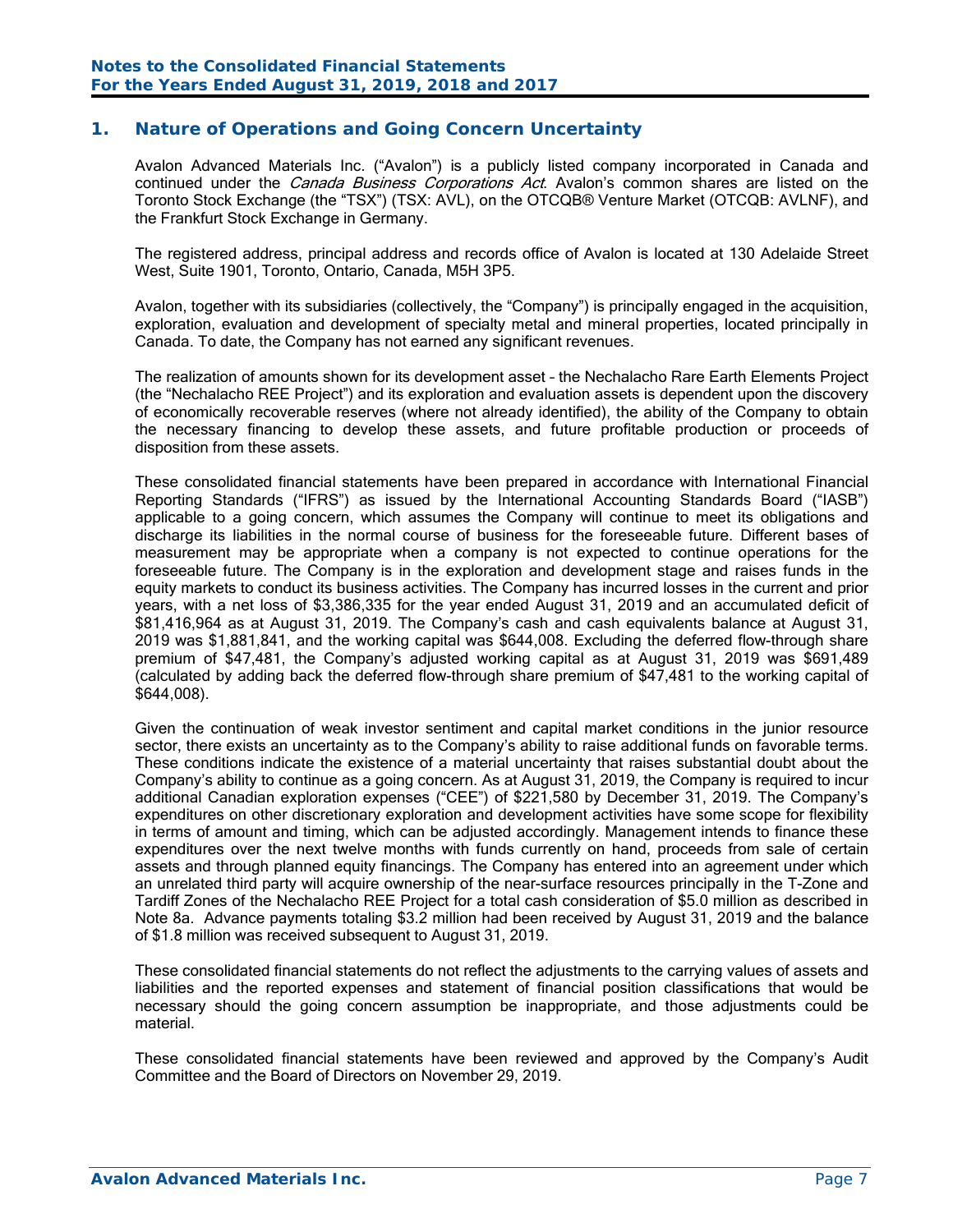## 1. Nature of Operations and Going Concern Uncertainty

Avalon Advanced Materials Inc. ("Avalon") is a publicly listed company incorporated in Canada and continued under the *Canada Business Corporations Act*. Avalon's common shares are listed on the Toronto Stock Exchange (the "TSX") (TSX: AVL), on the OTCQB® Venture Market (OTCQB: AVLNF), and the Frankfurt Stock Exchange in Germany.

The registered address, principal address and records office of Avalon is located at 130 Adelaide Street West, Suite 1901, Toronto, Ontario, Canada, M5H 3P5.

Avalon, together with its subsidiaries (collectively, the "Company") is principally engaged in the acquisition, exploration, evaluation and development of specialty metal and mineral properties, located principally in Canada. To date, the Company has not earned any significant revenues.

The realization of amounts shown for its development asset – the Nechalacho Rare Earth Elements Project (the "Nechalacho REE Project") and its exploration and evaluation assets is dependent upon the discovery of economically recoverable reserves (where not already identified), the ability of the Company to obtain the necessary financing to develop these assets, and future profitable production or proceeds of disposition from these assets.

These consolidated financial statements have been prepared in accordance with International Financial Reporting Standards ("IFRS") as issued by the International Accounting Standards Board ("IASB") applicable to a going concern, which assumes the Company will continue to meet its obligations and discharge its liabilities in the normal course of business for the foreseeable future. Different bases of measurement may be appropriate when a company is not expected to continue operations for the foreseeable future. The Company is in the exploration and development stage and raises funds in the equity markets to conduct its business activities. The Company has incurred losses in the current and prior years, with a net loss of $3,386,335 for the year ended August 31, 2019 and an accumulated deficit of $81,416,964 as at August 31, 2019. The Company's cash and cash equivalents balance at August 31, 2019 was $1,881,841, and the working capital was $644,008. Excluding the deferred flow-through share premium of $47,481, the Company's adjusted working capital as at August 31, 2019 was $691,489 (calculated by adding back the deferred flow-through share premium of $47,481 to the working capital of $644,008).

Given the continuation of weak investor sentiment and capital market conditions in the junior resource sector, there exists an uncertainty as to the Company's ability to raise additional funds on favorable terms. These conditions indicate the existence of a material uncertainty that raises substantial doubt about the Company's ability to continue as a going concern. As at August 31, 2019, the Company is required to incur additional Canadian exploration expenses ("CEE") of $221,580 by December 31, 2019. The Company's expenditures on other discretionary exploration and development activities have some scope for flexibility in terms of amount and timing, which can be adjusted accordingly. Management intends to finance these expenditures over the next twelve months with funds currently on hand, proceeds from sale of certain assets and through planned equity financings. The Company has entered into an agreement under which an unrelated third party will acquire ownership of the near-surface resources principally in the T-Zone and Tardiff Zones of the Nechalacho REE Project for a total cash consideration of $5.0 million as described in Note 8a. Advance payments totaling $3.2 million had been received by August 31, 2019 and the balance of $1.8 million was received subsequent to August 31, 2019.

These consolidated financial statements do not reflect the adjustments to the carrying values of assets and liabilities and the reported expenses and statement of financial position classifications that would be necessary should the going concern assumption be inappropriate, and those adjustments could be material.

These consolidated financial statements have been reviewed and approved by the Company's Audit Committee and the Board of Directors on November 29, 2019.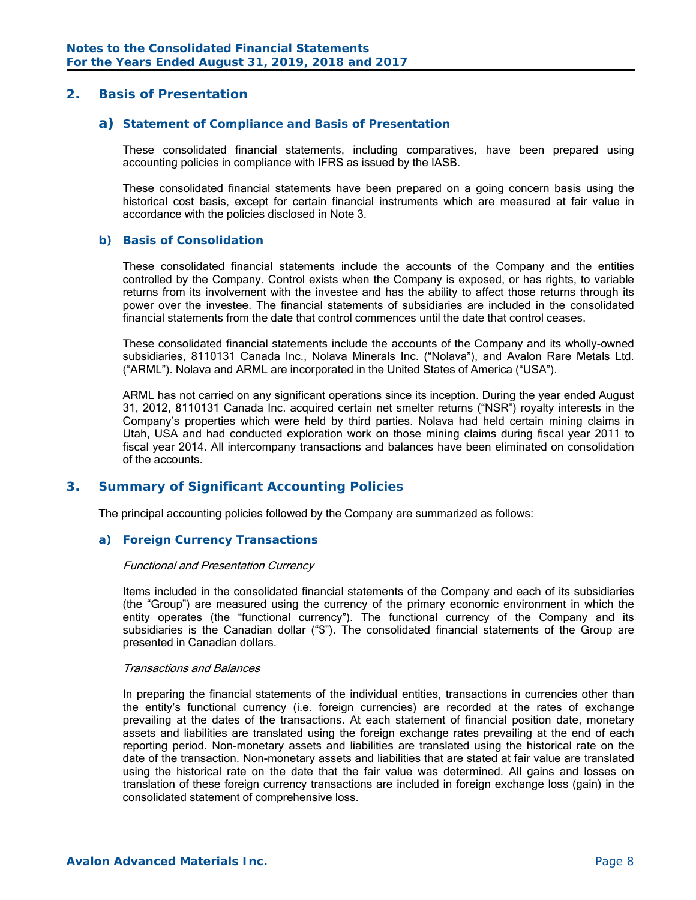## 2. Basis of Presentation

### a) Statement of Compliance and Basis of Presentation

These consolidated financial statements, including comparatives, have been prepared using accounting policies in compliance with IFRS as issued by the IASB.

These consolidated financial statements have been prepared on a going concern basis using the historical cost basis, except for certain financial instruments which are measured at fair value in accordance with the policies disclosed in Note 3.

### b) Basis of Consolidation

These consolidated financial statements include the accounts of the Company and the entities controlled by the Company. Control exists when the Company is exposed, or has rights, to variable returns from its involvement with the investee and has the ability to affect those returns through its power over the investee. The financial statements of subsidiaries are included in the consolidated financial statements from the date that control commences until the date that control ceases.

These consolidated financial statements include the accounts of the Company and its wholly-owned subsidiaries, 8110131 Canada Inc., Nolava Minerals Inc. ("Nolava"), and Avalon Rare Metals Ltd. ("ARML"). Nolava and ARML are incorporated in the United States of America ("USA").

ARML has not carried on any significant operations since its inception. During the year ended August 31, 2012, 8110131 Canada Inc. acquired certain net smelter returns ("NSR") royalty interests in the Company's properties which were held by third parties. Nolava had held certain mining claims in Utah, USA and had conducted exploration work on those mining claims during fiscal year 2011 to fiscal year 2014. All intercompany transactions and balances have been eliminated on consolidation of the accounts.

## 3. Summary of Significant Accounting Policies

The principal accounting policies followed by the Company are summarized as follows:

### a) Foreign Currency Transactions

*Functional and Presentation Currency*

Items included in the consolidated financial statements of the Company and each of its subsidiaries (the "Group") are measured using the currency of the primary economic environment in which the entity operates (the "functional currency"). The functional currency of the Company and its subsidiaries is the Canadian dollar ("$"). The consolidated financial statements of the Group are presented in Canadian dollars.

*Transactions and Balances*

In preparing the financial statements of the individual entities, transactions in currencies other than the entity's functional currency (i.e. foreign currencies) are recorded at the rates of exchange prevailing at the dates of the transactions. At each statement of financial position date, monetary assets and liabilities are translated using the foreign exchange rates prevailing at the end of each reporting period. Non-monetary assets and liabilities are translated using the historical rate on the date of the transaction. Non-monetary assets and liabilities that are stated at fair value are translated using the historical rate on the date that the fair value was determined. All gains and losses on translation of these foreign currency transactions are included in foreign exchange loss (gain) in the consolidated statement of comprehensive loss.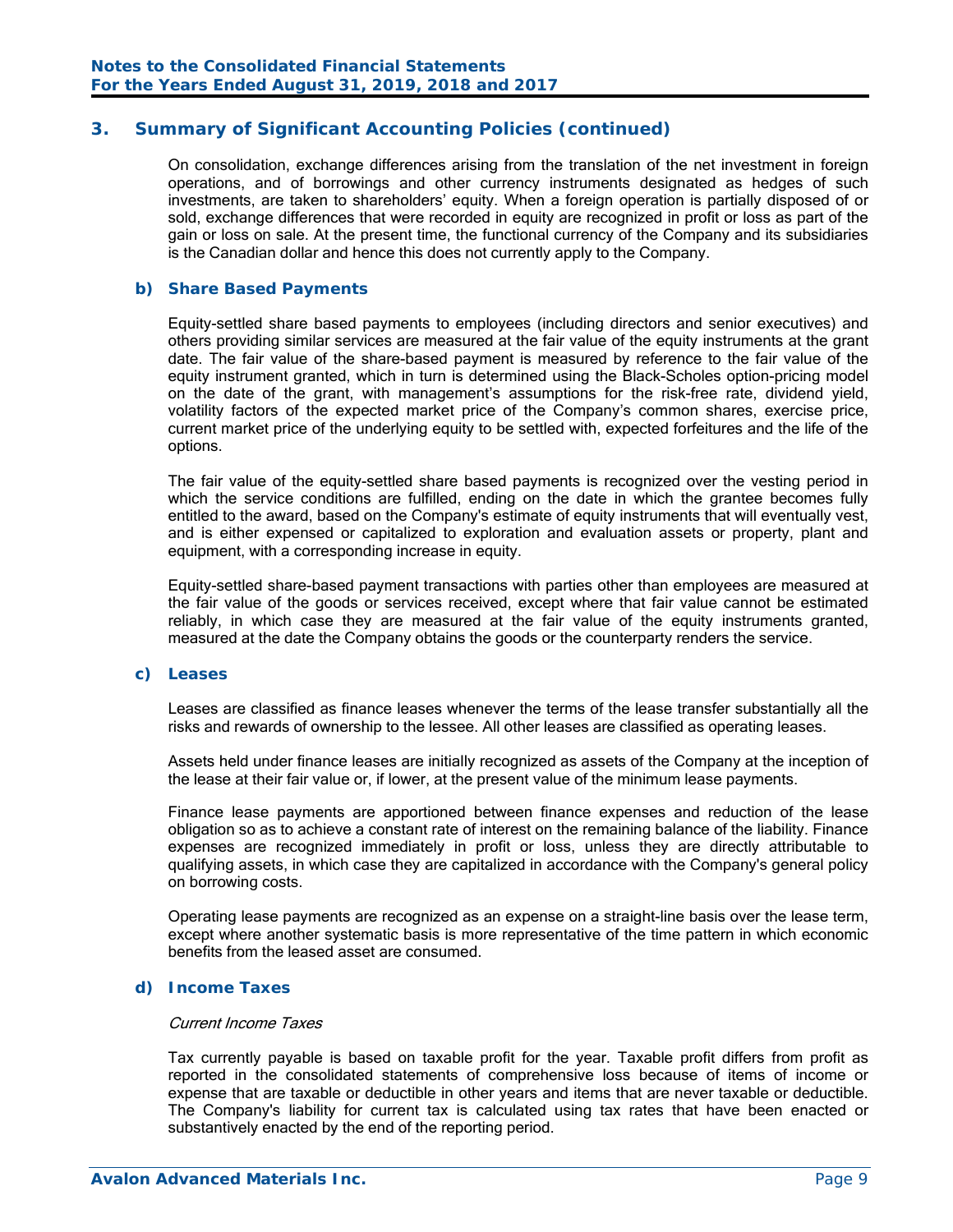## 3. Summary of Significant Accounting Policies (continued)

On consolidation, exchange differences arising from the translation of the net investment in foreign operations, and of borrowings and other currency instruments designated as hedges of such investments, are taken to shareholders' equity. When a foreign operation is partially disposed of or sold, exchange differences that were recorded in equity are recognized in profit or loss as part of the gain or loss on sale. At the present time, the functional currency of the Company and its subsidiaries is the Canadian dollar and hence this does not currently apply to the Company.

### b) Share Based Payments

Equity-settled share based payments to employees (including directors and senior executives) and others providing similar services are measured at the fair value of the equity instruments at the grant date. The fair value of the share-based payment is measured by reference to the fair value of the equity instrument granted, which in turn is determined using the Black-Scholes option-pricing model on the date of the grant, with management's assumptions for the risk-free rate, dividend yield, volatility factors of the expected market price of the Company's common shares, exercise price, current market price of the underlying equity to be settled with, expected forfeitures and the life of the options.

The fair value of the equity-settled share based payments is recognized over the vesting period in which the service conditions are fulfilled, ending on the date in which the grantee becomes fully entitled to the award, based on the Company's estimate of equity instruments that will eventually vest, and is either expensed or capitalized to exploration and evaluation assets or property, plant and equipment, with a corresponding increase in equity.

Equity-settled share-based payment transactions with parties other than employees are measured at the fair value of the goods or services received, except where that fair value cannot be estimated reliably, in which case they are measured at the fair value of the equity instruments granted, measured at the date the Company obtains the goods or the counterparty renders the service.

### c) Leases

Leases are classified as finance leases whenever the terms of the lease transfer substantially all the risks and rewards of ownership to the lessee. All other leases are classified as operating leases.

Assets held under finance leases are initially recognized as assets of the Company at the inception of the lease at their fair value or, if lower, at the present value of the minimum lease payments.

Finance lease payments are apportioned between finance expenses and reduction of the lease obligation so as to achieve a constant rate of interest on the remaining balance of the liability. Finance expenses are recognized immediately in profit or loss, unless they are directly attributable to qualifying assets, in which case they are capitalized in accordance with the Company's general policy on borrowing costs.

Operating lease payments are recognized as an expense on a straight-line basis over the lease term, except where another systematic basis is more representative of the time pattern in which economic benefits from the leased asset are consumed.

### d) Income Taxes

*Current Income Taxes*

Tax currently payable is based on taxable profit for the year. Taxable profit differs from profit as reported in the consolidated statements of comprehensive loss because of items of income or expense that are taxable or deductible in other years and items that are never taxable or deductible. The Company's liability for current tax is calculated using tax rates that have been enacted or substantively enacted by the end of the reporting period.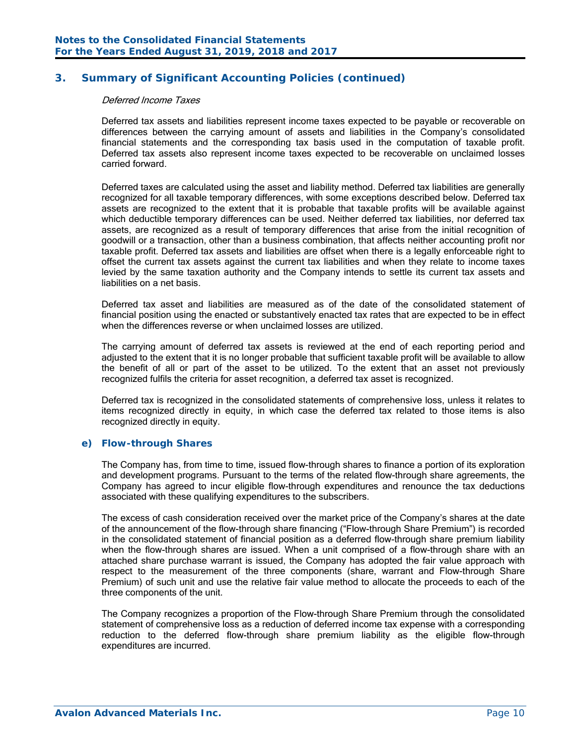## 3. Summary of Significant Accounting Policies (continued)

*Deferred Income Taxes*

Deferred tax assets and liabilities represent income taxes expected to be payable or recoverable on differences between the carrying amount of assets and liabilities in the Company's consolidated financial statements and the corresponding tax basis used in the computation of taxable profit. Deferred tax assets also represent income taxes expected to be recoverable on unclaimed losses carried forward.

Deferred taxes are calculated using the asset and liability method. Deferred tax liabilities are generally recognized for all taxable temporary differences, with some exceptions described below. Deferred tax assets are recognized to the extent that it is probable that taxable profits will be available against which deductible temporary differences can be used. Neither deferred tax liabilities, nor deferred tax assets, are recognized as a result of temporary differences that arise from the initial recognition of goodwill or a transaction, other than a business combination, that affects neither accounting profit nor taxable profit. Deferred tax assets and liabilities are offset when there is a legally enforceable right to offset the current tax assets against the current tax liabilities and when they relate to income taxes levied by the same taxation authority and the Company intends to settle its current tax assets and liabilities on a net basis.

Deferred tax asset and liabilities are measured as of the date of the consolidated statement of financial position using the enacted or substantively enacted tax rates that are expected to be in effect when the differences reverse or when unclaimed losses are utilized.

The carrying amount of deferred tax assets is reviewed at the end of each reporting period and adjusted to the extent that it is no longer probable that sufficient taxable profit will be available to allow the benefit of all or part of the asset to be utilized. To the extent that an asset not previously recognized fulfils the criteria for asset recognition, a deferred tax asset is recognized.

Deferred tax is recognized in the consolidated statements of comprehensive loss, unless it relates to items recognized directly in equity, in which case the deferred tax related to those items is also recognized directly in equity.

### e) Flow-through Shares

The Company has, from time to time, issued flow-through shares to finance a portion of its exploration and development programs. Pursuant to the terms of the related flow-through share agreements, the Company has agreed to incur eligible flow-through expenditures and renounce the tax deductions associated with these qualifying expenditures to the subscribers.

The excess of cash consideration received over the market price of the Company's shares at the date of the announcement of the flow-through share financing ("Flow-through Share Premium") is recorded in the consolidated statement of financial position as a deferred flow-through share premium liability when the flow-through shares are issued. When a unit comprised of a flow-through share with an attached share purchase warrant is issued, the Company has adopted the fair value approach with respect to the measurement of the three components (share, warrant and Flow-through Share Premium) of such unit and use the relative fair value method to allocate the proceeds to each of the three components of the unit.

The Company recognizes a proportion of the Flow-through Share Premium through the consolidated statement of comprehensive loss as a reduction of deferred income tax expense with a corresponding reduction to the deferred flow-through share premium liability as the eligible flow-through expenditures are incurred.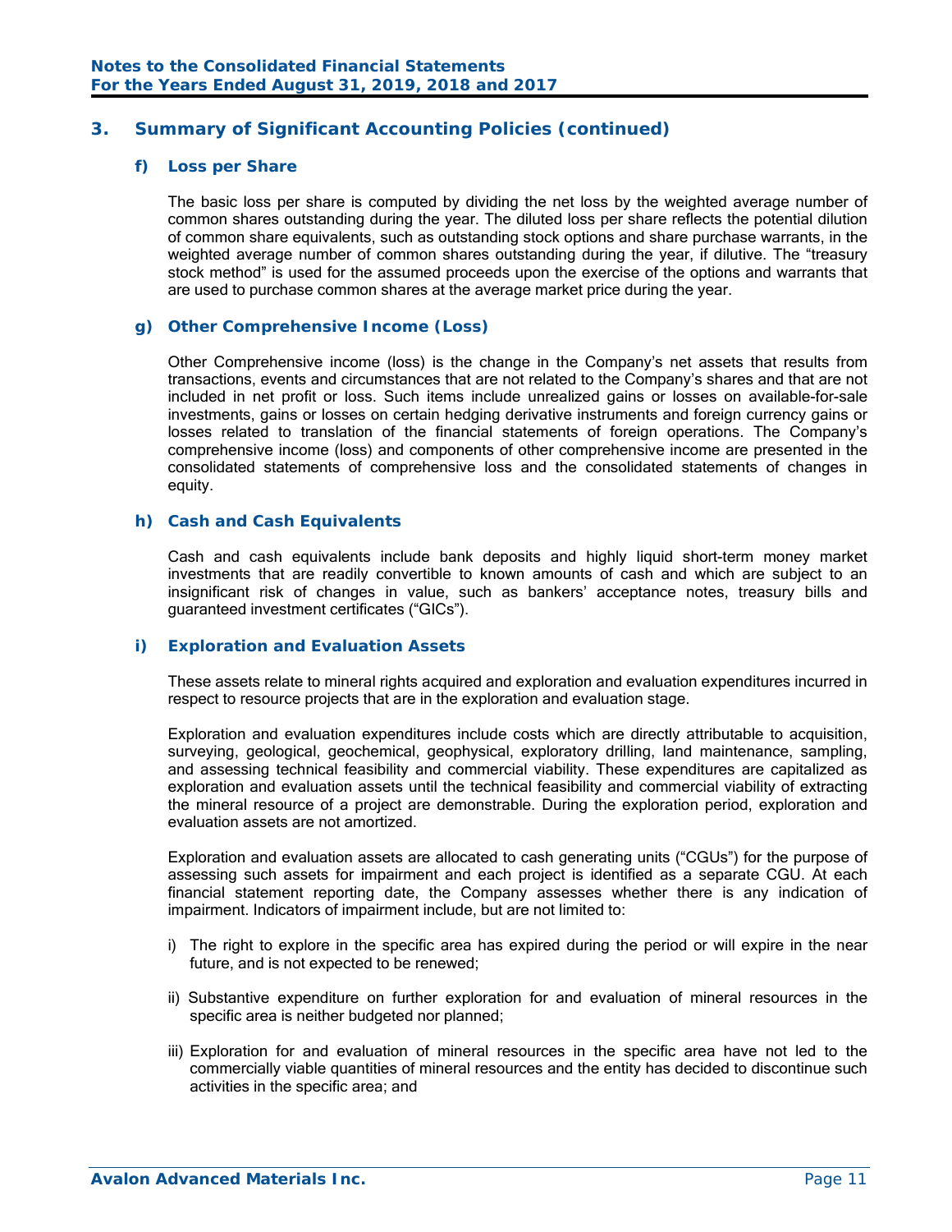## 3. Summary of Significant Accounting Policies (continued)

### f) Loss per Share

The basic loss per share is computed by dividing the net loss by the weighted average number of common shares outstanding during the year. The diluted loss per share reflects the potential dilution of common share equivalents, such as outstanding stock options and share purchase warrants, in the weighted average number of common shares outstanding during the year, if dilutive. The "treasury stock method" is used for the assumed proceeds upon the exercise of the options and warrants that are used to purchase common shares at the average market price during the year.

### g) Other Comprehensive Income (Loss)

Other Comprehensive income (loss) is the change in the Company's net assets that results from transactions, events and circumstances that are not related to the Company's shares and that are not included in net profit or loss. Such items include unrealized gains or losses on available-for-sale investments, gains or losses on certain hedging derivative instruments and foreign currency gains or losses related to translation of the financial statements of foreign operations. The Company's comprehensive income (loss) and components of other comprehensive income are presented in the consolidated statements of comprehensive loss and the consolidated statements of changes in equity.

### h) Cash and Cash Equivalents

Cash and cash equivalents include bank deposits and highly liquid short-term money market investments that are readily convertible to known amounts of cash and which are subject to an insignificant risk of changes in value, such as bankers' acceptance notes, treasury bills and guaranteed investment certificates ("GICs").

### i) Exploration and Evaluation Assets

These assets relate to mineral rights acquired and exploration and evaluation expenditures incurred in respect to resource projects that are in the exploration and evaluation stage.

Exploration and evaluation expenditures include costs which are directly attributable to acquisition, surveying, geological, geochemical, geophysical, exploratory drilling, land maintenance, sampling, and assessing technical feasibility and commercial viability. These expenditures are capitalized as exploration and evaluation assets until the technical feasibility and commercial viability of extracting the mineral resource of a project are demonstrable. During the exploration period, exploration and evaluation assets are not amortized.

Exploration and evaluation assets are allocated to cash generating units ("CGUs") for the purpose of assessing such assets for impairment and each project is identified as a separate CGU. At each financial statement reporting date, the Company assesses whether there is any indication of impairment. Indicators of impairment include, but are not limited to:

i) The right to explore in the specific area has expired during the period or will expire in the near future, and is not expected to be renewed;

ii) Substantive expenditure on further exploration for and evaluation of mineral resources in the specific area is neither budgeted nor planned;

iii) Exploration for and evaluation of mineral resources in the specific area have not led to the commercially viable quantities of mineral resources and the entity has decided to discontinue such activities in the specific area; and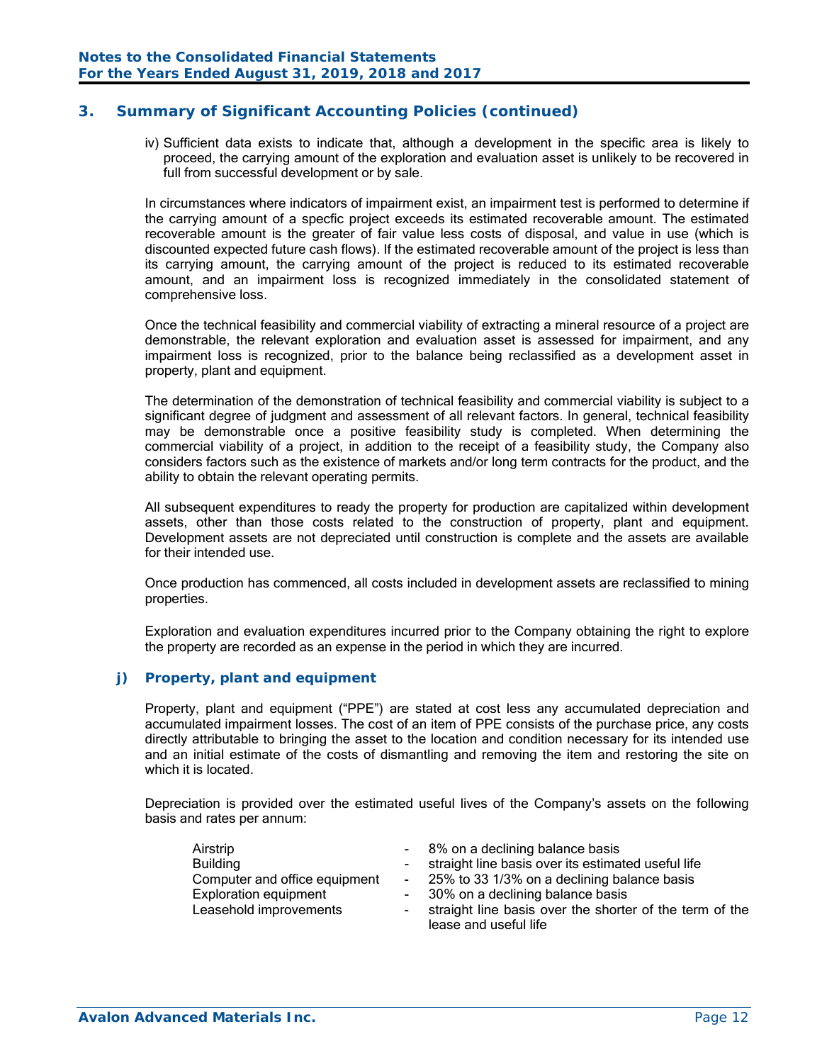## 3. Summary of Significant Accounting Policies (continued)

iv) Sufficient data exists to indicate that, although a development in the specific area is likely to proceed, the carrying amount of the exploration and evaluation asset is unlikely to be recovered in full from successful development or by sale.

In circumstances where indicators of impairment exist, an impairment test is performed to determine if the carrying amount of a specfic project exceeds its estimated recoverable amount. The estimated recoverable amount is the greater of fair value less costs of disposal, and value in use (which is discounted expected future cash flows). If the estimated recoverable amount of the project is less than its carrying amount, the carrying amount of the project is reduced to its estimated recoverable amount, and an impairment loss is recognized immediately in the consolidated statement of comprehensive loss.

Once the technical feasibility and commercial viability of extracting a mineral resource of a project are demonstrable, the relevant exploration and evaluation asset is assessed for impairment, and any impairment loss is recognized, prior to the balance being reclassified as a development asset in property, plant and equipment.

The determination of the demonstration of technical feasibility and commercial viability is subject to a significant degree of judgment and assessment of all relevant factors. In general, technical feasibility may be demonstrable once a positive feasibility study is completed. When determining the commercial viability of a project, in addition to the receipt of a feasibility study, the Company also considers factors such as the existence of markets and/or long term contracts for the product, and the ability to obtain the relevant operating permits.

All subsequent expenditures to ready the property for production are capitalized within development assets, other than those costs related to the construction of property, plant and equipment. Development assets are not depreciated until construction is complete and the assets are available for their intended use.

Once production has commenced, all costs included in development assets are reclassified to mining properties.

Exploration and evaluation expenditures incurred prior to the Company obtaining the right to explore the property are recorded as an expense in the period in which they are incurred.

### j) Property, plant and equipment

Property, plant and equipment ("PPE") are stated at cost less any accumulated depreciation and accumulated impairment losses. The cost of an item of PPE consists of the purchase price, any costs directly attributable to bringing the asset to the location and condition necessary for its intended use and an initial estimate of the costs of dismantling and removing the item and restoring the site on which it is located.

Depreciation is provided over the estimated useful lives of the Company's assets on the following basis and rates per annum:

| | | |
|---|---|---|
| Airstrip | - | 8% on a declining balance basis |
| Building | - | straight line basis over its estimated useful life |
| Computer and office equipment | - | 25% to 33 1/3% on a declining balance basis |
| Exploration equipment | - | 30% on a declining balance basis |
| Leasehold improvements | - | straight line basis over the shorter of the term of the lease and useful life |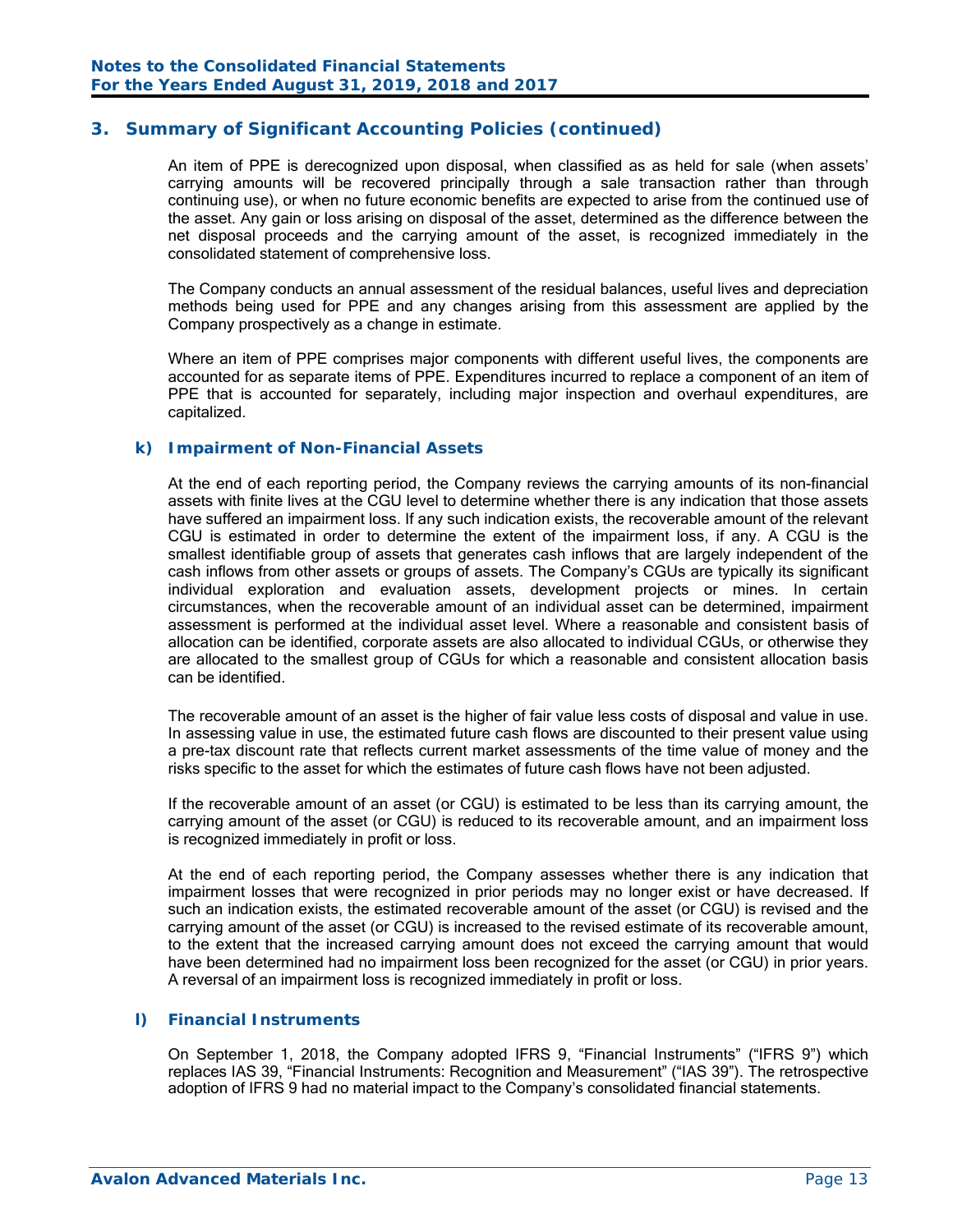## 3. Summary of Significant Accounting Policies (continued)

An item of PPE is derecognized upon disposal, when classified as as held for sale (when assets' carrying amounts will be recovered principally through a sale transaction rather than through continuing use), or when no future economic benefits are expected to arise from the continued use of the asset. Any gain or loss arising on disposal of the asset, determined as the difference between the net disposal proceeds and the carrying amount of the asset, is recognized immediately in the consolidated statement of comprehensive loss.

The Company conducts an annual assessment of the residual balances, useful lives and depreciation methods being used for PPE and any changes arising from this assessment are applied by the Company prospectively as a change in estimate.

Where an item of PPE comprises major components with different useful lives, the components are accounted for as separate items of PPE. Expenditures incurred to replace a component of an item of PPE that is accounted for separately, including major inspection and overhaul expenditures, are capitalized.

### k) Impairment of Non-Financial Assets

At the end of each reporting period, the Company reviews the carrying amounts of its non-financial assets with finite lives at the CGU level to determine whether there is any indication that those assets have suffered an impairment loss. If any such indication exists, the recoverable amount of the relevant CGU is estimated in order to determine the extent of the impairment loss, if any. A CGU is the smallest identifiable group of assets that generates cash inflows that are largely independent of the cash inflows from other assets or groups of assets. The Company's CGUs are typically its significant individual exploration and evaluation assets, development projects or mines. In certain circumstances, when the recoverable amount of an individual asset can be determined, impairment assessment is performed at the individual asset level. Where a reasonable and consistent basis of allocation can be identified, corporate assets are also allocated to individual CGUs, or otherwise they are allocated to the smallest group of CGUs for which a reasonable and consistent allocation basis can be identified.

The recoverable amount of an asset is the higher of fair value less costs of disposal and value in use. In assessing value in use, the estimated future cash flows are discounted to their present value using a pre-tax discount rate that reflects current market assessments of the time value of money and the risks specific to the asset for which the estimates of future cash flows have not been adjusted.

If the recoverable amount of an asset (or CGU) is estimated to be less than its carrying amount, the carrying amount of the asset (or CGU) is reduced to its recoverable amount, and an impairment loss is recognized immediately in profit or loss.

At the end of each reporting period, the Company assesses whether there is any indication that impairment losses that were recognized in prior periods may no longer exist or have decreased. If such an indication exists, the estimated recoverable amount of the asset (or CGU) is revised and the carrying amount of the asset (or CGU) is increased to the revised estimate of its recoverable amount, to the extent that the increased carrying amount does not exceed the carrying amount that would have been determined had no impairment loss been recognized for the asset (or CGU) in prior years. A reversal of an impairment loss is recognized immediately in profit or loss.

### l) Financial Instruments

On September 1, 2018, the Company adopted IFRS 9, "Financial Instruments" ("IFRS 9") which replaces IAS 39, "Financial Instruments: Recognition and Measurement" ("IAS 39"). The retrospective adoption of IFRS 9 had no material impact to the Company's consolidated financial statements.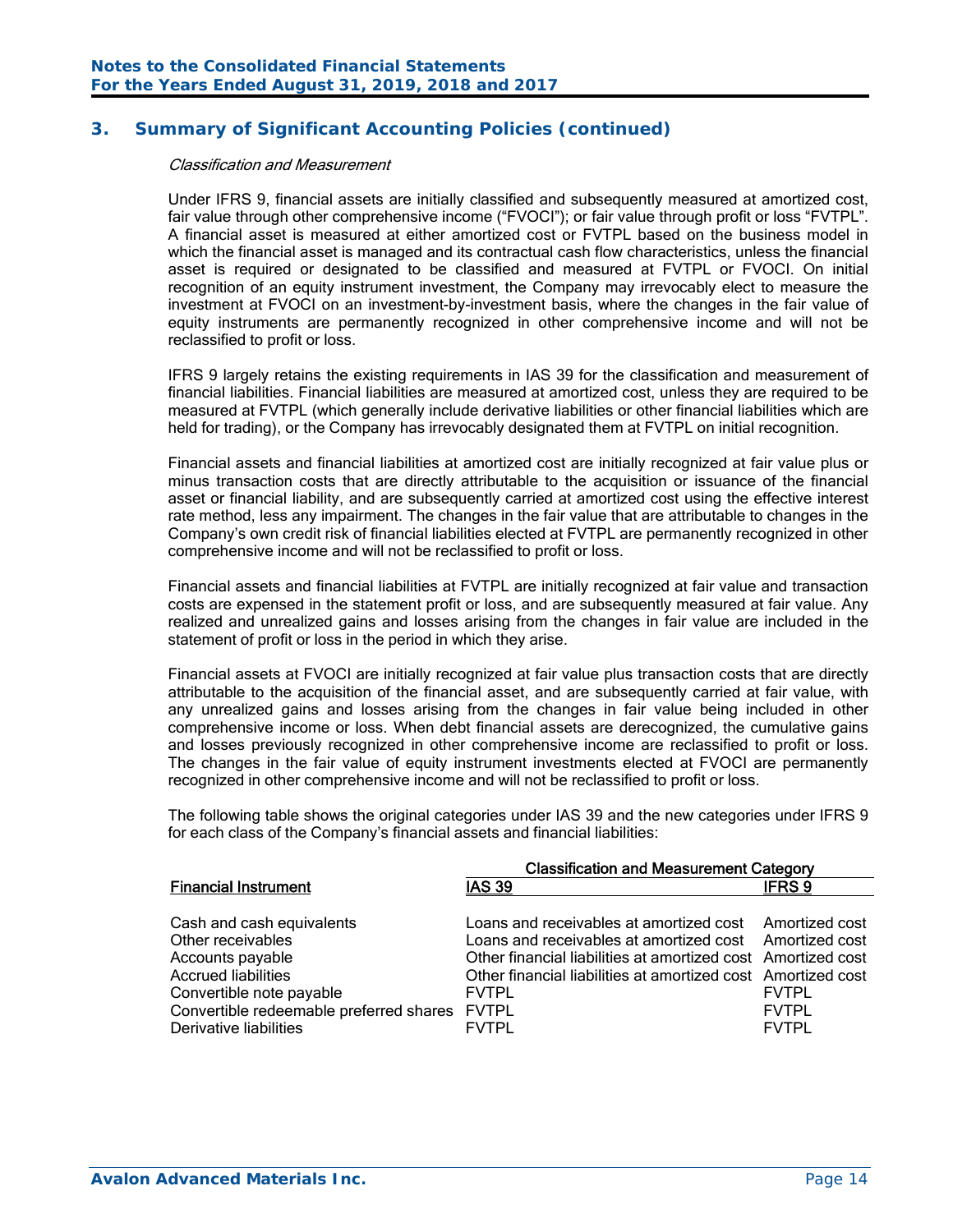## 3. Summary of Significant Accounting Policies (continued)

*Classification and Measurement*

Under IFRS 9, financial assets are initially classified and subsequently measured at amortized cost, fair value through other comprehensive income ("FVOCI"); or fair value through profit or loss "FVTPL". A financial asset is measured at either amortized cost or FVTPL based on the business model in which the financial asset is managed and its contractual cash flow characteristics, unless the financial asset is required or designated to be classified and measured at FVTPL or FVOCI. On initial recognition of an equity instrument investment, the Company may irrevocably elect to measure the investment at FVOCI on an investment-by-investment basis, where the changes in the fair value of equity instruments are permanently recognized in other comprehensive income and will not be reclassified to profit or loss.

IFRS 9 largely retains the existing requirements in IAS 39 for the classification and measurement of financial liabilities. Financial liabilities are measured at amortized cost, unless they are required to be measured at FVTPL (which generally include derivative liabilities or other financial liabilities which are held for trading), or the Company has irrevocably designated them at FVTPL on initial recognition.

Financial assets and financial liabilities at amortized cost are initially recognized at fair value plus or minus transaction costs that are directly attributable to the acquisition or issuance of the financial asset or financial liability, and are subsequently carried at amortized cost using the effective interest rate method, less any impairment. The changes in the fair value that are attributable to changes in the Company's own credit risk of financial liabilities elected at FVTPL are permanently recognized in other comprehensive income and will not be reclassified to profit or loss.

Financial assets and financial liabilities at FVTPL are initially recognized at fair value and transaction costs are expensed in the statement profit or loss, and are subsequently measured at fair value. Any realized and unrealized gains and losses arising from the changes in fair value are included in the statement of profit or loss in the period in which they arise.

Financial assets at FVOCI are initially recognized at fair value plus transaction costs that are directly attributable to the acquisition of the financial asset, and are subsequently carried at fair value, with any unrealized gains and losses arising from the changes in fair value being included in other comprehensive income or loss. When debt financial assets are derecognized, the cumulative gains and losses previously recognized in other comprehensive income are reclassified to profit or loss. The changes in the fair value of equity instrument investments elected at FVOCI are permanently recognized in other comprehensive income and will not be reclassified to profit or loss.

The following table shows the original categories under IAS 39 and the new categories under IFRS 9 for each class of the Company's financial assets and financial liabilities:

| | Classification and Measurement Category | |
|---|---|---|
| Financial Instrument | IAS 39 | IFRS 9 |
| Cash and cash equivalents | Loans and receivables at amortized cost | Amortized cost |
| Other receivables | Loans and receivables at amortized cost | Amortized cost |
| Accounts payable | Other financial liabilities at amortized cost | Amortized cost |
| Accrued liabilities | Other financial liabilities at amortized cost | Amortized cost |
| Convertible note payable | FVTPL | FVTPL |
| Convertible redeemable preferred shares | FVTPL | FVTPL |
| Derivative liabilities | FVTPL | FVTPL |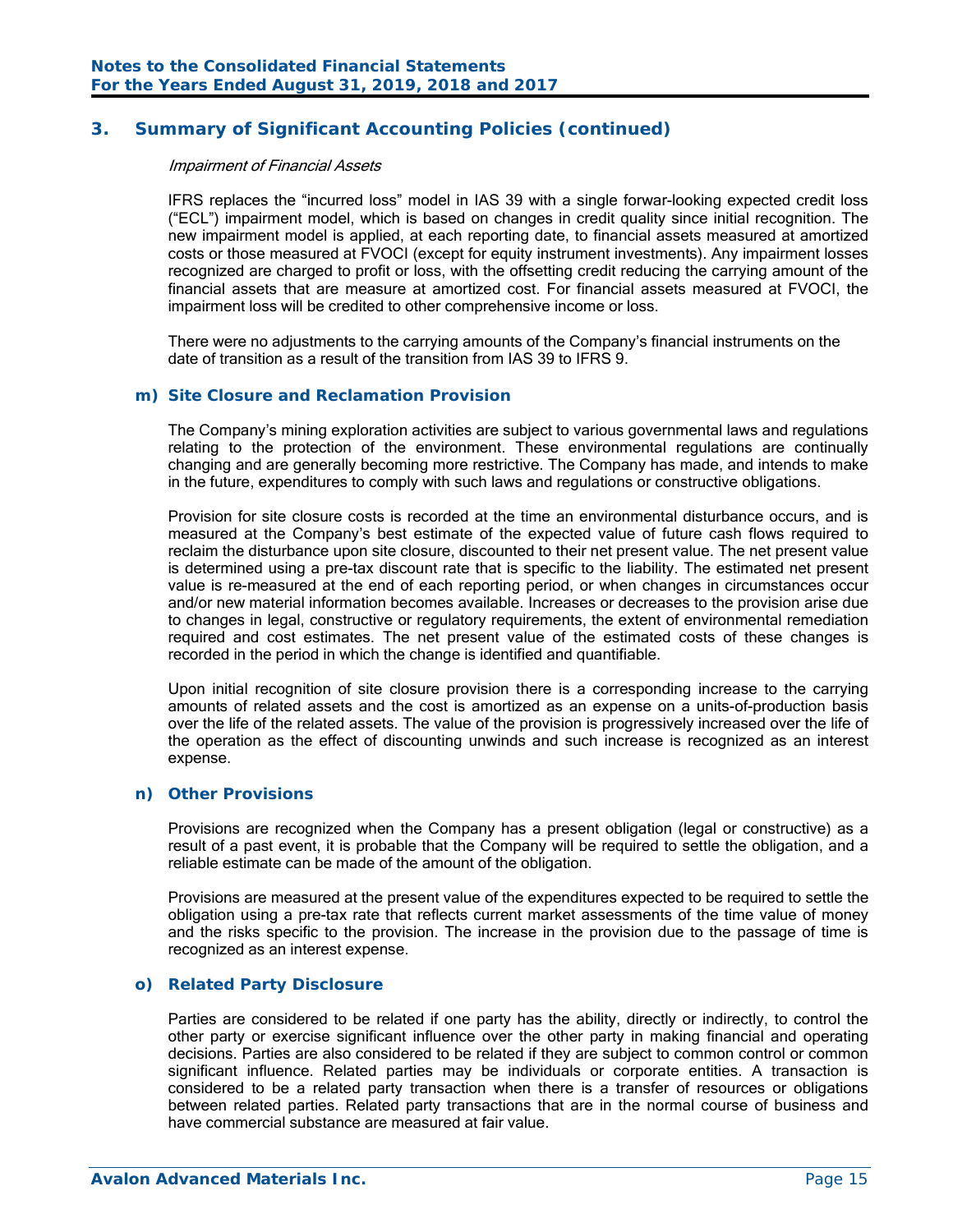## 3. Summary of Significant Accounting Policies (continued)

*Impairment of Financial Assets*

IFRS replaces the "incurred loss" model in IAS 39 with a single forwar-looking expected credit loss ("ECL") impairment model, which is based on changes in credit quality since initial recognition. The new impairment model is applied, at each reporting date, to financial assets measured at amortized costs or those measured at FVOCI (except for equity instrument investments). Any impairment losses recognized are charged to profit or loss, with the offsetting credit reducing the carrying amount of the financial assets that are measure at amortized cost. For financial assets measured at FVOCI, the impairment loss will be credited to other comprehensive income or loss.

There were no adjustments to the carrying amounts of the Company's financial instruments on the date of transition as a result of the transition from IAS 39 to IFRS 9.

### m) Site Closure and Reclamation Provision

The Company's mining exploration activities are subject to various governmental laws and regulations relating to the protection of the environment. These environmental regulations are continually changing and are generally becoming more restrictive. The Company has made, and intends to make in the future, expenditures to comply with such laws and regulations or constructive obligations.

Provision for site closure costs is recorded at the time an environmental disturbance occurs, and is measured at the Company's best estimate of the expected value of future cash flows required to reclaim the disturbance upon site closure, discounted to their net present value. The net present value is determined using a pre-tax discount rate that is specific to the liability. The estimated net present value is re-measured at the end of each reporting period, or when changes in circumstances occur and/or new material information becomes available. Increases or decreases to the provision arise due to changes in legal, constructive or regulatory requirements, the extent of environmental remediation required and cost estimates. The net present value of the estimated costs of these changes is recorded in the period in which the change is identified and quantifiable.

Upon initial recognition of site closure provision there is a corresponding increase to the carrying amounts of related assets and the cost is amortized as an expense on a units-of-production basis over the life of the related assets. The value of the provision is progressively increased over the life of the operation as the effect of discounting unwinds and such increase is recognized as an interest expense.

### n) Other Provisions

Provisions are recognized when the Company has a present obligation (legal or constructive) as a result of a past event, it is probable that the Company will be required to settle the obligation, and a reliable estimate can be made of the amount of the obligation.

Provisions are measured at the present value of the expenditures expected to be required to settle the obligation using a pre-tax rate that reflects current market assessments of the time value of money and the risks specific to the provision. The increase in the provision due to the passage of time is recognized as an interest expense.

### o) Related Party Disclosure

Parties are considered to be related if one party has the ability, directly or indirectly, to control the other party or exercise significant influence over the other party in making financial and operating decisions. Parties are also considered to be related if they are subject to common control or common significant influence. Related parties may be individuals or corporate entities. A transaction is considered to be a related party transaction when there is a transfer of resources or obligations between related parties. Related party transactions that are in the normal course of business and have commercial substance are measured at fair value.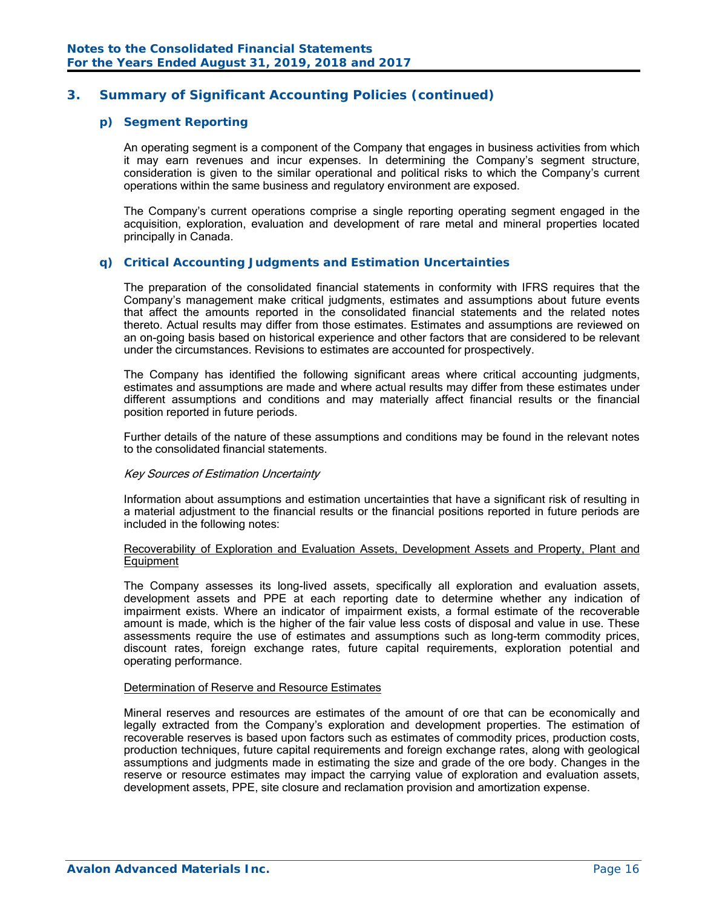## 3. Summary of Significant Accounting Policies (continued)

### p) Segment Reporting

An operating segment is a component of the Company that engages in business activities from which it may earn revenues and incur expenses. In determining the Company's segment structure, consideration is given to the similar operational and political risks to which the Company's current operations within the same business and regulatory environment are exposed.

The Company's current operations comprise a single reporting operating segment engaged in the acquisition, exploration, evaluation and development of rare metal and mineral properties located principally in Canada.

### q) Critical Accounting Judgments and Estimation Uncertainties

The preparation of the consolidated financial statements in conformity with IFRS requires that the Company's management make critical judgments, estimates and assumptions about future events that affect the amounts reported in the consolidated financial statements and the related notes thereto. Actual results may differ from those estimates. Estimates and assumptions are reviewed on an on-going basis based on historical experience and other factors that are considered to be relevant under the circumstances. Revisions to estimates are accounted for prospectively.

The Company has identified the following significant areas where critical accounting judgments, estimates and assumptions are made and where actual results may differ from these estimates under different assumptions and conditions and may materially affect financial results or the financial position reported in future periods.

Further details of the nature of these assumptions and conditions may be found in the relevant notes to the consolidated financial statements.

*Key Sources of Estimation Uncertainty*

Information about assumptions and estimation uncertainties that have a significant risk of resulting in a material adjustment to the financial results or the financial positions reported in future periods are included in the following notes:

Recoverability of Exploration and Evaluation Assets, Development Assets and Property, Plant and Equipment

The Company assesses its long-lived assets, specifically all exploration and evaluation assets, development assets and PPE at each reporting date to determine whether any indication of impairment exists. Where an indicator of impairment exists, a formal estimate of the recoverable amount is made, which is the higher of the fair value less costs of disposal and value in use. These assessments require the use of estimates and assumptions such as long-term commodity prices, discount rates, foreign exchange rates, future capital requirements, exploration potential and operating performance.

Determination of Reserve and Resource Estimates

Mineral reserves and resources are estimates of the amount of ore that can be economically and legally extracted from the Company's exploration and development properties. The estimation of recoverable reserves is based upon factors such as estimates of commodity prices, production costs, production techniques, future capital requirements and foreign exchange rates, along with geological assumptions and judgments made in estimating the size and grade of the ore body. Changes in the reserve or resource estimates may impact the carrying value of exploration and evaluation assets, development assets, PPE, site closure and reclamation provision and amortization expense.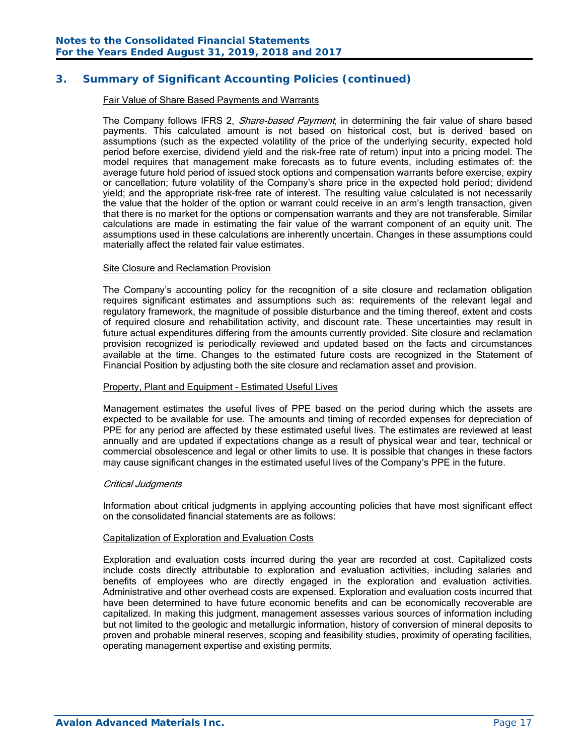## 3. Summary of Significant Accounting Policies (continued)

Fair Value of Share Based Payments and Warrants

The Company follows IFRS 2, *Share-based Payment,* in determining the fair value of share based payments. This calculated amount is not based on historical cost, but is derived based on assumptions (such as the expected volatility of the price of the underlying security, expected hold period before exercise, dividend yield and the risk-free rate of return) input into a pricing model. The model requires that management make forecasts as to future events, including estimates of: the average future hold period of issued stock options and compensation warrants before exercise, expiry or cancellation; future volatility of the Company's share price in the expected hold period; dividend yield; and the appropriate risk-free rate of interest. The resulting value calculated is not necessarily the value that the holder of the option or warrant could receive in an arm's length transaction, given that there is no market for the options or compensation warrants and they are not transferable. Similar calculations are made in estimating the fair value of the warrant component of an equity unit. The assumptions used in these calculations are inherently uncertain. Changes in these assumptions could materially affect the related fair value estimates.

Site Closure and Reclamation Provision

The Company's accounting policy for the recognition of a site closure and reclamation obligation requires significant estimates and assumptions such as: requirements of the relevant legal and regulatory framework, the magnitude of possible disturbance and the timing thereof, extent and costs of required closure and rehabilitation activity, and discount rate. These uncertainties may result in future actual expenditures differing from the amounts currently provided. Site closure and reclamation provision recognized is periodically reviewed and updated based on the facts and circumstances available at the time. Changes to the estimated future costs are recognized in the Statement of Financial Position by adjusting both the site closure and reclamation asset and provision.

Property, Plant and Equipment - Estimated Useful Lives

Management estimates the useful lives of PPE based on the period during which the assets are expected to be available for use. The amounts and timing of recorded expenses for depreciation of PPE for any period are affected by these estimated useful lives. The estimates are reviewed at least annually and are updated if expectations change as a result of physical wear and tear, technical or commercial obsolescence and legal or other limits to use. It is possible that changes in these factors may cause significant changes in the estimated useful lives of the Company's PPE in the future.

*Critical Judgments*

Information about critical judgments in applying accounting policies that have most significant effect on the consolidated financial statements are as follows:

Capitalization of Exploration and Evaluation Costs

Exploration and evaluation costs incurred during the year are recorded at cost. Capitalized costs include costs directly attributable to exploration and evaluation activities, including salaries and benefits of employees who are directly engaged in the exploration and evaluation activities. Administrative and other overhead costs are expensed. Exploration and evaluation costs incurred that have been determined to have future economic benefits and can be economically recoverable are capitalized. In making this judgment, management assesses various sources of information including but not limited to the geologic and metallurgic information, history of conversion of mineral deposits to proven and probable mineral reserves, scoping and feasibility studies, proximity of operating facilities, operating management expertise and existing permits.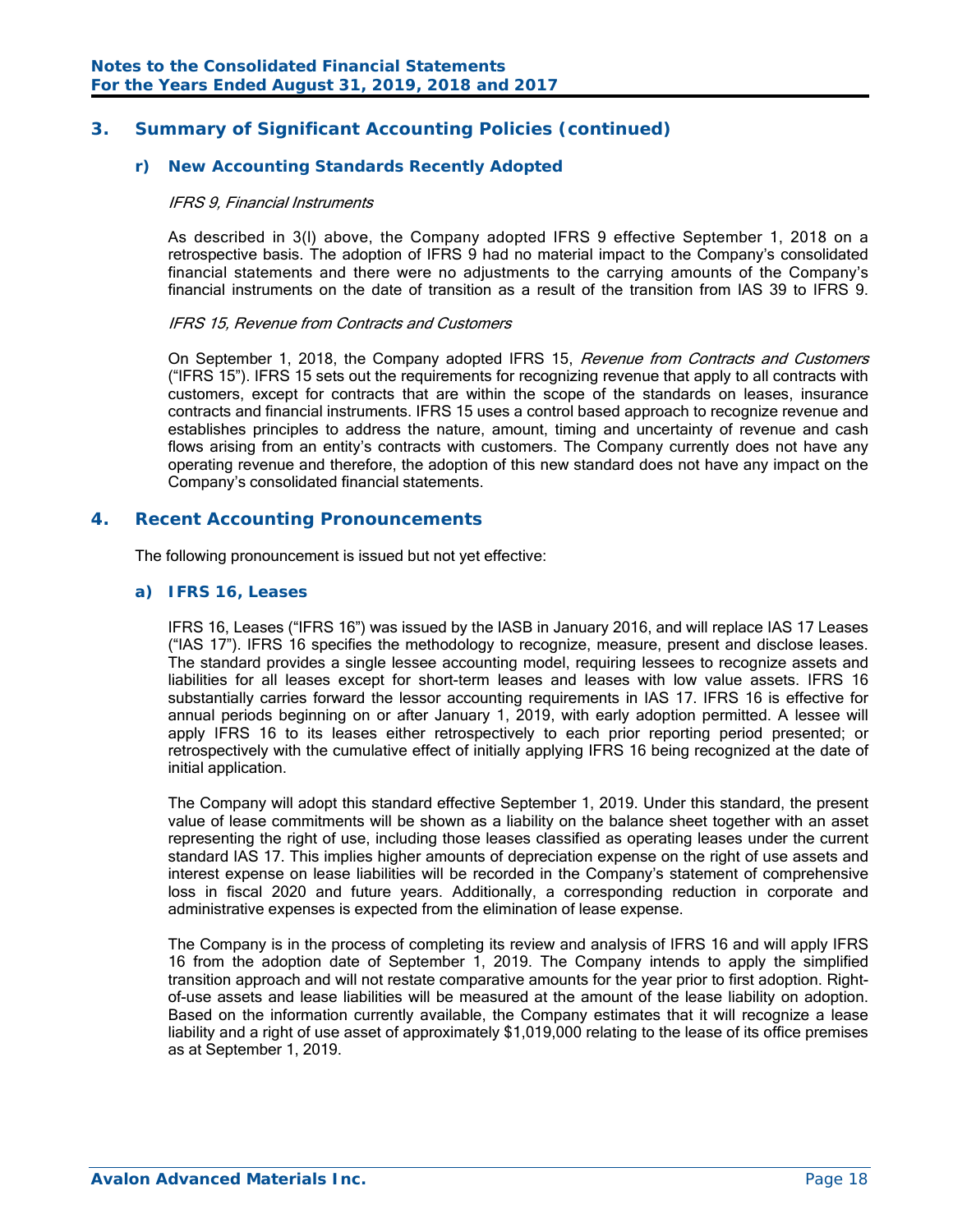## 3. Summary of Significant Accounting Policies (continued)

### r) New Accounting Standards Recently Adopted

*IFRS 9, Financial Instruments*

As described in 3(l) above, the Company adopted IFRS 9 effective September 1, 2018 on a retrospective basis. The adoption of IFRS 9 had no material impact to the Company's consolidated financial statements and there were no adjustments to the carrying amounts of the Company's financial instruments on the date of transition as a result of the transition from IAS 39 to IFRS 9.

*IFRS 15, Revenue from Contracts and Customers*

On September 1, 2018, the Company adopted IFRS 15, *Revenue from Contracts and Customers* ("IFRS 15"). IFRS 15 sets out the requirements for recognizing revenue that apply to all contracts with customers, except for contracts that are within the scope of the standards on leases, insurance contracts and financial instruments. IFRS 15 uses a control based approach to recognize revenue and establishes principles to address the nature, amount, timing and uncertainty of revenue and cash flows arising from an entity's contracts with customers. The Company currently does not have any operating revenue and therefore, the adoption of this new standard does not have any impact on the Company's consolidated financial statements.

## 4. Recent Accounting Pronouncements

The following pronouncement is issued but not yet effective:

### a) IFRS 16, Leases

IFRS 16, Leases ("IFRS 16") was issued by the IASB in January 2016, and will replace IAS 17 Leases ("IAS 17"). IFRS 16 specifies the methodology to recognize, measure, present and disclose leases. The standard provides a single lessee accounting model, requiring lessees to recognize assets and liabilities for all leases except for short-term leases and leases with low value assets. IFRS 16 substantially carries forward the lessor accounting requirements in IAS 17. IFRS 16 is effective for annual periods beginning on or after January 1, 2019, with early adoption permitted. A lessee will apply IFRS 16 to its leases either retrospectively to each prior reporting period presented; or retrospectively with the cumulative effect of initially applying IFRS 16 being recognized at the date of initial application.

The Company will adopt this standard effective September 1, 2019. Under this standard, the present value of lease commitments will be shown as a liability on the balance sheet together with an asset representing the right of use, including those leases classified as operating leases under the current standard IAS 17. This implies higher amounts of depreciation expense on the right of use assets and interest expense on lease liabilities will be recorded in the Company's statement of comprehensive loss in fiscal 2020 and future years. Additionally, a corresponding reduction in corporate and administrative expenses is expected from the elimination of lease expense.

The Company is in the process of completing its review and analysis of IFRS 16 and will apply IFRS 16 from the adoption date of September 1, 2019. The Company intends to apply the simplified transition approach and will not restate comparative amounts for the year prior to first adoption. Right-of-use assets and lease liabilities will be measured at the amount of the lease liability on adoption. Based on the information currently available, the Company estimates that it will recognize a lease liability and a right of use asset of approximately $1,019,000 relating to the lease of its office premises as at September 1, 2019.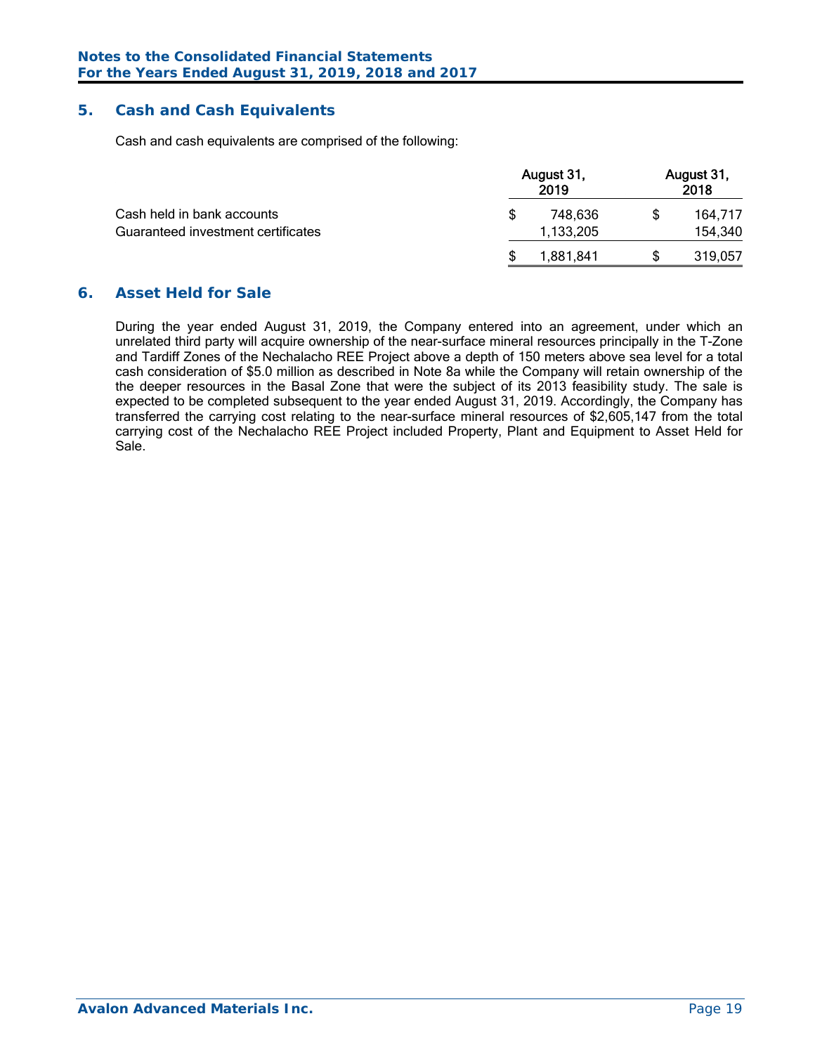## 5. Cash and Cash Equivalents

Cash and cash equivalents are comprised of the following:

| | August 31, 2019 | August 31, 2018 |
|---|---|---|
| Cash held in bank accounts | $ 748,636 | $ 164,717 |
| Guaranteed investment certificates | 1,133,205 | 154,340 |
| | $ 1,881,841 | $ 319,057 |

## 6. Asset Held for Sale

During the year ended August 31, 2019, the Company entered into an agreement, under which an unrelated third party will acquire ownership of the near-surface mineral resources principally in the T-Zone and Tardiff Zones of the Nechalacho REE Project above a depth of 150 meters above sea level for a total cash consideration of $5.0 million as described in Note 8a while the Company will retain ownership of the the deeper resources in the Basal Zone that were the subject of its 2013 feasibility study. The sale is expected to be completed subsequent to the year ended August 31, 2019. Accordingly, the Company has transferred the carrying cost relating to the near-surface mineral resources of $2,605,147 from the total carrying cost of the Nechalacho REE Project included Property, Plant and Equipment to Asset Held for Sale.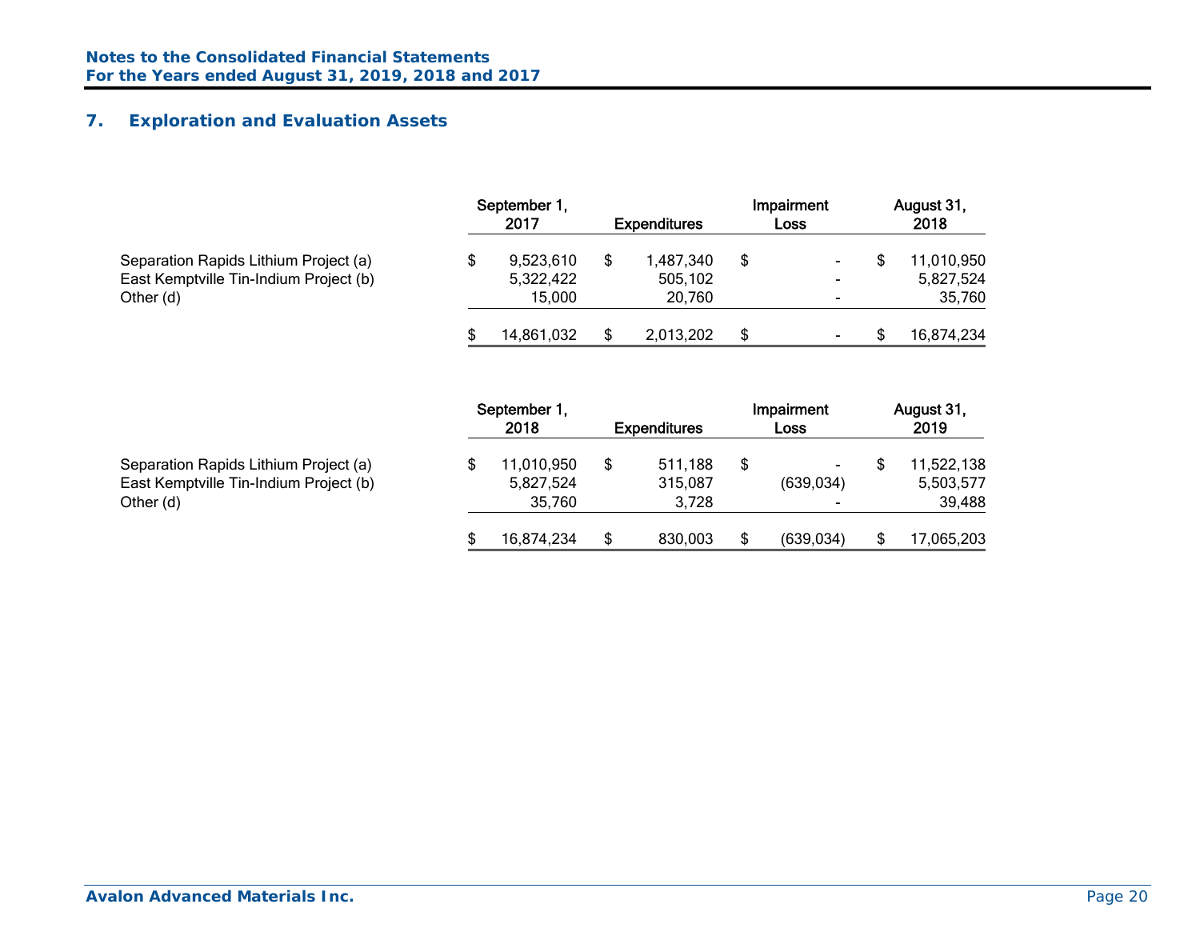## 7. Exploration and Evaluation Assets

| | September 1, 2017 | Expenditures | Impairment Loss | August 31, 2018 |
|---|---|---|---|---|
| Separation Rapids Lithium Project (a) | $ 9,523,610 | $ 1,487,340 | $ - | $ 11,010,950 |
| East Kemptville Tin-Indium Project (b) | 5,322,422 | 505,102 | - | 5,827,524 |
| Other (d) | 15,000 | 20,760 | - | 35,760 |
| | $ 14,861,032 | $ 2,013,202 | $ - | $ 16,874,234 |

| | September 1, 2018 | Expenditures | Impairment Loss | August 31, 2019 |
|---|---|---|---|---|
| Separation Rapids Lithium Project (a) | $ 11,010,950 | $ 511,188 | $ - | $ 11,522,138 |
| East Kemptville Tin-Indium Project (b) | 5,827,524 | 315,087 | (639,034) | 5,503,577 |
| Other (d) | 35,760 | 3,728 | - | 39,488 |
| | $ 16,874,234 | $ 830,003 | $ (639,034) | $ 17,065,203 |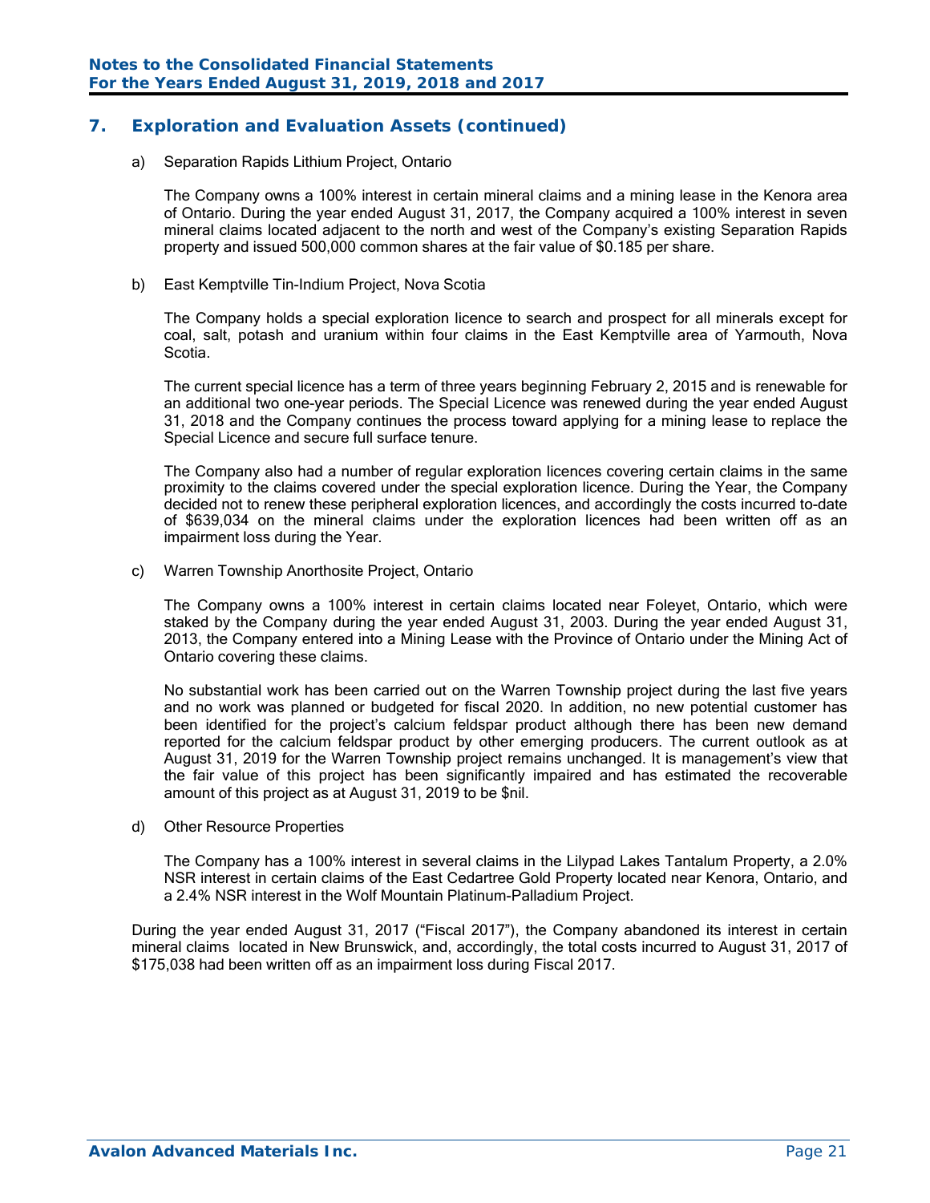## 7. Exploration and Evaluation Assets (continued)

a) Separation Rapids Lithium Project, Ontario

The Company owns a 100% interest in certain mineral claims and a mining lease in the Kenora area of Ontario. During the year ended August 31, 2017, the Company acquired a 100% interest in seven mineral claims located adjacent to the north and west of the Company's existing Separation Rapids property and issued 500,000 common shares at the fair value of $0.185 per share.

b) East Kemptville Tin-Indium Project, Nova Scotia

The Company holds a special exploration licence to search and prospect for all minerals except for coal, salt, potash and uranium within four claims in the East Kemptville area of Yarmouth, Nova Scotia.

The current special licence has a term of three years beginning February 2, 2015 and is renewable for an additional two one-year periods. The Special Licence was renewed during the year ended August 31, 2018 and the Company continues the process toward applying for a mining lease to replace the Special Licence and secure full surface tenure.

The Company also had a number of regular exploration licences covering certain claims in the same proximity to the claims covered under the special exploration licence. During the Year, the Company decided not to renew these peripheral exploration licences, and accordingly the costs incurred to-date of $639,034 on the mineral claims under the exploration licences had been written off as an impairment loss during the Year.

c) Warren Township Anorthosite Project, Ontario

The Company owns a 100% interest in certain claims located near Foleyet, Ontario, which were staked by the Company during the year ended August 31, 2003. During the year ended August 31, 2013, the Company entered into a Mining Lease with the Province of Ontario under the Mining Act of Ontario covering these claims.

No substantial work has been carried out on the Warren Township project during the last five years and no work was planned or budgeted for fiscal 2020. In addition, no new potential customer has been identified for the project's calcium feldspar product although there has been new demand reported for the calcium feldspar product by other emerging producers. The current outlook as at August 31, 2019 for the Warren Township project remains unchanged. It is management's view that the fair value of this project has been significantly impaired and has estimated the recoverable amount of this project as at August 31, 2019 to be $nil.

d) Other Resource Properties

The Company has a 100% interest in several claims in the Lilypad Lakes Tantalum Property, a 2.0% NSR interest in certain claims of the East Cedartree Gold Property located near Kenora, Ontario, and a 2.4% NSR interest in the Wolf Mountain Platinum-Palladium Project.

During the year ended August 31, 2017 ("Fiscal 2017"), the Company abandoned its interest in certain mineral claims located in New Brunswick, and, accordingly, the total costs incurred to August 31, 2017 of $175,038 had been written off as an impairment loss during Fiscal 2017.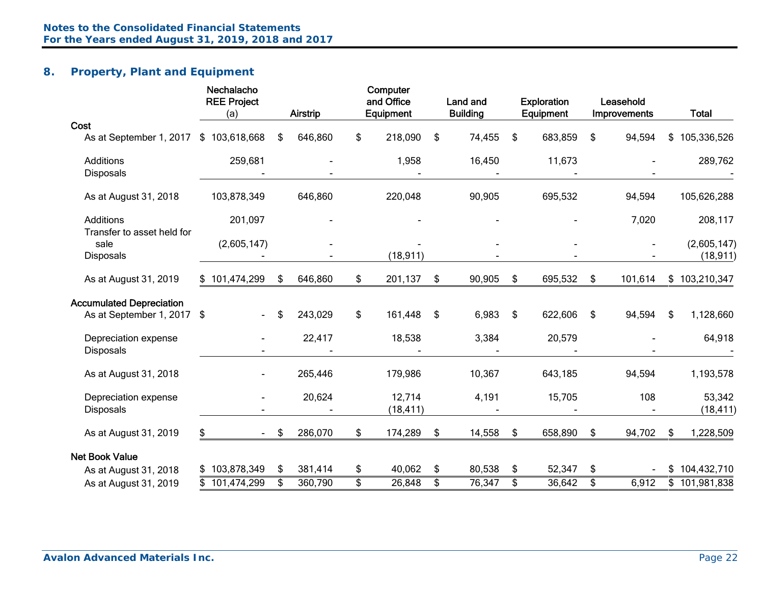## 8. Property, Plant and Equipment

| | Nechalacho REE Project (a) | Airstrip | Computer and Office Equipment | Land and Building | Exploration Equipment | Leasehold Improvements | Total |
|---|---|---|---|---|---|---|---|
| **Cost** | | | | | | | |
| As at September 1, 2017 | $ 103,618,668 | $ 646,860 | $ 218,090 | $ 74,455 | $ 683,859 | $ 94,594 | $ 105,336,526 |
| Additions | 259,681 | - | 1,958 | 16,450 | 11,673 | - | 289,762 |
| Disposals | - | - | - | - | - | - | - |
| As at August 31, 2018 | 103,878,349 | 646,860 | 220,048 | 90,905 | 695,532 | 94,594 | 105,626,288 |
| Additions | 201,097 | - | - | - | - | 7,020 | 208,117 |
| Transfer to asset held for sale | (2,605,147) | - | - | - | - | - | (2,605,147) |
| Disposals | - | - | (18,911) | - | - | - | (18,911) |
| As at August 31, 2019 | $ 101,474,299 | $ 646,860 | $ 201,137 | $ 90,905 | $ 695,532 | $ 101,614 | $ 103,210,347 |
| **Accumulated Depreciation** | | | | | | | |
| As at September 1, 2017 | $ - | $ 243,029 | $ 161,448 | $ 6,983 | $ 622,606 | $ 94,594 | $ 1,128,660 |
| Depreciation expense | - | 22,417 | 18,538 | 3,384 | 20,579 | - | 64,918 |
| Disposals | - | - | - | - | - | - | - |
| As at August 31, 2018 | - | 265,446 | 179,986 | 10,367 | 643,185 | 94,594 | 1,193,578 |
| Depreciation expense | - | 20,624 | 12,714 | 4,191 | 15,705 | 108 | 53,342 |
| Disposals | - | - | (18,411) | - | - | - | (18,411) |
| As at August 31, 2019 | $ - | $ 286,070 | $ 174,289 | $ 14,558 | $ 658,890 | $ 94,702 | $ 1,228,509 |
| **Net Book Value** | | | | | | | |
| As at August 31, 2018 | $ 103,878,349 | $ 381,414 | $ 40,062 | $ 80,538 | $ 52,347 | $ - | $ 104,432,710 |
| As at August 31, 2019 | $ 101,474,299 | $ 360,790 | $ 26,848 | $ 76,347 | $ 36,642 | $ 6,912 | $ 101,981,838 |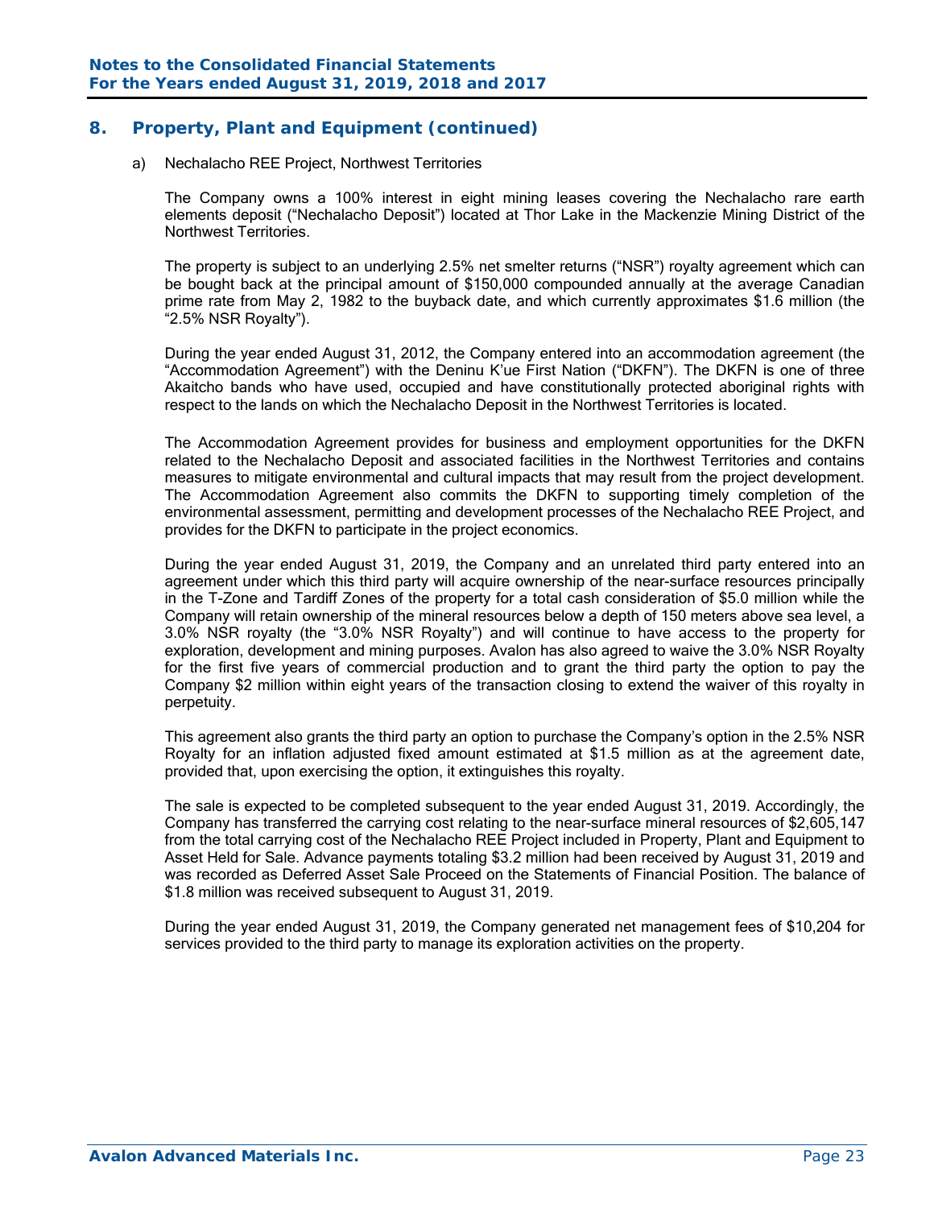## 8. Property, Plant and Equipment (continued)

a) Nechalacho REE Project, Northwest Territories

The Company owns a 100% interest in eight mining leases covering the Nechalacho rare earth elements deposit ("Nechalacho Deposit") located at Thor Lake in the Mackenzie Mining District of the Northwest Territories.

The property is subject to an underlying 2.5% net smelter returns ("NSR") royalty agreement which can be bought back at the principal amount of $150,000 compounded annually at the average Canadian prime rate from May 2, 1982 to the buyback date, and which currently approximates $1.6 million (the "2.5% NSR Royalty").

During the year ended August 31, 2012, the Company entered into an accommodation agreement (the "Accommodation Agreement") with the Deninu K'ue First Nation ("DKFN"). The DKFN is one of three Akaitcho bands who have used, occupied and have constitutionally protected aboriginal rights with respect to the lands on which the Nechalacho Deposit in the Northwest Territories is located.

The Accommodation Agreement provides for business and employment opportunities for the DKFN related to the Nechalacho Deposit and associated facilities in the Northwest Territories and contains measures to mitigate environmental and cultural impacts that may result from the project development. The Accommodation Agreement also commits the DKFN to supporting timely completion of the environmental assessment, permitting and development processes of the Nechalacho REE Project, and provides for the DKFN to participate in the project economics.

During the year ended August 31, 2019, the Company and an unrelated third party entered into an agreement under which this third party will acquire ownership of the near-surface resources principally in the T-Zone and Tardiff Zones of the property for a total cash consideration of $5.0 million while the Company will retain ownership of the mineral resources below a depth of 150 meters above sea level, a 3.0% NSR royalty (the "3.0% NSR Royalty") and will continue to have access to the property for exploration, development and mining purposes. Avalon has also agreed to waive the 3.0% NSR Royalty for the first five years of commercial production and to grant the third party the option to pay the Company $2 million within eight years of the transaction closing to extend the waiver of this royalty in perpetuity.

This agreement also grants the third party an option to purchase the Company's option in the 2.5% NSR Royalty for an inflation adjusted fixed amount estimated at $1.5 million as at the agreement date, provided that, upon exercising the option, it extinguishes this royalty.

The sale is expected to be completed subsequent to the year ended August 31, 2019. Accordingly, the Company has transferred the carrying cost relating to the near-surface mineral resources of $2,605,147 from the total carrying cost of the Nechalacho REE Project included in Property, Plant and Equipment to Asset Held for Sale. Advance payments totaling $3.2 million had been received by August 31, 2019 and was recorded as Deferred Asset Sale Proceed on the Statements of Financial Position. The balance of $1.8 million was received subsequent to August 31, 2019.

During the year ended August 31, 2019, the Company generated net management fees of $10,204 for services provided to the third party to manage its exploration activities on the property.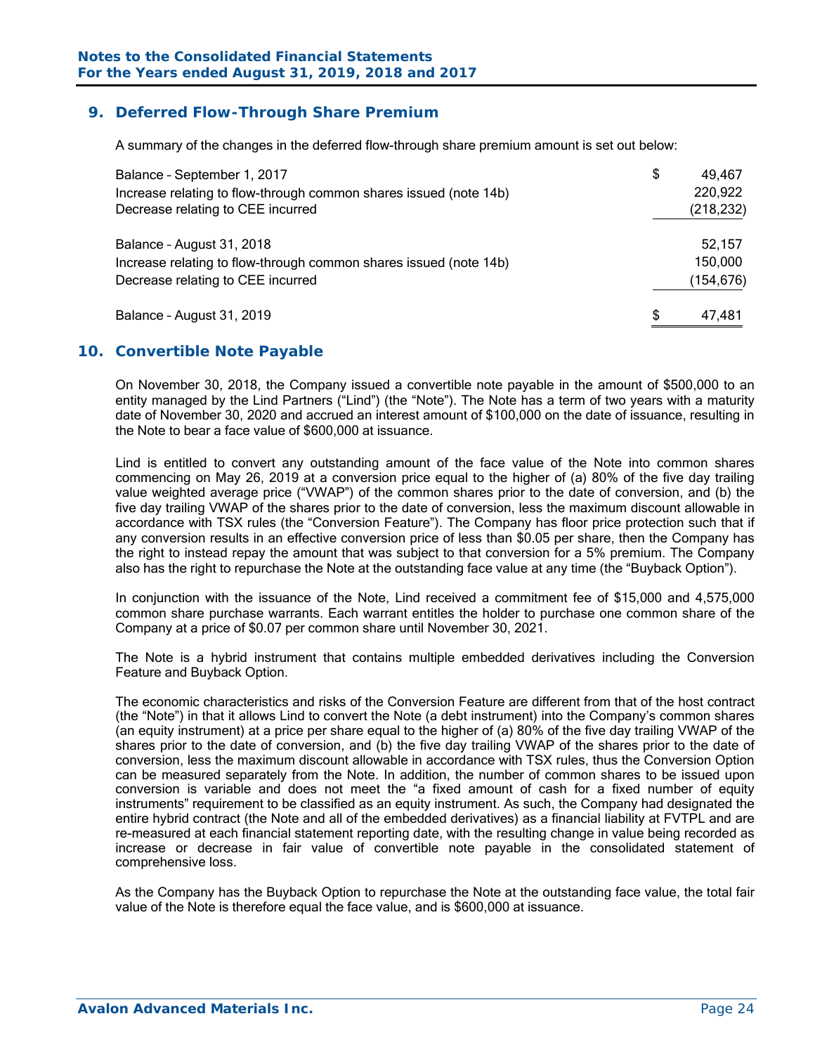## 9. Deferred Flow-Through Share Premium

A summary of the changes in the deferred flow-through share premium amount is set out below:

| | |
|---|---|
| Balance – September 1, 2017 | $ 49,467 |
| Increase relating to flow-through common shares issued (note 14b) | 220,922 |
| Decrease relating to CEE incurred | (218,232) |
| Balance – August 31, 2018 | 52,157 |
| Increase relating to flow-through common shares issued (note 14b) | 150,000 |
| Decrease relating to CEE incurred | (154,676) |
| Balance – August 31, 2019 | $ 47,481 |

## 10. Convertible Note Payable

On November 30, 2018, the Company issued a convertible note payable in the amount of $500,000 to an entity managed by the Lind Partners ("Lind") (the "Note"). The Note has a term of two years with a maturity date of November 30, 2020 and accrued an interest amount of $100,000 on the date of issuance, resulting in the Note to bear a face value of $600,000 at issuance.

Lind is entitled to convert any outstanding amount of the face value of the Note into common shares commencing on May 26, 2019 at a conversion price equal to the higher of (a) 80% of the five day trailing value weighted average price ("VWAP") of the common shares prior to the date of conversion, and (b) the five day trailing VWAP of the shares prior to the date of conversion, less the maximum discount allowable in accordance with TSX rules (the "Conversion Feature"). The Company has floor price protection such that if any conversion results in an effective conversion price of less than $0.05 per share, then the Company has the right to instead repay the amount that was subject to that conversion for a 5% premium. The Company also has the right to repurchase the Note at the outstanding face value at any time (the "Buyback Option").

In conjunction with the issuance of the Note, Lind received a commitment fee of $15,000 and 4,575,000 common share purchase warrants. Each warrant entitles the holder to purchase one common share of the Company at a price of $0.07 per common share until November 30, 2021.

The Note is a hybrid instrument that contains multiple embedded derivatives including the Conversion Feature and Buyback Option.

The economic characteristics and risks of the Conversion Feature are different from that of the host contract (the "Note") in that it allows Lind to convert the Note (a debt instrument) into the Company's common shares (an equity instrument) at a price per share equal to the higher of (a) 80% of the five day trailing VWAP of the shares prior to the date of conversion, and (b) the five day trailing VWAP of the shares prior to the date of conversion, less the maximum discount allowable in accordance with TSX rules, thus the Conversion Option can be measured separately from the Note. In addition, the number of common shares to be issued upon conversion is variable and does not meet the "a fixed amount of cash for a fixed number of equity instruments" requirement to be classified as an equity instrument. As such, the Company had designated the entire hybrid contract (the Note and all of the embedded derivatives) as a financial liability at FVTPL and are re-measured at each financial statement reporting date, with the resulting change in value being recorded as increase or decrease in fair value of convertible note payable in the consolidated statement of comprehensive loss.

As the Company has the Buyback Option to repurchase the Note at the outstanding face value, the total fair value of the Note is therefore equal the face value, and is $600,000 at issuance.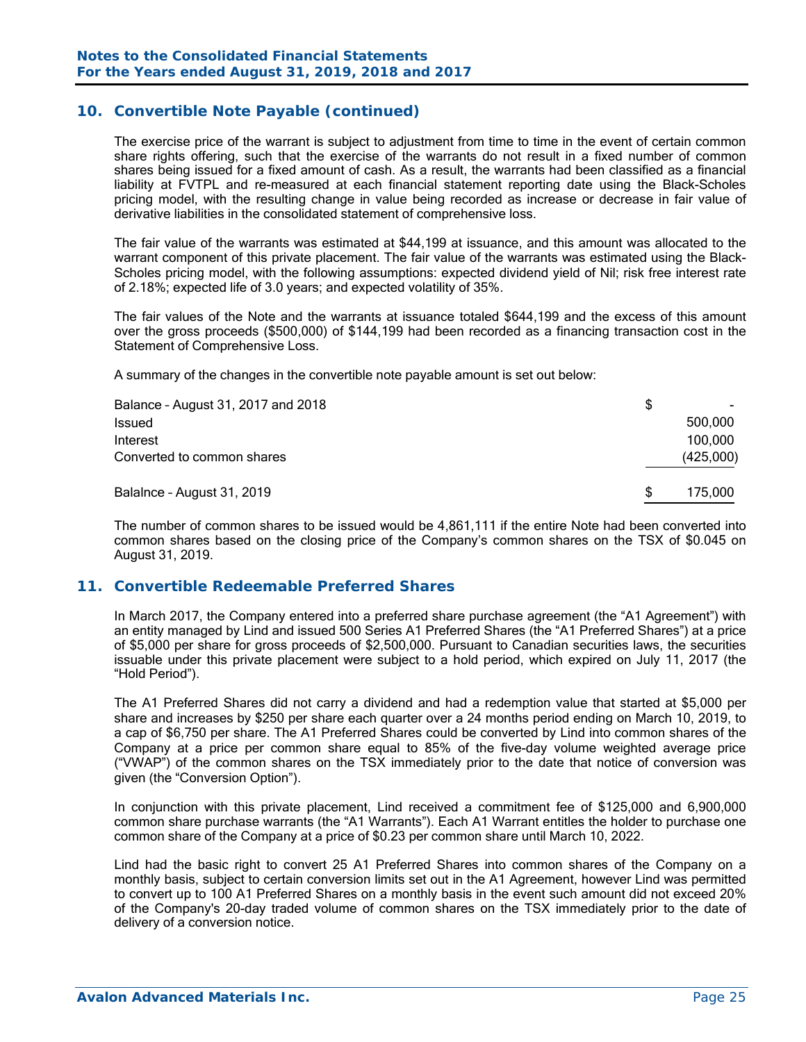## 10. Convertible Note Payable (continued)

The exercise price of the warrant is subject to adjustment from time to time in the event of certain common share rights offering, such that the exercise of the warrants do not result in a fixed number of common shares being issued for a fixed amount of cash. As a result, the warrants had been classified as a financial liability at FVTPL and re-measured at each financial statement reporting date using the Black-Scholes pricing model, with the resulting change in value being recorded as increase or decrease in fair value of derivative liabilities in the consolidated statement of comprehensive loss.

The fair value of the warrants was estimated at $44,199 at issuance, and this amount was allocated to the warrant component of this private placement. The fair value of the warrants was estimated using the Black-Scholes pricing model, with the following assumptions: expected dividend yield of Nil; risk free interest rate of 2.18%; expected life of 3.0 years; and expected volatility of 35%.

The fair values of the Note and the warrants at issuance totaled $644,199 and the excess of this amount over the gross proceeds ($500,000) of $144,199 had been recorded as a financing transaction cost in the Statement of Comprehensive Loss.

A summary of the changes in the convertible note payable amount is set out below:

| | |
|---|---|
| Balance – August 31, 2017 and 2018 | $ - |
| Issued | 500,000 |
| Interest | 100,000 |
| Converted to common shares | (425,000) |
| Balalnce – August 31, 2019 | $ 175,000 |

The number of common shares to be issued would be 4,861,111 if the entire Note had been converted into common shares based on the closing price of the Company's common shares on the TSX of $0.045 on August 31, 2019.

## 11. Convertible Redeemable Preferred Shares

In March 2017, the Company entered into a preferred share purchase agreement (the "A1 Agreement") with an entity managed by Lind and issued 500 Series A1 Preferred Shares (the "A1 Preferred Shares") at a price of $5,000 per share for gross proceeds of $2,500,000. Pursuant to Canadian securities laws, the securities issuable under this private placement were subject to a hold period, which expired on July 11, 2017 (the "Hold Period").

The A1 Preferred Shares did not carry a dividend and had a redemption value that started at $5,000 per share and increases by $250 per share each quarter over a 24 months period ending on March 10, 2019, to a cap of $6,750 per share. The A1 Preferred Shares could be converted by Lind into common shares of the Company at a price per common share equal to 85% of the five-day volume weighted average price ("VWAP") of the common shares on the TSX immediately prior to the date that notice of conversion was given (the "Conversion Option").

In conjunction with this private placement, Lind received a commitment fee of $125,000 and 6,900,000 common share purchase warrants (the "A1 Warrants"). Each A1 Warrant entitles the holder to purchase one common share of the Company at a price of $0.23 per common share until March 10, 2022.

Lind had the basic right to convert 25 A1 Preferred Shares into common shares of the Company on a monthly basis, subject to certain conversion limits set out in the A1 Agreement, however Lind was permitted to convert up to 100 A1 Preferred Shares on a monthly basis in the event such amount did not exceed 20% of the Company's 20-day traded volume of common shares on the TSX immediately prior to the date of delivery of a conversion notice.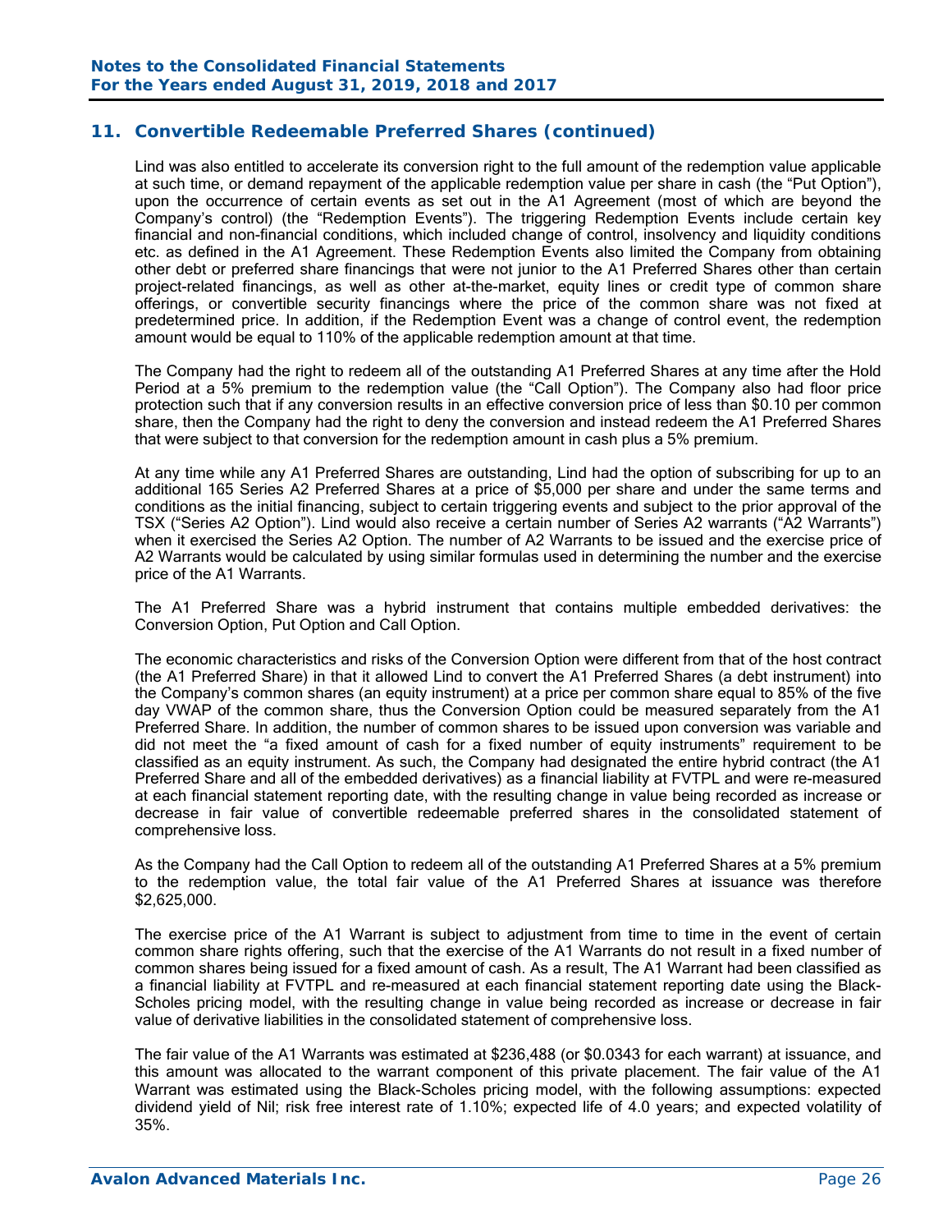## 11. Convertible Redeemable Preferred Shares (continued)

Lind was also entitled to accelerate its conversion right to the full amount of the redemption value applicable at such time, or demand repayment of the applicable redemption value per share in cash (the "Put Option"), upon the occurrence of certain events as set out in the A1 Agreement (most of which are beyond the Company's control) (the "Redemption Events"). The triggering Redemption Events include certain key financial and non-financial conditions, which included change of control, insolvency and liquidity conditions etc. as defined in the A1 Agreement. These Redemption Events also limited the Company from obtaining other debt or preferred share financings that were not junior to the A1 Preferred Shares other than certain project-related financings, as well as other at-the-market, equity lines or credit type of common share offerings, or convertible security financings where the price of the common share was not fixed at predetermined price. In addition, if the Redemption Event was a change of control event, the redemption amount would be equal to 110% of the applicable redemption amount at that time.

The Company had the right to redeem all of the outstanding A1 Preferred Shares at any time after the Hold Period at a 5% premium to the redemption value (the "Call Option"). The Company also had floor price protection such that if any conversion results in an effective conversion price of less than $0.10 per common share, then the Company had the right to deny the conversion and instead redeem the A1 Preferred Shares that were subject to that conversion for the redemption amount in cash plus a 5% premium.

At any time while any A1 Preferred Shares are outstanding, Lind had the option of subscribing for up to an additional 165 Series A2 Preferred Shares at a price of $5,000 per share and under the same terms and conditions as the initial financing, subject to certain triggering events and subject to the prior approval of the TSX ("Series A2 Option"). Lind would also receive a certain number of Series A2 warrants ("A2 Warrants") when it exercised the Series A2 Option. The number of A2 Warrants to be issued and the exercise price of A2 Warrants would be calculated by using similar formulas used in determining the number and the exercise price of the A1 Warrants.

The A1 Preferred Share was a hybrid instrument that contains multiple embedded derivatives: the Conversion Option, Put Option and Call Option.

The economic characteristics and risks of the Conversion Option were different from that of the host contract (the A1 Preferred Share) in that it allowed Lind to convert the A1 Preferred Shares (a debt instrument) into the Company's common shares (an equity instrument) at a price per common share equal to 85% of the five day VWAP of the common share, thus the Conversion Option could be measured separately from the A1 Preferred Share. In addition, the number of common shares to be issued upon conversion was variable and did not meet the "a fixed amount of cash for a fixed number of equity instruments" requirement to be classified as an equity instrument. As such, the Company had designated the entire hybrid contract (the A1 Preferred Share and all of the embedded derivatives) as a financial liability at FVTPL and were re-measured at each financial statement reporting date, with the resulting change in value being recorded as increase or decrease in fair value of convertible redeemable preferred shares in the consolidated statement of comprehensive loss.

As the Company had the Call Option to redeem all of the outstanding A1 Preferred Shares at a 5% premium to the redemption value, the total fair value of the A1 Preferred Shares at issuance was therefore $2,625,000.

The exercise price of the A1 Warrant is subject to adjustment from time to time in the event of certain common share rights offering, such that the exercise of the A1 Warrants do not result in a fixed number of common shares being issued for a fixed amount of cash. As a result, The A1 Warrant had been classified as a financial liability at FVTPL and re-measured at each financial statement reporting date using the Black-Scholes pricing model, with the resulting change in value being recorded as increase or decrease in fair value of derivative liabilities in the consolidated statement of comprehensive loss.

The fair value of the A1 Warrants was estimated at $236,488 (or $0.0343 for each warrant) at issuance, and this amount was allocated to the warrant component of this private placement. The fair value of the A1 Warrant was estimated using the Black-Scholes pricing model, with the following assumptions: expected dividend yield of Nil; risk free interest rate of 1.10%; expected life of 4.0 years; and expected volatility of 35%.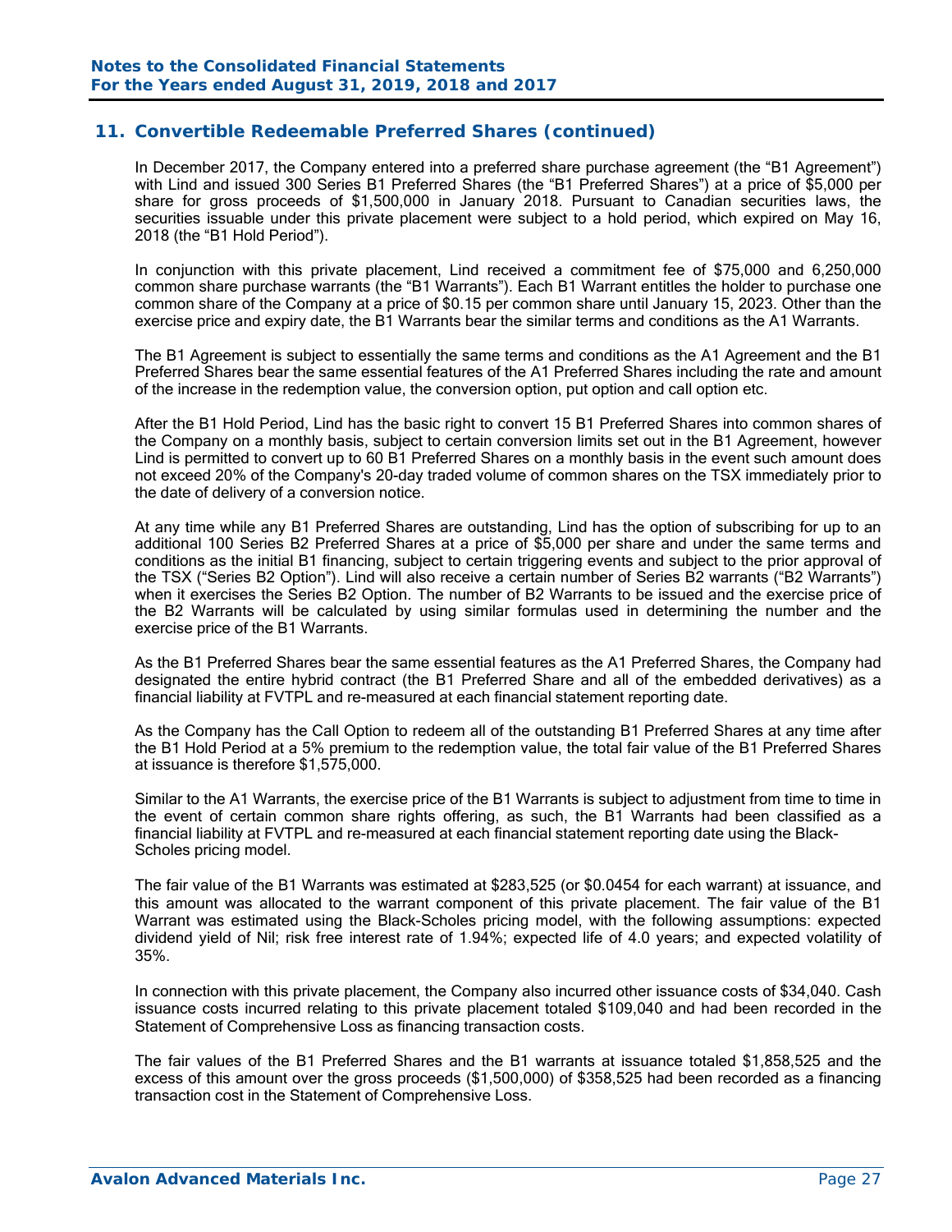## 11. Convertible Redeemable Preferred Shares (continued)

In December 2017, the Company entered into a preferred share purchase agreement (the "B1 Agreement") with Lind and issued 300 Series B1 Preferred Shares (the "B1 Preferred Shares") at a price of $5,000 per share for gross proceeds of $1,500,000 in January 2018. Pursuant to Canadian securities laws, the securities issuable under this private placement were subject to a hold period, which expired on May 16, 2018 (the "B1 Hold Period").

In conjunction with this private placement, Lind received a commitment fee of $75,000 and 6,250,000 common share purchase warrants (the "B1 Warrants"). Each B1 Warrant entitles the holder to purchase one common share of the Company at a price of $0.15 per common share until January 15, 2023. Other than the exercise price and expiry date, the B1 Warrants bear the similar terms and conditions as the A1 Warrants.

The B1 Agreement is subject to essentially the same terms and conditions as the A1 Agreement and the B1 Preferred Shares bear the same essential features of the A1 Preferred Shares including the rate and amount of the increase in the redemption value, the conversion option, put option and call option etc.

After the B1 Hold Period, Lind has the basic right to convert 15 B1 Preferred Shares into common shares of the Company on a monthly basis, subject to certain conversion limits set out in the B1 Agreement, however Lind is permitted to convert up to 60 B1 Preferred Shares on a monthly basis in the event such amount does not exceed 20% of the Company's 20-day traded volume of common shares on the TSX immediately prior to the date of delivery of a conversion notice.

At any time while any B1 Preferred Shares are outstanding, Lind has the option of subscribing for up to an additional 100 Series B2 Preferred Shares at a price of $5,000 per share and under the same terms and conditions as the initial B1 financing, subject to certain triggering events and subject to the prior approval of the TSX ("Series B2 Option"). Lind will also receive a certain number of Series B2 warrants ("B2 Warrants") when it exercises the Series B2 Option. The number of B2 Warrants to be issued and the exercise price of the B2 Warrants will be calculated by using similar formulas used in determining the number and the exercise price of the B1 Warrants.

As the B1 Preferred Shares bear the same essential features as the A1 Preferred Shares, the Company had designated the entire hybrid contract (the B1 Preferred Share and all of the embedded derivatives) as a financial liability at FVTPL and re-measured at each financial statement reporting date.

As the Company has the Call Option to redeem all of the outstanding B1 Preferred Shares at any time after the B1 Hold Period at a 5% premium to the redemption value, the total fair value of the B1 Preferred Shares at issuance is therefore $1,575,000.

Similar to the A1 Warrants, the exercise price of the B1 Warrants is subject to adjustment from time to time in the event of certain common share rights offering, as such, the B1 Warrants had been classified as a financial liability at FVTPL and re-measured at each financial statement reporting date using the Black-Scholes pricing model.

The fair value of the B1 Warrants was estimated at $283,525 (or $0.0454 for each warrant) at issuance, and this amount was allocated to the warrant component of this private placement. The fair value of the B1 Warrant was estimated using the Black-Scholes pricing model, with the following assumptions: expected dividend yield of Nil; risk free interest rate of 1.94%; expected life of 4.0 years; and expected volatility of 35%.

In connection with this private placement, the Company also incurred other issuance costs of $34,040. Cash issuance costs incurred relating to this private placement totaled $109,040 and had been recorded in the Statement of Comprehensive Loss as financing transaction costs.

The fair values of the B1 Preferred Shares and the B1 warrants at issuance totaled $1,858,525 and the excess of this amount over the gross proceeds ($1,500,000) of $358,525 had been recorded as a financing transaction cost in the Statement of Comprehensive Loss.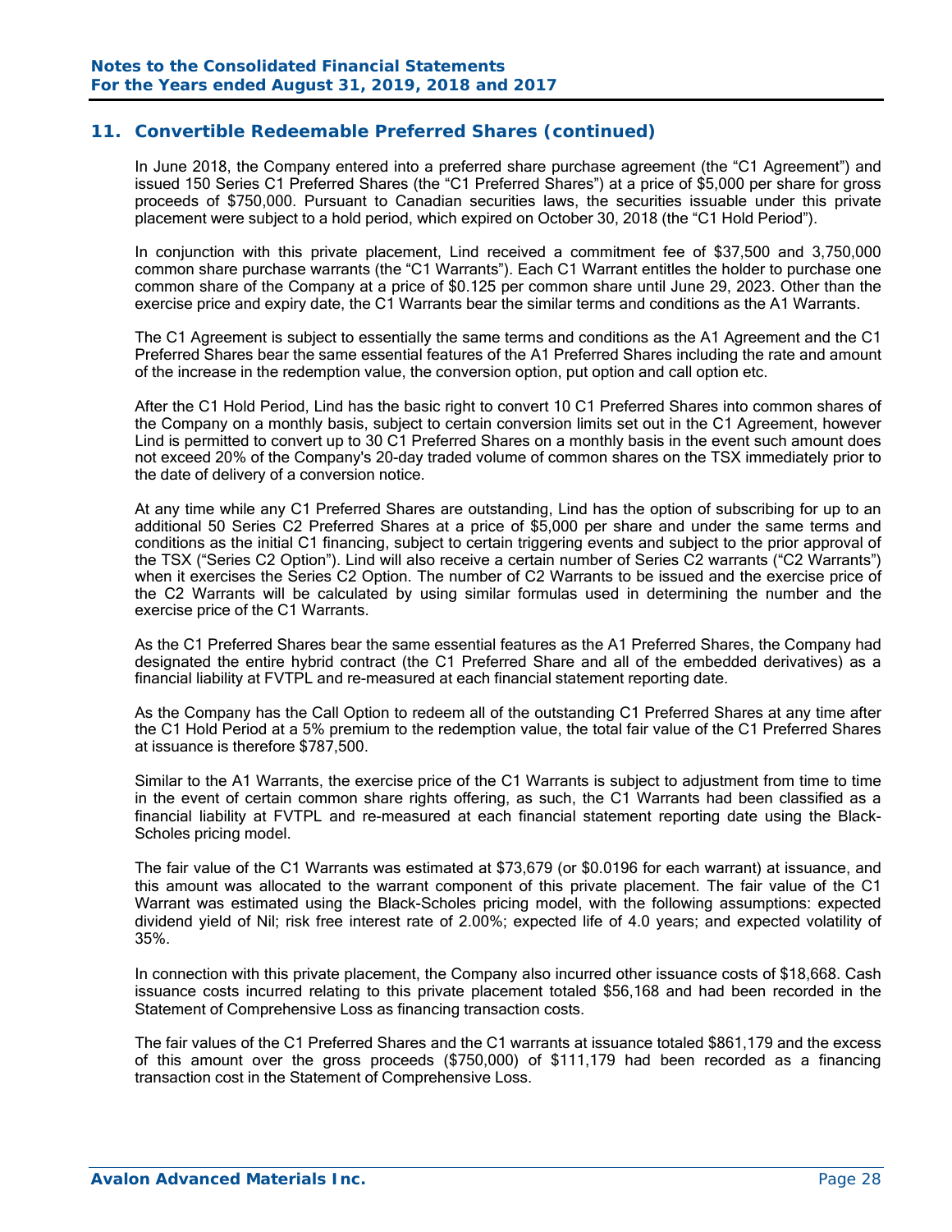## 11. Convertible Redeemable Preferred Shares (continued)

In June 2018, the Company entered into a preferred share purchase agreement (the "C1 Agreement") and issued 150 Series C1 Preferred Shares (the "C1 Preferred Shares") at a price of $5,000 per share for gross proceeds of $750,000. Pursuant to Canadian securities laws, the securities issuable under this private placement were subject to a hold period, which expired on October 30, 2018 (the "C1 Hold Period").

In conjunction with this private placement, Lind received a commitment fee of $37,500 and 3,750,000 common share purchase warrants (the "C1 Warrants"). Each C1 Warrant entitles the holder to purchase one common share of the Company at a price of $0.125 per common share until June 29, 2023. Other than the exercise price and expiry date, the C1 Warrants bear the similar terms and conditions as the A1 Warrants.

The C1 Agreement is subject to essentially the same terms and conditions as the A1 Agreement and the C1 Preferred Shares bear the same essential features of the A1 Preferred Shares including the rate and amount of the increase in the redemption value, the conversion option, put option and call option etc.

After the C1 Hold Period, Lind has the basic right to convert 10 C1 Preferred Shares into common shares of the Company on a monthly basis, subject to certain conversion limits set out in the C1 Agreement, however Lind is permitted to convert up to 30 C1 Preferred Shares on a monthly basis in the event such amount does not exceed 20% of the Company's 20-day traded volume of common shares on the TSX immediately prior to the date of delivery of a conversion notice.

At any time while any C1 Preferred Shares are outstanding, Lind has the option of subscribing for up to an additional 50 Series C2 Preferred Shares at a price of $5,000 per share and under the same terms and conditions as the initial C1 financing, subject to certain triggering events and subject to the prior approval of the TSX ("Series C2 Option"). Lind will also receive a certain number of Series C2 warrants ("C2 Warrants") when it exercises the Series C2 Option. The number of C2 Warrants to be issued and the exercise price of the C2 Warrants will be calculated by using similar formulas used in determining the number and the exercise price of the C1 Warrants.

As the C1 Preferred Shares bear the same essential features as the A1 Preferred Shares, the Company had designated the entire hybrid contract (the C1 Preferred Share and all of the embedded derivatives) as a financial liability at FVTPL and re-measured at each financial statement reporting date.

As the Company has the Call Option to redeem all of the outstanding C1 Preferred Shares at any time after the C1 Hold Period at a 5% premium to the redemption value, the total fair value of the C1 Preferred Shares at issuance is therefore $787,500.

Similar to the A1 Warrants, the exercise price of the C1 Warrants is subject to adjustment from time to time in the event of certain common share rights offering, as such, the C1 Warrants had been classified as a financial liability at FVTPL and re-measured at each financial statement reporting date using the Black-Scholes pricing model.

The fair value of the C1 Warrants was estimated at $73,679 (or $0.0196 for each warrant) at issuance, and this amount was allocated to the warrant component of this private placement. The fair value of the C1 Warrant was estimated using the Black-Scholes pricing model, with the following assumptions: expected dividend yield of Nil; risk free interest rate of 2.00%; expected life of 4.0 years; and expected volatility of 35%.

In connection with this private placement, the Company also incurred other issuance costs of $18,668. Cash issuance costs incurred relating to this private placement totaled $56,168 and had been recorded in the Statement of Comprehensive Loss as financing transaction costs.

The fair values of the C1 Preferred Shares and the C1 warrants at issuance totaled $861,179 and the excess of this amount over the gross proceeds ($750,000) of $111,179 had been recorded as a financing transaction cost in the Statement of Comprehensive Loss.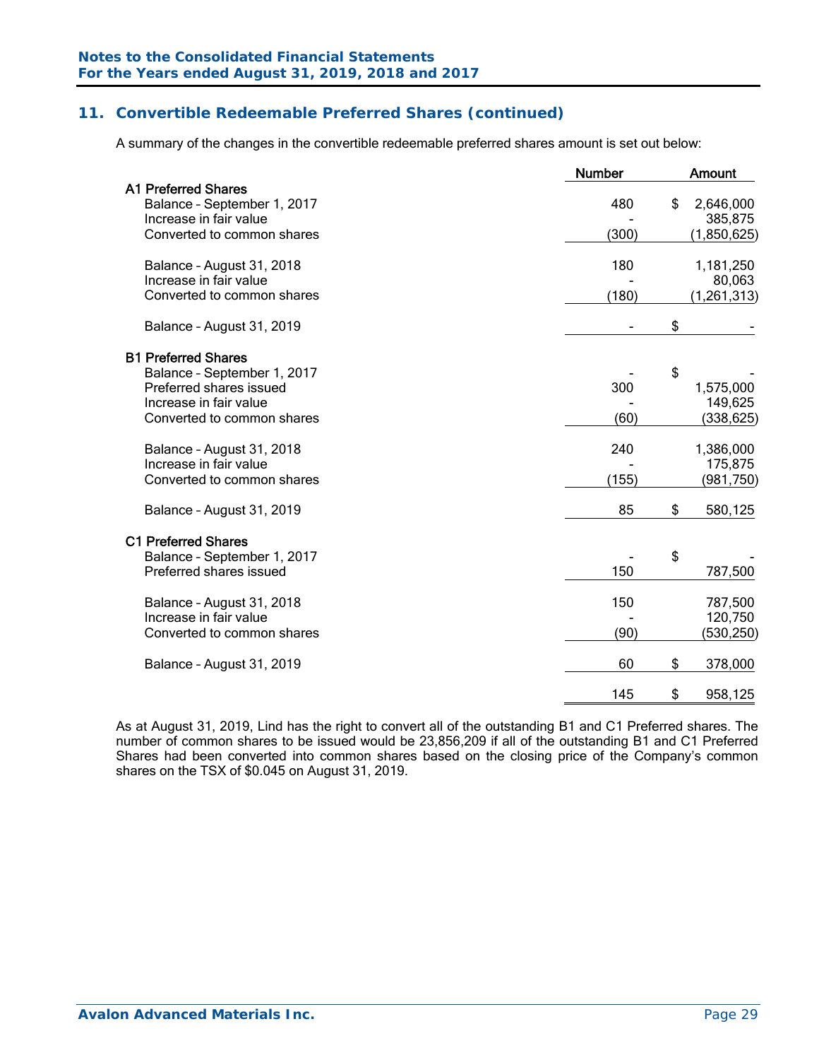## 11. Convertible Redeemable Preferred Shares (continued)

A summary of the changes in the convertible redeemable preferred shares amount is set out below:

| | Number | Amount |
|---|---|---|
| **A1 Preferred Shares** | | |
| Balance – September 1, 2017 | 480 | $ 2,646,000 |
| Increase in fair value | - | 385,875 |
| Converted to common shares | (300) | (1,850,625) |
| Balance – August 31, 2018 | 180 | 1,181,250 |
| Increase in fair value | - | 80,063 |
| Converted to common shares | (180) | (1,261,313) |
| Balance – August 31, 2019 | - | $ - |
| **B1 Preferred Shares** | | |
| Balance – September 1, 2017 | - | $ - |
| Preferred shares issued | 300 | 1,575,000 |
| Increase in fair value | - | 149,625 |
| Converted to common shares | (60) | (338,625) |
| Balance – August 31, 2018 | 240 | 1,386,000 |
| Increase in fair value | - | 175,875 |
| Converted to common shares | (155) | (981,750) |
| Balance – August 31, 2019 | 85 | $ 580,125 |
| **C1 Preferred Shares** | | |
| Balance – September 1, 2017 | - | $ - |
| Preferred shares issued | 150 | 787,500 |
| Balance – August 31, 2018 | 150 | 787,500 |
| Increase in fair value | - | 120,750 |
| Converted to common shares | (90) | (530,250) |
| Balance – August 31, 2019 | 60 | $ 378,000 |
| | 145 | $ 958,125 |

As at August 31, 2019, Lind has the right to convert all of the outstanding B1 and C1 Preferred shares. The number of common shares to be issued would be 23,856,209 if all of the outstanding B1 and C1 Preferred Shares had been converted into common shares based on the closing price of the Company's common shares on the TSX of $0.045 on August 31, 2019.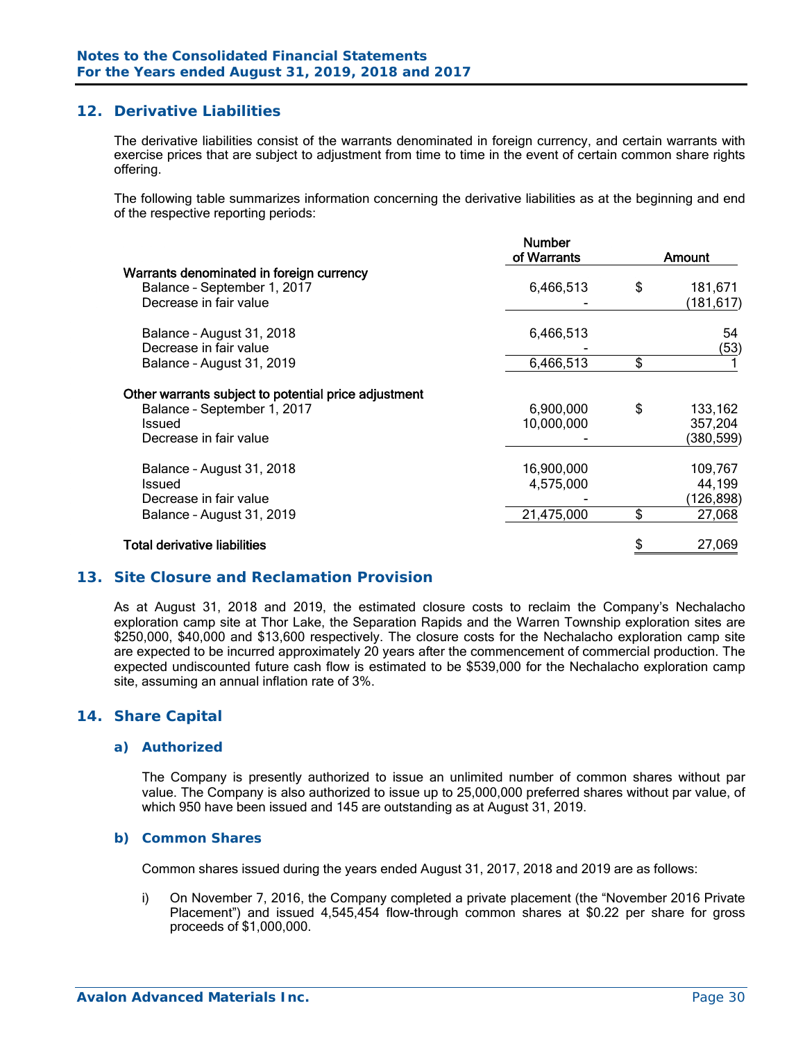## 12. Derivative Liabilities

The derivative liabilities consist of the warrants denominated in foreign currency, and certain warrants with exercise prices that are subject to adjustment from time to time in the event of certain common share rights offering.

The following table summarizes information concerning the derivative liabilities as at the beginning and end of the respective reporting periods:

| | Number of Warrants | | Amount |
|---|---|---|---|
| **Warrants denominated in foreign currency** | | | |
| Balance – September 1, 2017 | 6,466,513 | $ | 181,671 |
| Decrease in fair value | - | | (181,617) |
| | | | |
| Balance – August 31, 2018 | 6,466,513 | | 54 |
| Decrease in fair value | - | | (53) |
| Balance – August 31, 2019 | 6,466,513 | $ | 1 |
| | | | |
| **Other warrants subject to potential price adjustment** | | | |
| Balance – September 1, 2017 | 6,900,000 | $ | 133,162 |
| Issued | 10,000,000 | | 357,204 |
| Decrease in fair value | - | | (380,599) |
| | | | |
| Balance – August 31, 2018 | 16,900,000 | | 109,767 |
| Issued | 4,575,000 | | 44,199 |
| Decrease in fair value | - | | (126,898) |
| Balance – August 31, 2019 | 21,475,000 | $ | 27,068 |
| | | | |
| **Total derivative liabilities** | | $ | 27,069 |

## 13. Site Closure and Reclamation Provision

As at August 31, 2018 and 2019, the estimated closure costs to reclaim the Company's Nechalacho exploration camp site at Thor Lake, the Separation Rapids and the Warren Township exploration sites are $250,000, $40,000 and $13,600 respectively. The closure costs for the Nechalacho exploration camp site are expected to be incurred approximately 20 years after the commencement of commercial production. The expected undiscounted future cash flow is estimated to be $539,000 for the Nechalacho exploration camp site, assuming an annual inflation rate of 3%.

## 14. Share Capital

### a) Authorized

The Company is presently authorized to issue an unlimited number of common shares without par value. The Company is also authorized to issue up to 25,000,000 preferred shares without par value, of which 950 have been issued and 145 are outstanding as at August 31, 2019.

### b) Common Shares

Common shares issued during the years ended August 31, 2017, 2018 and 2019 are as follows:

i) On November 7, 2016, the Company completed a private placement (the "November 2016 Private Placement") and issued 4,545,454 flow-through common shares at $0.22 per share for gross proceeds of $1,000,000.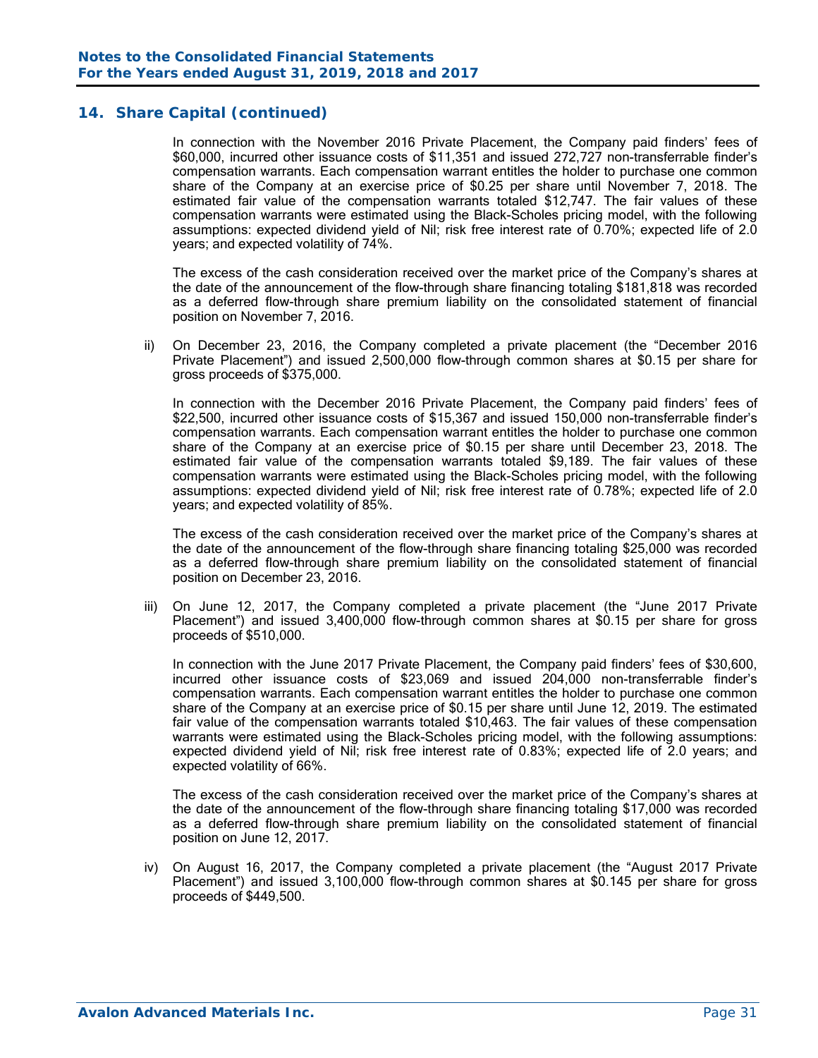## 14. Share Capital (continued)

In connection with the November 2016 Private Placement, the Company paid finders' fees of $60,000, incurred other issuance costs of $11,351 and issued 272,727 non-transferrable finder's compensation warrants. Each compensation warrant entitles the holder to purchase one common share of the Company at an exercise price of $0.25 per share until November 7, 2018. The estimated fair value of the compensation warrants totaled $12,747. The fair values of these compensation warrants were estimated using the Black-Scholes pricing model, with the following assumptions: expected dividend yield of Nil; risk free interest rate of 0.70%; expected life of 2.0 years; and expected volatility of 74%.

The excess of the cash consideration received over the market price of the Company's shares at the date of the announcement of the flow-through share financing totaling $181,818 was recorded as a deferred flow-through share premium liability on the consolidated statement of financial position on November 7, 2016.

ii) On December 23, 2016, the Company completed a private placement (the "December 2016 Private Placement") and issued 2,500,000 flow-through common shares at $0.15 per share for gross proceeds of $375,000.

In connection with the December 2016 Private Placement, the Company paid finders' fees of $22,500, incurred other issuance costs of $15,367 and issued 150,000 non-transferrable finder's compensation warrants. Each compensation warrant entitles the holder to purchase one common share of the Company at an exercise price of $0.15 per share until December 23, 2018. The estimated fair value of the compensation warrants totaled $9,189. The fair values of these compensation warrants were estimated using the Black-Scholes pricing model, with the following assumptions: expected dividend yield of Nil; risk free interest rate of 0.78%; expected life of 2.0 years; and expected volatility of 85%.

The excess of the cash consideration received over the market price of the Company's shares at the date of the announcement of the flow-through share financing totaling $25,000 was recorded as a deferred flow-through share premium liability on the consolidated statement of financial position on December 23, 2016.

iii) On June 12, 2017, the Company completed a private placement (the "June 2017 Private Placement") and issued 3,400,000 flow-through common shares at $0.15 per share for gross proceeds of $510,000.

In connection with the June 2017 Private Placement, the Company paid finders' fees of $30,600, incurred other issuance costs of $23,069 and issued 204,000 non-transferrable finder's compensation warrants. Each compensation warrant entitles the holder to purchase one common share of the Company at an exercise price of $0.15 per share until June 12, 2019. The estimated fair value of the compensation warrants totaled $10,463. The fair values of these compensation warrants were estimated using the Black-Scholes pricing model, with the following assumptions: expected dividend yield of Nil; risk free interest rate of 0.83%; expected life of 2.0 years; and expected volatility of 66%.

The excess of the cash consideration received over the market price of the Company's shares at the date of the announcement of the flow-through share financing totaling $17,000 was recorded as a deferred flow-through share premium liability on the consolidated statement of financial position on June 12, 2017.

iv) On August 16, 2017, the Company completed a private placement (the "August 2017 Private Placement") and issued 3,100,000 flow-through common shares at $0.145 per share for gross proceeds of $449,500.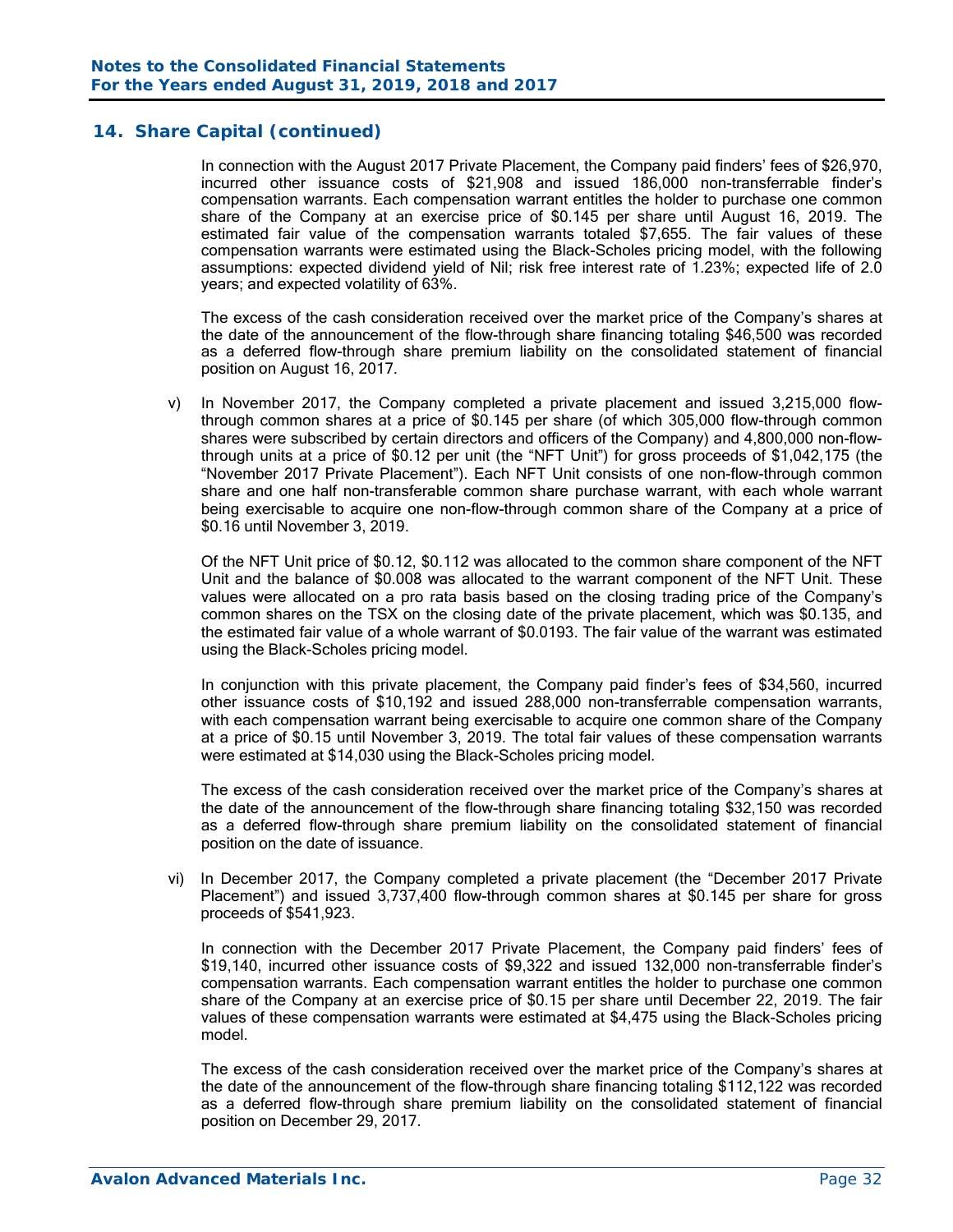## 14. Share Capital (continued)

In connection with the August 2017 Private Placement, the Company paid finders' fees of $26,970, incurred other issuance costs of $21,908 and issued 186,000 non-transferrable finder's compensation warrants. Each compensation warrant entitles the holder to purchase one common share of the Company at an exercise price of $0.145 per share until August 16, 2019. The estimated fair value of the compensation warrants totaled $7,655. The fair values of these compensation warrants were estimated using the Black-Scholes pricing model, with the following assumptions: expected dividend yield of Nil; risk free interest rate of 1.23%; expected life of 2.0 years; and expected volatility of 63%.

The excess of the cash consideration received over the market price of the Company's shares at the date of the announcement of the flow-through share financing totaling $46,500 was recorded as a deferred flow-through share premium liability on the consolidated statement of financial position on August 16, 2017.

v) In November 2017, the Company completed a private placement and issued 3,215,000 flow-through common shares at a price of $0.145 per share (of which 305,000 flow-through common shares were subscribed by certain directors and officers of the Company) and 4,800,000 non-flow-through units at a price of $0.12 per unit (the "NFT Unit") for gross proceeds of $1,042,175 (the "November 2017 Private Placement"). Each NFT Unit consists of one non-flow-through common share and one half non-transferable common share purchase warrant, with each whole warrant being exercisable to acquire one non-flow-through common share of the Company at a price of $0.16 until November 3, 2019.

Of the NFT Unit price of $0.12, $0.112 was allocated to the common share component of the NFT Unit and the balance of $0.008 was allocated to the warrant component of the NFT Unit. These values were allocated on a pro rata basis based on the closing trading price of the Company's common shares on the TSX on the closing date of the private placement, which was $0.135, and the estimated fair value of a whole warrant of $0.0193. The fair value of the warrant was estimated using the Black-Scholes pricing model.

In conjunction with this private placement, the Company paid finder's fees of $34,560, incurred other issuance costs of $10,192 and issued 288,000 non-transferrable compensation warrants, with each compensation warrant being exercisable to acquire one common share of the Company at a price of $0.15 until November 3, 2019. The total fair values of these compensation warrants were estimated at $14,030 using the Black-Scholes pricing model.

The excess of the cash consideration received over the market price of the Company's shares at the date of the announcement of the flow-through share financing totaling $32,150 was recorded as a deferred flow-through share premium liability on the consolidated statement of financial position on the date of issuance.

vi) In December 2017, the Company completed a private placement (the "December 2017 Private Placement") and issued 3,737,400 flow-through common shares at $0.145 per share for gross proceeds of $541,923.

In connection with the December 2017 Private Placement, the Company paid finders' fees of $19,140, incurred other issuance costs of $9,322 and issued 132,000 non-transferrable finder's compensation warrants. Each compensation warrant entitles the holder to purchase one common share of the Company at an exercise price of $0.15 per share until December 22, 2019. The fair values of these compensation warrants were estimated at $4,475 using the Black-Scholes pricing model.

The excess of the cash consideration received over the market price of the Company's shares at the date of the announcement of the flow-through share financing totaling $112,122 was recorded as a deferred flow-through share premium liability on the consolidated statement of financial position on December 29, 2017.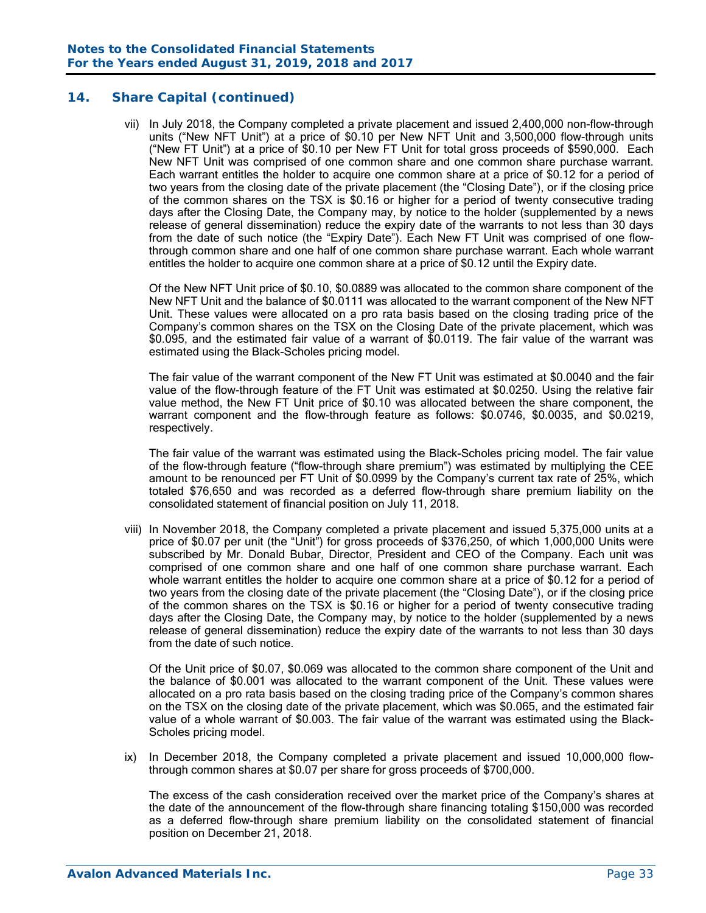## 14. Share Capital (continued)

vii) In July 2018, the Company completed a private placement and issued 2,400,000 non-flow-through units ("New NFT Unit") at a price of $0.10 per New NFT Unit and 3,500,000 flow-through units ("New FT Unit") at a price of $0.10 per New FT Unit for total gross proceeds of $590,000. Each New NFT Unit was comprised of one common share and one common share purchase warrant. Each warrant entitles the holder to acquire one common share at a price of $0.12 for a period of two years from the closing date of the private placement (the "Closing Date"), or if the closing price of the common shares on the TSX is $0.16 or higher for a period of twenty consecutive trading days after the Closing Date, the Company may, by notice to the holder (supplemented by a news release of general dissemination) reduce the expiry date of the warrants to not less than 30 days from the date of such notice (the "Expiry Date"). Each New FT Unit was comprised of one flow-through common share and one half of one common share purchase warrant. Each whole warrant entitles the holder to acquire one common share at a price of $0.12 until the Expiry date.

Of the New NFT Unit price of $0.10, $0.0889 was allocated to the common share component of the New NFT Unit and the balance of $0.0111 was allocated to the warrant component of the New NFT Unit. These values were allocated on a pro rata basis based on the closing trading price of the Company's common shares on the TSX on the Closing Date of the private placement, which was $0.095, and the estimated fair value of a warrant of $0.0119. The fair value of the warrant was estimated using the Black-Scholes pricing model.

The fair value of the warrant component of the New FT Unit was estimated at $0.0040 and the fair value of the flow-through feature of the FT Unit was estimated at $0.0250. Using the relative fair value method, the New FT Unit price of $0.10 was allocated between the share component, the warrant component and the flow-through feature as follows: $0.0746, $0.0035, and $0.0219, respectively.

The fair value of the warrant was estimated using the Black-Scholes pricing model. The fair value of the flow-through feature ("flow-through share premium") was estimated by multiplying the CEE amount to be renounced per FT Unit of $0.0999 by the Company's current tax rate of 25%, which totaled $76,650 and was recorded as a deferred flow-through share premium liability on the consolidated statement of financial position on July 11, 2018.

viii) In November 2018, the Company completed a private placement and issued 5,375,000 units at a price of $0.07 per unit (the "Unit") for gross proceeds of $376,250, of which 1,000,000 Units were subscribed by Mr. Donald Bubar, Director, President and CEO of the Company. Each unit was comprised of one common share and one half of one common share purchase warrant. Each whole warrant entitles the holder to acquire one common share at a price of $0.12 for a period of two years from the closing date of the private placement (the "Closing Date"), or if the closing price of the common shares on the TSX is $0.16 or higher for a period of twenty consecutive trading days after the Closing Date, the Company may, by notice to the holder (supplemented by a news release of general dissemination) reduce the expiry date of the warrants to not less than 30 days from the date of such notice.

Of the Unit price of $0.07, $0.069 was allocated to the common share component of the Unit and the balance of $0.001 was allocated to the warrant component of the Unit. These values were allocated on a pro rata basis based on the closing trading price of the Company's common shares on the TSX on the closing date of the private placement, which was $0.065, and the estimated fair value of a whole warrant of $0.003. The fair value of the warrant was estimated using the Black-Scholes pricing model.

ix) In December 2018, the Company completed a private placement and issued 10,000,000 flow-through common shares at $0.07 per share for gross proceeds of $700,000.

The excess of the cash consideration received over the market price of the Company's shares at the date of the announcement of the flow-through share financing totaling $150,000 was recorded as a deferred flow-through share premium liability on the consolidated statement of financial position on December 21, 2018.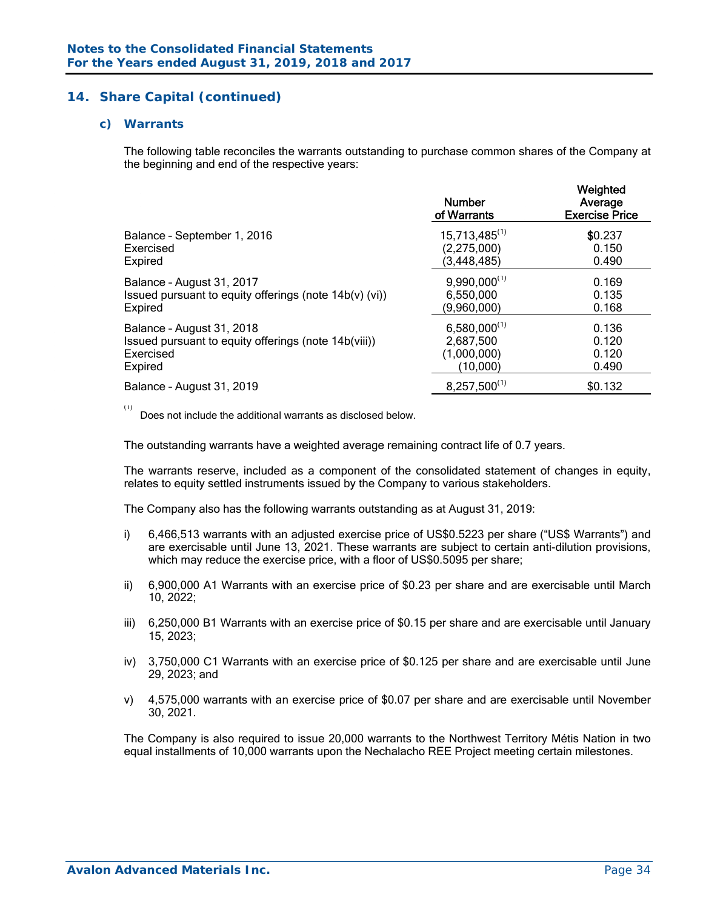## 14. Share Capital (continued)

### c) Warrants

The following table reconciles the warrants outstanding to purchase common shares of the Company at the beginning and end of the respective years:

| | Number of Warrants | Weighted Average Exercise Price |
|---|---|---|
| Balance – September 1, 2016 | 15,713,485[1] | $0.237 |
| Exercised | (2,275,000) | 0.150 |
| Expired | (3,448,485) | 0.490 |
| Balance – August 31, 2017 | 9,990,000[1] | 0.169 |
| Issued pursuant to equity offerings (note 14b(v) (vi)) | 6,550,000 | 0.135 |
| Expired | (9,960,000) | 0.168 |
| Balance – August 31, 2018 | 6,580,000[1] | 0.136 |
| Issued pursuant to equity offerings (note 14b(viii)) | 2,687,500 | 0.120 |
| Exercised | (1,000,000) | 0.120 |
| Expired | (10,000) | 0.490 |
| Balance – August 31, 2019 | 8,257,500[1] | $0.132 |

(1) Does not include the additional warrants as disclosed below.

The outstanding warrants have a weighted average remaining contract life of 0.7 years.

The warrants reserve, included as a component of the consolidated statement of changes in equity, relates to equity settled instruments issued by the Company to various stakeholders.

The Company also has the following warrants outstanding as at August 31, 2019:

i) 6,466,513 warrants with an adjusted exercise price of US$0.5223 per share ("US$ Warrants") and are exercisable until June 13, 2021. These warrants are subject to certain anti-dilution provisions, which may reduce the exercise price, with a floor of US$0.5095 per share;

ii) 6,900,000 A1 Warrants with an exercise price of $0.23 per share and are exercisable until March 10, 2022;

iii) 6,250,000 B1 Warrants with an exercise price of $0.15 per share and are exercisable until January 15, 2023;

iv) 3,750,000 C1 Warrants with an exercise price of $0.125 per share and are exercisable until June 29, 2023; and

v) 4,575,000 warrants with an exercise price of $0.07 per share and are exercisable until November 30, 2021.

The Company is also required to issue 20,000 warrants to the Northwest Territory Métis Nation in two equal installments of 10,000 warrants upon the Nechalacho REE Project meeting certain milestones.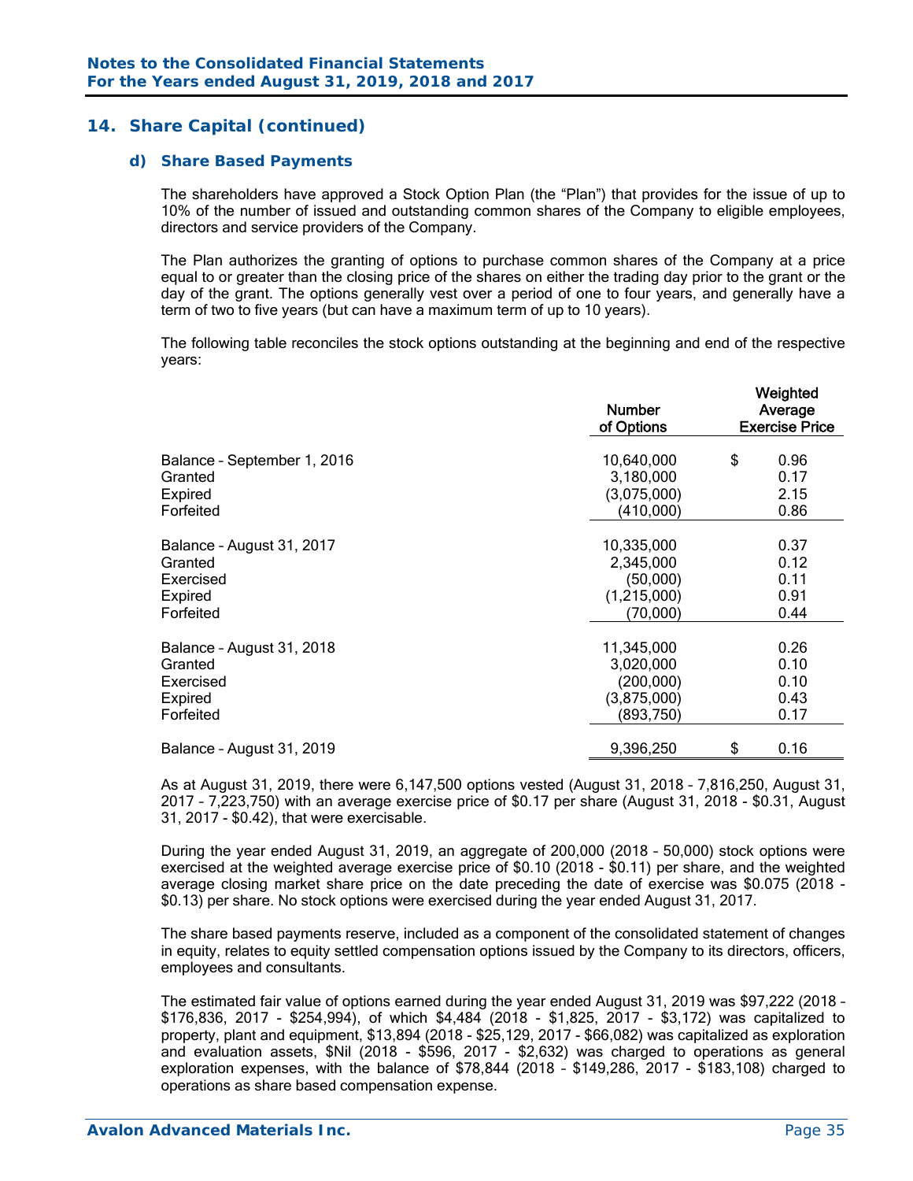## 14. Share Capital (continued)

### d) Share Based Payments

The shareholders have approved a Stock Option Plan (the "Plan") that provides for the issue of up to 10% of the number of issued and outstanding common shares of the Company to eligible employees, directors and service providers of the Company.

The Plan authorizes the granting of options to purchase common shares of the Company at a price equal to or greater than the closing price of the shares on either the trading day prior to the grant or the day of the grant. The options generally vest over a period of one to four years, and generally have a term of two to five years (but can have a maximum term of up to 10 years).

The following table reconciles the stock options outstanding at the beginning and end of the respective years:

| | Number of Options | Weighted Average Exercise Price |
|---|---|---|
| Balance – September 1, 2016 | 10,640,000 | $ 0.96 |
| Granted | 3,180,000 | 0.17 |
| Expired | (3,075,000) | 2.15 |
| Forfeited | (410,000) | 0.86 |
| Balance – August 31, 2017 | 10,335,000 | 0.37 |
| Granted | 2,345,000 | 0.12 |
| Exercised | (50,000) | 0.11 |
| Expired | (1,215,000) | 0.91 |
| Forfeited | (70,000) | 0.44 |
| Balance – August 31, 2018 | 11,345,000 | 0.26 |
| Granted | 3,020,000 | 0.10 |
| Exercised | (200,000) | 0.10 |
| Expired | (3,875,000) | 0.43 |
| Forfeited | (893,750) | 0.17 |
| Balance – August 31, 2019 | 9,396,250 | $ 0.16 |

As at August 31, 2019, there were 6,147,500 options vested (August 31, 2018 – 7,816,250, August 31, 2017 – 7,223,750) with an average exercise price of $0.17 per share (August 31, 2018 - $0.31, August 31, 2017 - $0.42), that were exercisable.

During the year ended August 31, 2019, an aggregate of 200,000 (2018 – 50,000) stock options were exercised at the weighted average exercise price of $0.10 (2018 - $0.11) per share, and the weighted average closing market share price on the date preceding the date of exercise was $0.075 (2018 - $0.13) per share. No stock options were exercised during the year ended August 31, 2017.

The share based payments reserve, included as a component of the consolidated statement of changes in equity, relates to equity settled compensation options issued by the Company to its directors, officers, employees and consultants.

The estimated fair value of options earned during the year ended August 31, 2019 was $97,222 (2018 – $176,836, 2017 - $254,994), of which $4,484 (2018 - $1,825, 2017 - $3,172) was capitalized to property, plant and equipment, $13,894 (2018 - $25,129, 2017 - $66,082) was capitalized as exploration and evaluation assets, $Nil (2018 - $596, 2017 - $2,632) was charged to operations as general exploration expenses, with the balance of $78,844 (2018 – $149,286, 2017 - $183,108) charged to operations as share based compensation expense.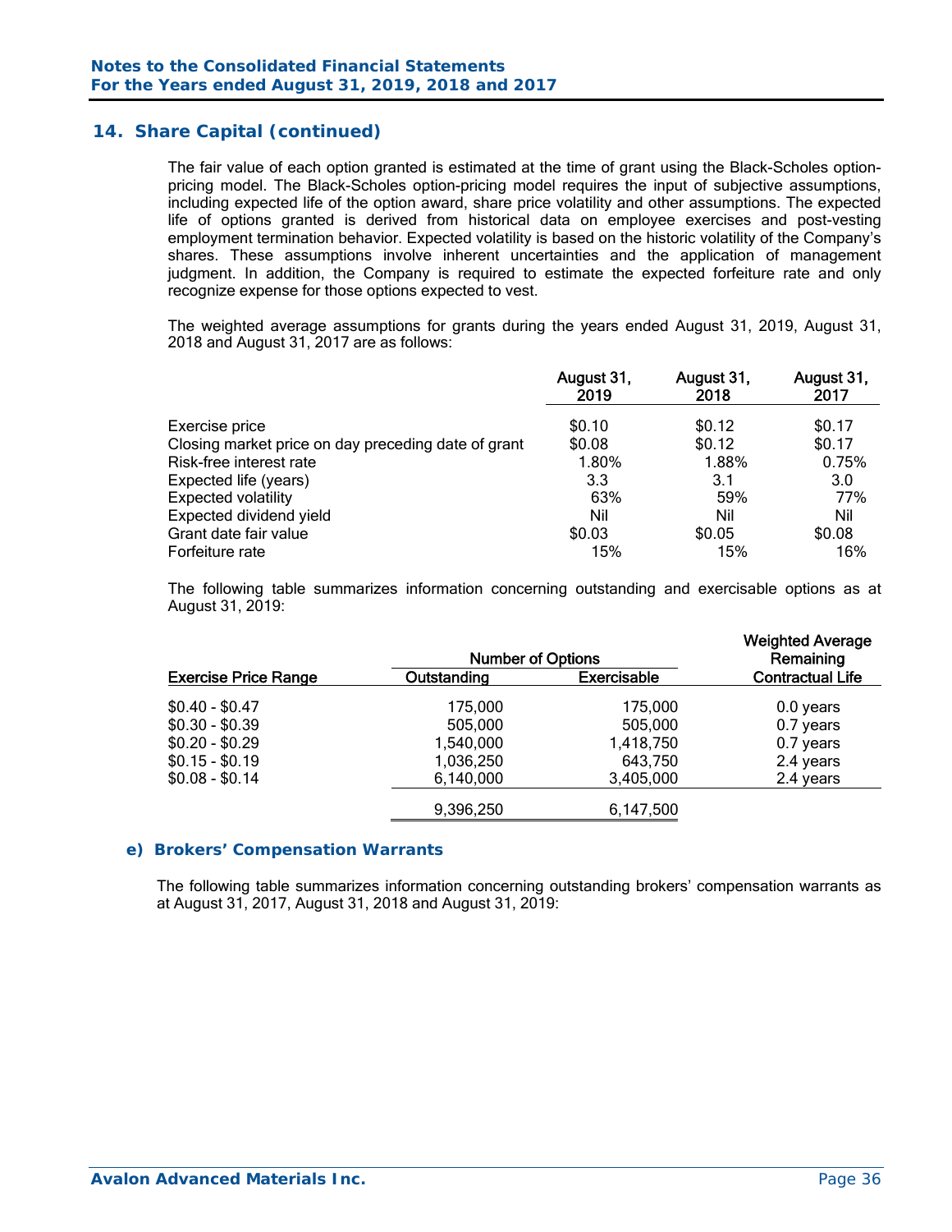## 14. Share Capital (continued)

The fair value of each option granted is estimated at the time of grant using the Black-Scholes option-pricing model. The Black-Scholes option-pricing model requires the input of subjective assumptions, including expected life of the option award, share price volatility and other assumptions. The expected life of options granted is derived from historical data on employee exercises and post-vesting employment termination behavior. Expected volatility is based on the historic volatility of the Company's shares. These assumptions involve inherent uncertainties and the application of management judgment. In addition, the Company is required to estimate the expected forfeiture rate and only recognize expense for those options expected to vest.

The weighted average assumptions for grants during the years ended August 31, 2019, August 31, 2018 and August 31, 2017 are as follows:

| | August 31, 2019 | August 31, 2018 | August 31, 2017 |
|---|---|---|---|
| Exercise price | $0.10 | $0.12 | $0.17 |
| Closing market price on day preceding date of grant | $0.08 | $0.12 | $0.17 |
| Risk-free interest rate | 1.80% | 1.88% | 0.75% |
| Expected life (years) | 3.3 | 3.1 | 3.0 |
| Expected volatility | 63% | 59% | 77% |
| Expected dividend yield | Nil | Nil | Nil |
| Grant date fair value | $0.03 | $0.05 | $0.08 |
| Forfeiture rate | 15% | 15% | 16% |

The following table summarizes information concerning outstanding and exercisable options as at August 31, 2019:

| | Number of Options | | Weighted Average Remaining |
|---|---|---|---|
| Exercise Price Range | Outstanding | Exercisable | Contractual Life |
| $0.40 - $0.47 | 175,000 | 175,000 | 0.0 years |
| $0.30 - $0.39 | 505,000 | 505,000 | 0.7 years |
| $0.20 - $0.29 | 1,540,000 | 1,418,750 | 0.7 years |
| $0.15 - $0.19 | 1,036,250 | 643,750 | 2.4 years |
| $0.08 - $0.14 | 6,140,000 | 3,405,000 | 2.4 years |
| | 9,396,250 | 6,147,500 | |

### e) Brokers' Compensation Warrants

The following table summarizes information concerning outstanding brokers' compensation warrants as at August 31, 2017, August 31, 2018 and August 31, 2019: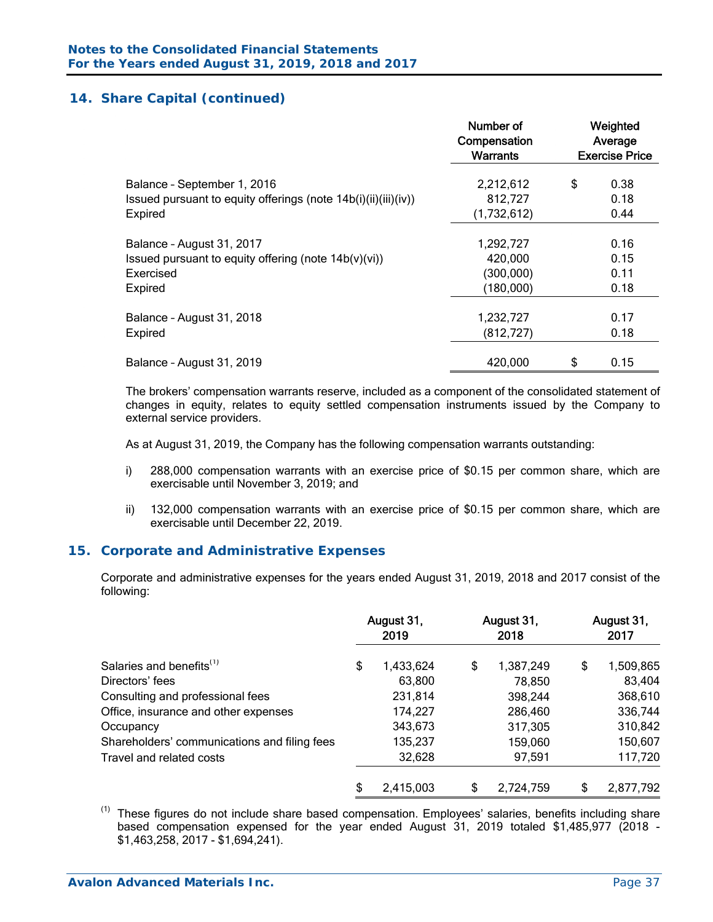## 14. Share Capital (continued)

| | Number of Compensation Warrants | Weighted Average Exercise Price |
|---|---|---|
| Balance – September 1, 2016 | 2,212,612 | $ 0.38 |
| Issued pursuant to equity offerings (note 14b(i)(ii)(iii)(iv)) | 812,727 | 0.18 |
| Expired | (1,732,612) | 0.44 |
| Balance – August 31, 2017 | 1,292,727 | 0.16 |
| Issued pursuant to equity offering (note 14b(v)(vi)) | 420,000 | 0.15 |
| Exercised | (300,000) | 0.11 |
| Expired | (180,000) | 0.18 |
| Balance – August 31, 2018 | 1,232,727 | 0.17 |
| Expired | (812,727) | 0.18 |
| Balance – August 31, 2019 | 420,000 | $ 0.15 |

The brokers' compensation warrants reserve, included as a component of the consolidated statement of changes in equity, relates to equity settled compensation instruments issued by the Company to external service providers.

As at August 31, 2019, the Company has the following compensation warrants outstanding:

i) 288,000 compensation warrants with an exercise price of $0.15 per common share, which are exercisable until November 3, 2019; and

ii) 132,000 compensation warrants with an exercise price of $0.15 per common share, which are exercisable until December 22, 2019.

## 15. Corporate and Administrative Expenses

Corporate and administrative expenses for the years ended August 31, 2019, 2018 and 2017 consist of the following:

| | August 31, 2019 | August 31, 2018 | August 31, 2017 |
|---|---|---|---|
| Salaries and benefits[1] | $ 1,433,624 | $ 1,387,249 | $ 1,509,865 |
| Directors' fees | 63,800 | 78,850 | 83,404 |
| Consulting and professional fees | 231,814 | 398,244 | 368,610 |
| Office, insurance and other expenses | 174,227 | 286,460 | 336,744 |
| Occupancy | 343,673 | 317,305 | 310,842 |
| Shareholders' communications and filing fees | 135,237 | 159,060 | 150,607 |
| Travel and related costs | 32,628 | 97,591 | 117,720 |
| | $ 2,415,003 | $ 2,724,759 | $ 2,877,792 |

[1] These figures do not include share based compensation. Employees' salaries, benefits including share based compensation expensed for the year ended August 31, 2019 totaled $1,485,977 (2018 - $1,463,258, 2017 - $1,694,241).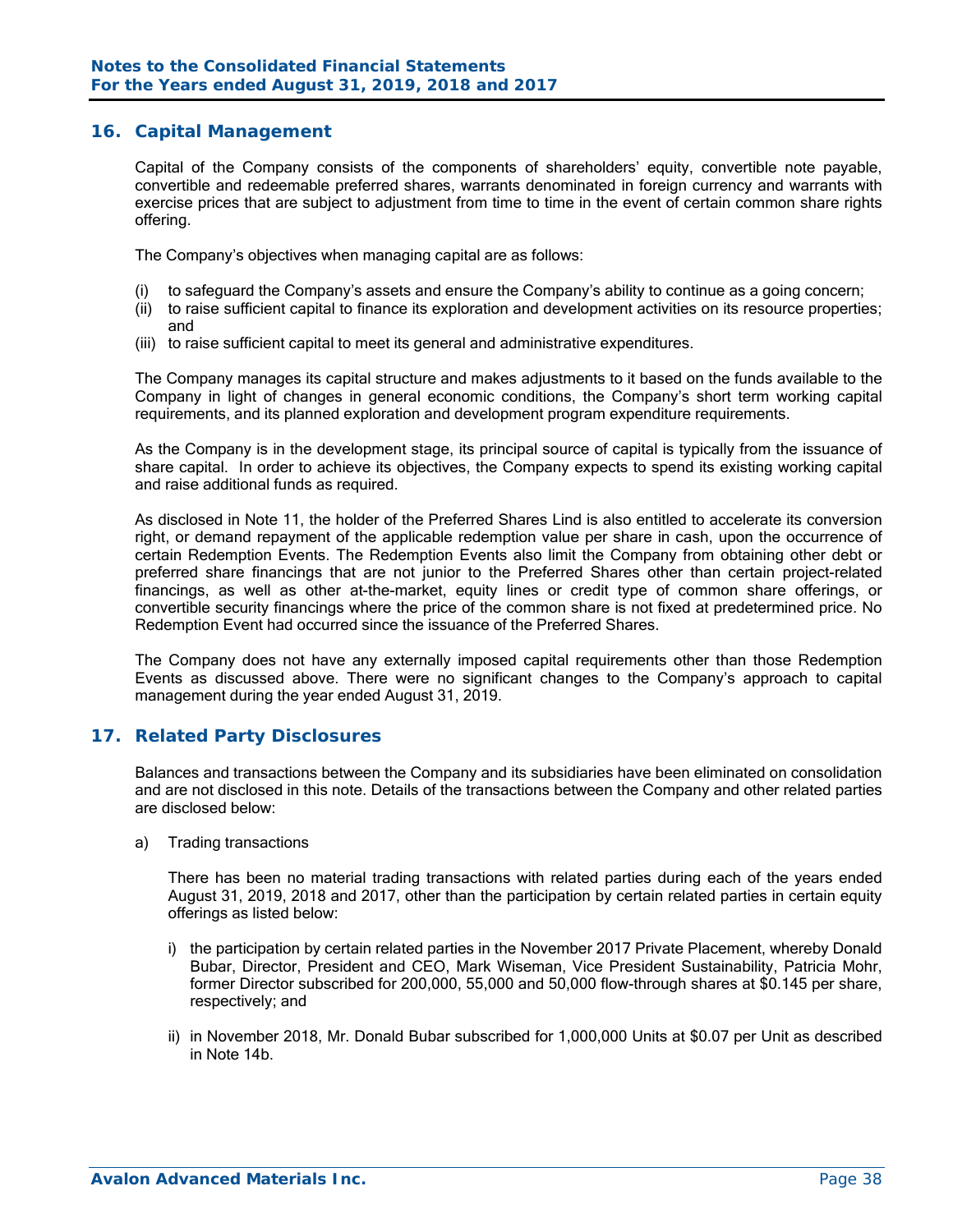## 16. Capital Management

Capital of the Company consists of the components of shareholders' equity, convertible note payable, convertible and redeemable preferred shares, warrants denominated in foreign currency and warrants with exercise prices that are subject to adjustment from time to time in the event of certain common share rights offering.

The Company's objectives when managing capital are as follows:

(i) to safeguard the Company's assets and ensure the Company's ability to continue as a going concern;
(ii) to raise sufficient capital to finance its exploration and development activities on its resource properties; and
(iii) to raise sufficient capital to meet its general and administrative expenditures.

The Company manages its capital structure and makes adjustments to it based on the funds available to the Company in light of changes in general economic conditions, the Company's short term working capital requirements, and its planned exploration and development program expenditure requirements.

As the Company is in the development stage, its principal source of capital is typically from the issuance of share capital. In order to achieve its objectives, the Company expects to spend its existing working capital and raise additional funds as required.

As disclosed in Note 11, the holder of the Preferred Shares Lind is also entitled to accelerate its conversion right, or demand repayment of the applicable redemption value per share in cash, upon the occurrence of certain Redemption Events. The Redemption Events also limit the Company from obtaining other debt or preferred share financings that are not junior to the Preferred Shares other than certain project-related financings, as well as other at-the-market, equity lines or credit type of common share offerings, or convertible security financings where the price of the common share is not fixed at predetermined price. No Redemption Event had occurred since the issuance of the Preferred Shares.

The Company does not have any externally imposed capital requirements other than those Redemption Events as discussed above. There were no significant changes to the Company's approach to capital management during the year ended August 31, 2019.

## 17. Related Party Disclosures

Balances and transactions between the Company and its subsidiaries have been eliminated on consolidation and are not disclosed in this note. Details of the transactions between the Company and other related parties are disclosed below:

a) Trading transactions

There has been no material trading transactions with related parties during each of the years ended August 31, 2019, 2018 and 2017, other than the participation by certain related parties in certain equity offerings as listed below:

i) the participation by certain related parties in the November 2017 Private Placement, whereby Donald Bubar, Director, President and CEO, Mark Wiseman, Vice President Sustainability, Patricia Mohr, former Director subscribed for 200,000, 55,000 and 50,000 flow-through shares at $0.145 per share, respectively; and

ii) in November 2018, Mr. Donald Bubar subscribed for 1,000,000 Units at $0.07 per Unit as described in Note 14b.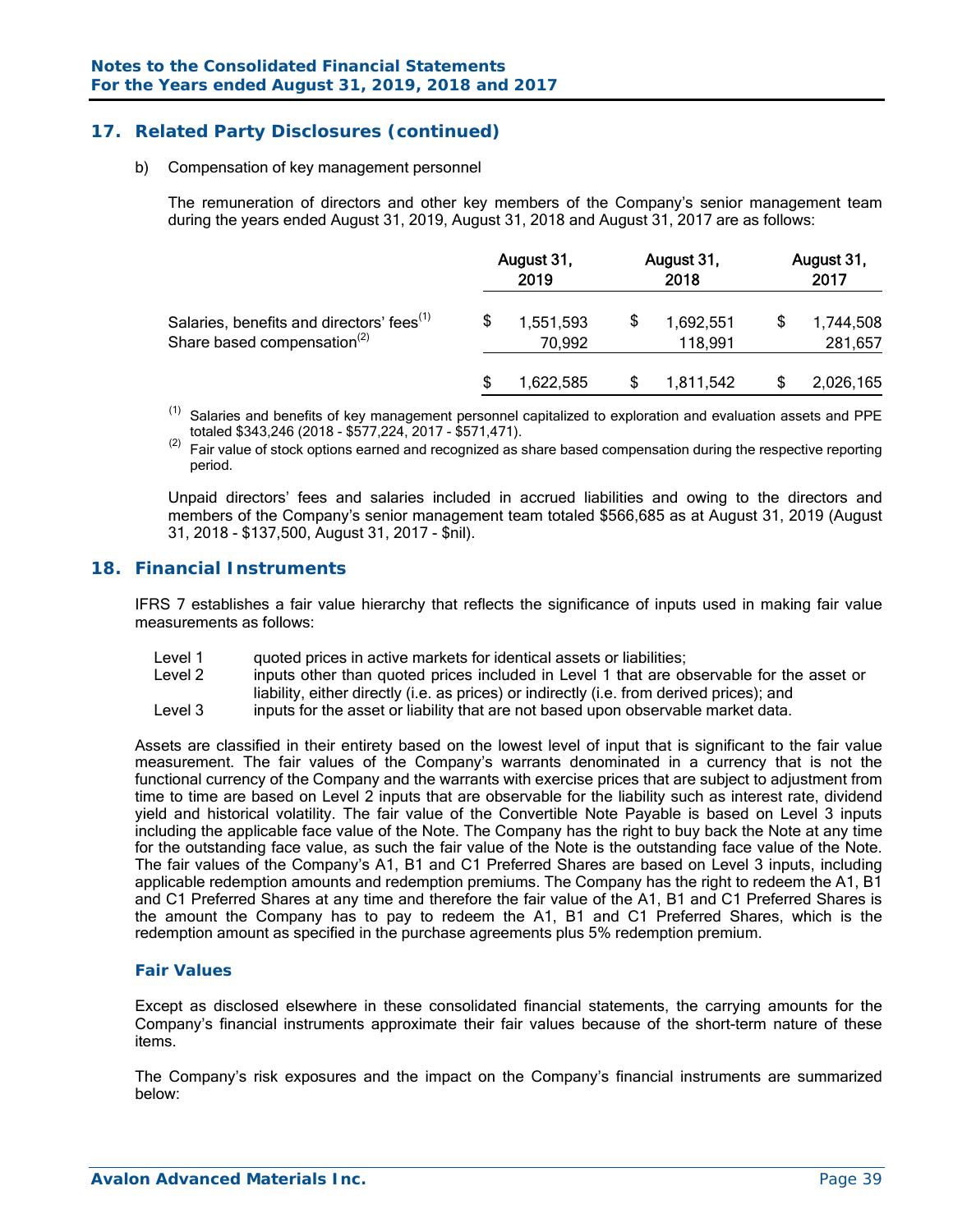## 17. Related Party Disclosures (continued)

b) Compensation of key management personnel

The remuneration of directors and other key members of the Company's senior management team during the years ended August 31, 2019, August 31, 2018 and August 31, 2017 are as follows:

| | August 31, 2019 | August 31, 2018 | August 31, 2017 |
|---|---|---|---|
| Salaries, benefits and directors' fees[(1)] | $ 1,551,593 | $ 1,692,551 | $ 1,744,508 |
| Share based compensation[(2)] | 70,992 | 118,991 | 281,657 |
| | $ 1,622,585 | $ 1,811,542 | $ 2,026,165 |

(1) Salaries and benefits of key management personnel capitalized to exploration and evaluation assets and PPE totaled $343,246 (2018 - $577,224, 2017 - $571,471).

(2) Fair value of stock options earned and recognized as share based compensation during the respective reporting period.

Unpaid directors' fees and salaries included in accrued liabilities and owing to the directors and members of the Company's senior management team totaled $566,685 as at August 31, 2019 (August 31, 2018 - $137,500, August 31, 2017 - $nil).

## 18. Financial Instruments

IFRS 7 establishes a fair value hierarchy that reflects the significance of inputs used in making fair value measurements as follows:

- Level 1 quoted prices in active markets for identical assets or liabilities;
- Level 2 inputs other than quoted prices included in Level 1 that are observable for the asset or liability, either directly (i.e. as prices) or indirectly (i.e. from derived prices); and
- Level 3 inputs for the asset or liability that are not based upon observable market data.

Assets are classified in their entirety based on the lowest level of input that is significant to the fair value measurement. The fair values of the Company's warrants denominated in a currency that is not the functional currency of the Company and the warrants with exercise prices that are subject to adjustment from time to time are based on Level 2 inputs that are observable for the liability such as interest rate, dividend yield and historical volatility. The fair value of the Convertible Note Payable is based on Level 3 inputs including the applicable face value of the Note. The Company has the right to buy back the Note at any time for the outstanding face value, as such the fair value of the Note is the outstanding face value of the Note. The fair values of the Company's A1, B1 and C1 Preferred Shares are based on Level 3 inputs, including applicable redemption amounts and redemption premiums. The Company has the right to redeem the A1, B1 and C1 Preferred Shares at any time and therefore the fair value of the A1, B1 and C1 Preferred Shares is the amount the Company has to pay to redeem the A1, B1 and C1 Preferred Shares, which is the redemption amount as specified in the purchase agreements plus 5% redemption premium.

### Fair Values

Except as disclosed elsewhere in these consolidated financial statements, the carrying amounts for the Company's financial instruments approximate their fair values because of the short-term nature of these items.

The Company's risk exposures and the impact on the Company's financial instruments are summarized below: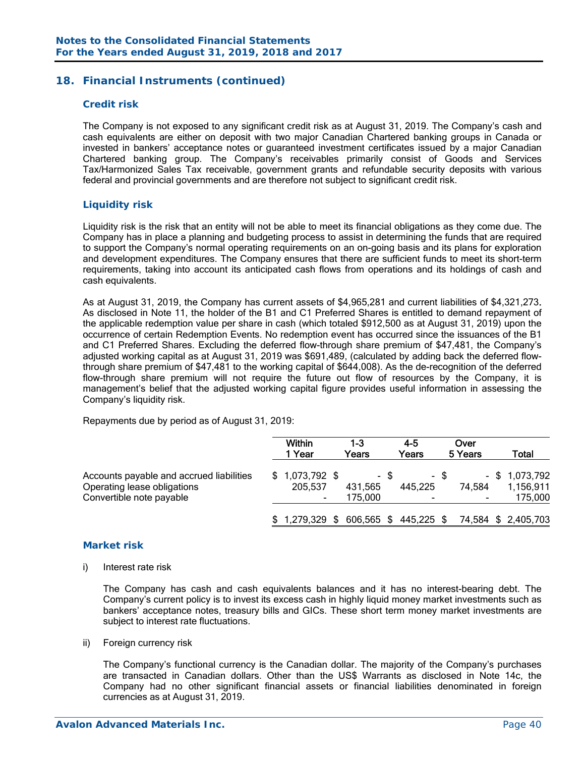## 18. Financial Instruments (continued)

### Credit risk

The Company is not exposed to any significant credit risk as at August 31, 2019. The Company's cash and cash equivalents are either on deposit with two major Canadian Chartered banking groups in Canada or invested in bankers' acceptance notes or guaranteed investment certificates issued by a major Canadian Chartered banking group. The Company's receivables primarily consist of Goods and Services Tax/Harmonized Sales Tax receivable, government grants and refundable security deposits with various federal and provincial governments and are therefore not subject to significant credit risk.

### Liquidity risk

Liquidity risk is the risk that an entity will not be able to meet its financial obligations as they come due. The Company has in place a planning and budgeting process to assist in determining the funds that are required to support the Company's normal operating requirements on an on-going basis and its plans for exploration and development expenditures. The Company ensures that there are sufficient funds to meet its short-term requirements, taking into account its anticipated cash flows from operations and its holdings of cash and cash equivalents.

As at August 31, 2019, the Company has current assets of $4,965,281 and current liabilities of $4,321,273. As disclosed in Note 11, the holder of the B1 and C1 Preferred Shares is entitled to demand repayment of the applicable redemption value per share in cash (which totaled $912,500 as at August 31, 2019) upon the occurrence of certain Redemption Events. No redemption event has occurred since the issuances of the B1 and C1 Preferred Shares. Excluding the deferred flow-through share premium of $47,481, the Company's adjusted working capital as at August 31, 2019 was $691,489, (calculated by adding back the deferred flow-through share premium of $47,481 to the working capital of $644,008). As the de-recognition of the deferred flow-through share premium will not require the future out flow of resources by the Company, it is management's belief that the adjusted working capital figure provides useful information in assessing the Company's liquidity risk.

Repayments due by period as of August 31, 2019:

| | Within 1 Year | 1-3 Years | 4-5 Years | Over 5 Years | Total |
|---|---|---|---|---|---|
| Accounts payable and accrued liabilities | $ 1,073,792 | $ - | $ - | $ - | $ 1,073,792 |
| Operating lease obligations | 205,537 | 431,565 | 445,225 | 74,584 | 1,156,911 |
| Convertible note payable | - | 175,000 | - | - | 175,000 |
| | $ 1,279,329 | $ 606,565 | $ 445,225 | $ 74,584 | $ 2,405,703 |

### Market risk

i) Interest rate risk

The Company has cash and cash equivalents balances and it has no interest-bearing debt. The Company's current policy is to invest its excess cash in highly liquid money market investments such as bankers' acceptance notes, treasury bills and GICs. These short term money market investments are subject to interest rate fluctuations.

ii) Foreign currency risk

The Company's functional currency is the Canadian dollar. The majority of the Company's purchases are transacted in Canadian dollars. Other than the US$ Warrants as disclosed in Note 14c, the Company had no other significant financial assets or financial liabilities denominated in foreign currencies as at August 31, 2019.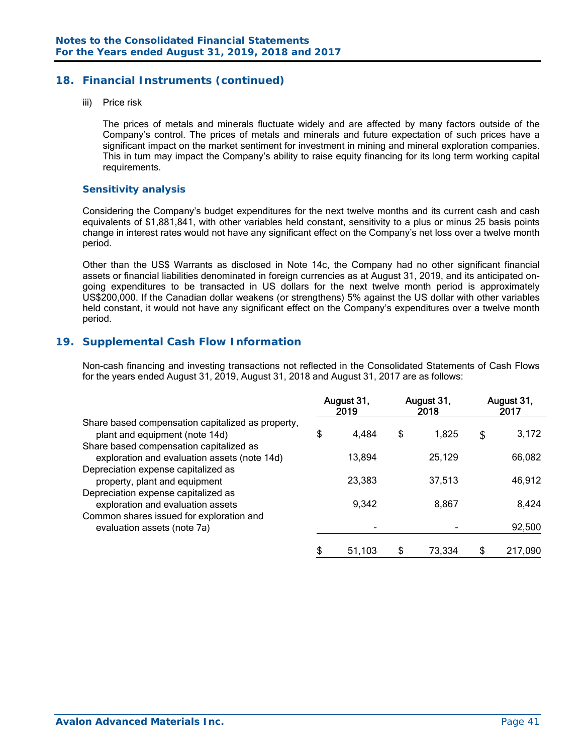## 18. Financial Instruments (continued)

iii) Price risk

The prices of metals and minerals fluctuate widely and are affected by many factors outside of the Company's control. The prices of metals and minerals and future expectation of such prices have a significant impact on the market sentiment for investment in mining and mineral exploration companies. This in turn may impact the Company's ability to raise equity financing for its long term working capital requirements.

### Sensitivity analysis

Considering the Company's budget expenditures for the next twelve months and its current cash and cash equivalents of $1,881,841, with other variables held constant, sensitivity to a plus or minus 25 basis points change in interest rates would not have any significant effect on the Company's net loss over a twelve month period.

Other than the US$ Warrants as disclosed in Note 14c, the Company had no other significant financial assets or financial liabilities denominated in foreign currencies as at August 31, 2019, and its anticipated on-going expenditures to be transacted in US dollars for the next twelve month period is approximately US$200,000. If the Canadian dollar weakens (or strengthens) 5% against the US dollar with other variables held constant, it would not have any significant effect on the Company's expenditures over a twelve month period.

## 19. Supplemental Cash Flow Information

Non-cash financing and investing transactions not reflected in the Consolidated Statements of Cash Flows for the years ended August 31, 2019, August 31, 2018 and August 31, 2017 are as follows:

| | August 31, 2019 | August 31, 2018 | August 31, 2017 |
|---|---|---|---|
| Share based compensation capitalized as property, plant and equipment (note 14d) | $ 4,484 | $ 1,825 | $ 3,172 |
| Share based compensation capitalized as exploration and evaluation assets (note 14d) | 13,894 | 25,129 | 66,082 |
| Depreciation expense capitalized as property, plant and equipment | 23,383 | 37,513 | 46,912 |
| Depreciation expense capitalized as exploration and evaluation assets | 9,342 | 8,867 | 8,424 |
| Common shares issued for exploration and evaluation assets (note 7a) | - | - | 92,500 |
| | $ 51,103 | $ 73,334 | $ 217,090 |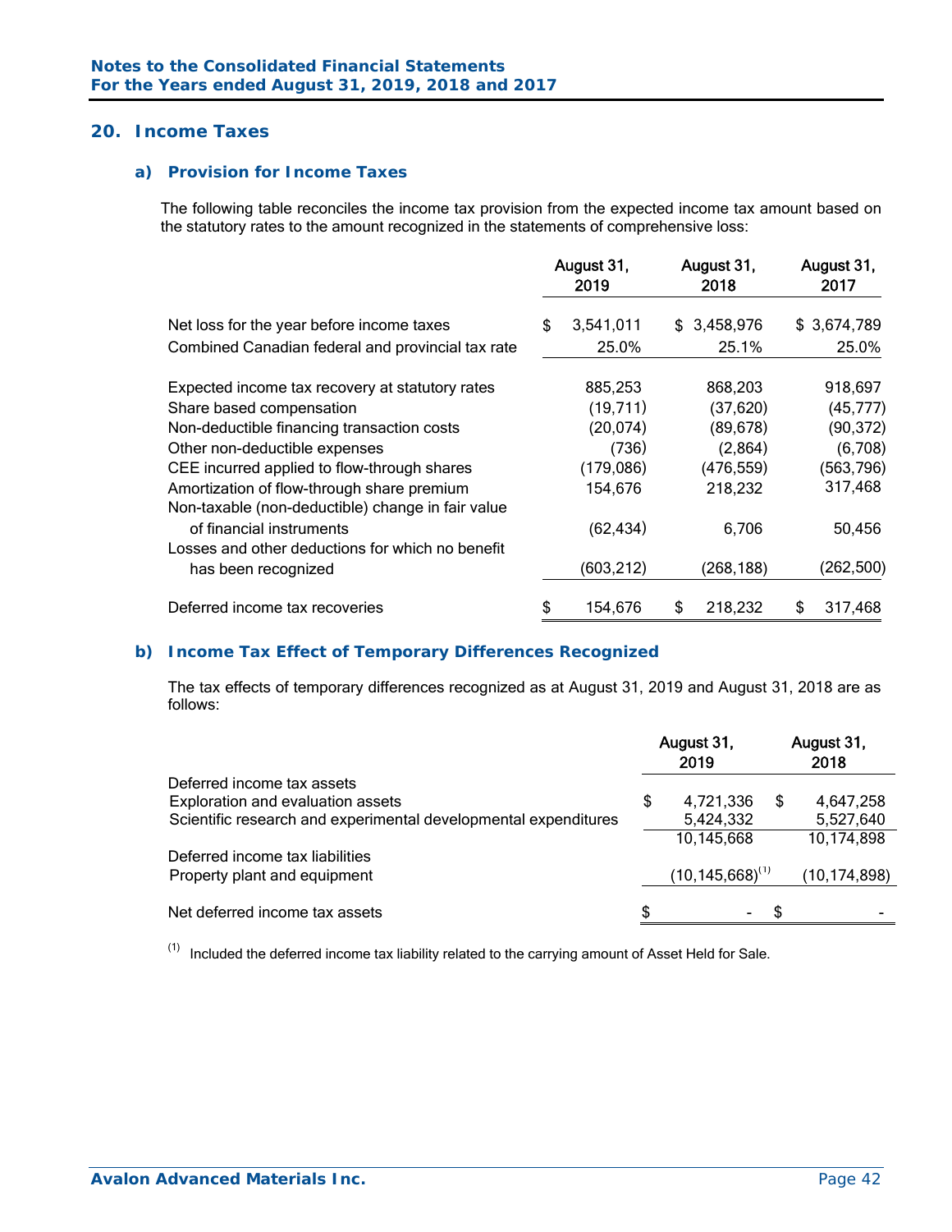## 20. Income Taxes

### a) Provision for Income Taxes

The following table reconciles the income tax provision from the expected income tax amount based on the statutory rates to the amount recognized in the statements of comprehensive loss:

| | August 31, 2019 | August 31, 2018 | August 31, 2017 |
|---|---|---|---|
| Net loss for the year before income taxes | $ 3,541,011 | $ 3,458,976 | $ 3,674,789 |
| Combined Canadian federal and provincial tax rate | 25.0% | 25.1% | 25.0% |
| Expected income tax recovery at statutory rates | 885,253 | 868,203 | 918,697 |
| Share based compensation | (19,711) | (37,620) | (45,777) |
| Non-deductible financing transaction costs | (20,074) | (89,678) | (90,372) |
| Other non-deductible expenses | (736) | (2,864) | (6,708) |
| CEE incurred applied to flow-through shares | (179,086) | (476,559) | (563,796) |
| Amortization of flow-through share premium | 154,676 | 218,232 | 317,468 |
| Non-taxable (non-deductible) change in fair value of financial instruments | (62,434) | 6,706 | 50,456 |
| Losses and other deductions for which no benefit has been recognized | (603,212) | (268,188) | (262,500) |
| Deferred income tax recoveries | $ 154,676 | $ 218,232 | $ 317,468 |

### b) Income Tax Effect of Temporary Differences Recognized

The tax effects of temporary differences recognized as at August 31, 2019 and August 31, 2018 are as follows:

| | August 31, 2019 | August 31, 2018 |
|---|---|---|
| Deferred income tax assets | | |
| Exploration and evaluation assets | $ 4,721,336 | $ 4,647,258 |
| Scientific research and experimental developmental expenditures | 5,424,332 | 5,527,640 |
| | 10,145,668 | 10,174,898 |
| Deferred income tax liabilities | | |
| Property plant and equipment | (10,145,668)[1] | (10,174,898) |
| Net deferred income tax assets | $ - | $ - |

[1] Included the deferred income tax liability related to the carrying amount of Asset Held for Sale.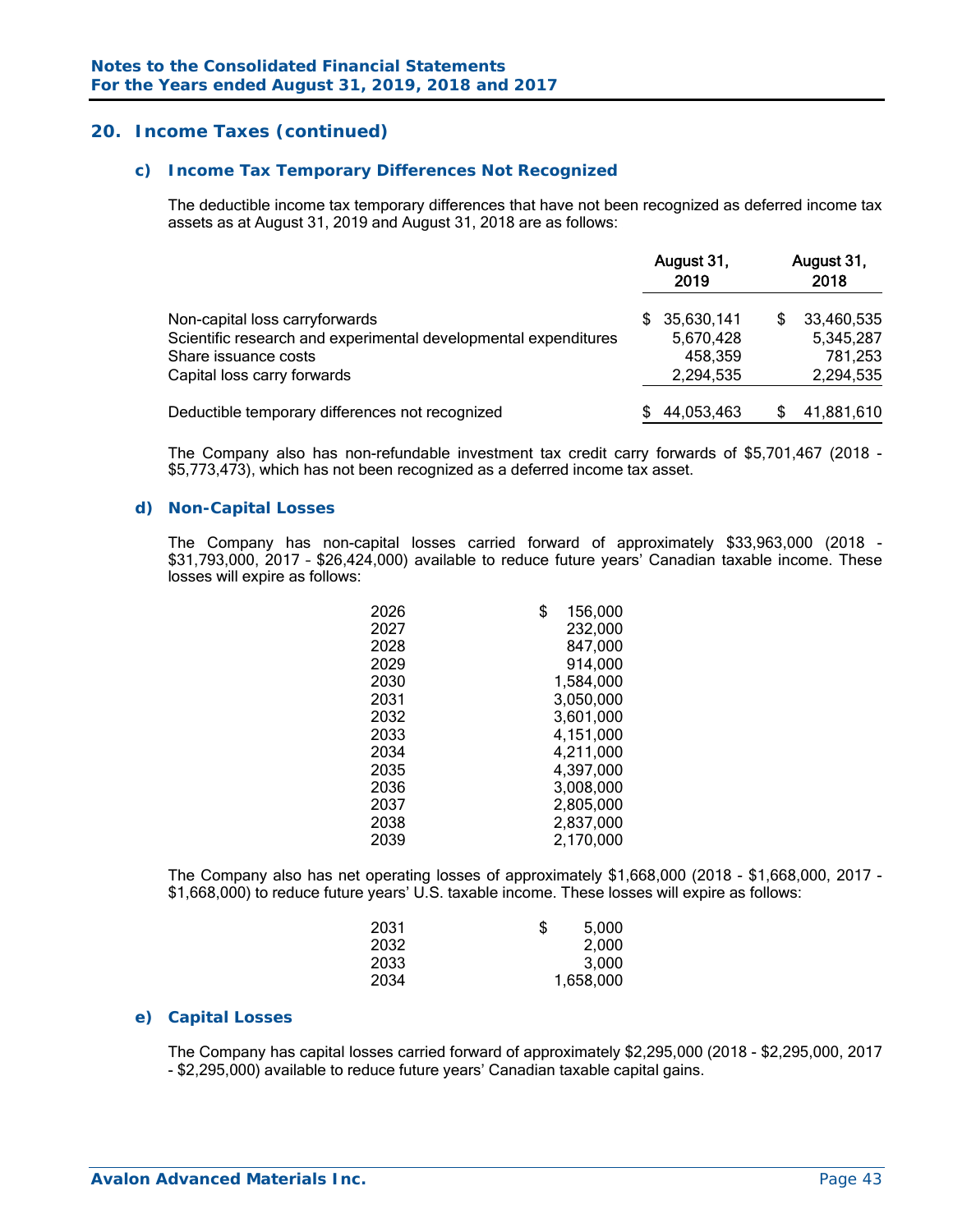## 20. Income Taxes (continued)

### c) Income Tax Temporary Differences Not Recognized

The deductible income tax temporary differences that have not been recognized as deferred income tax assets as at August 31, 2019 and August 31, 2018 are as follows:

| | August 31, 2019 | August 31, 2018 |
|---|---|---|
| Non-capital loss carryforwards | $ 35,630,141 | $ 33,460,535 |
| Scientific research and experimental developmental expenditures | 5,670,428 | 5,345,287 |
| Share issuance costs | 458,359 | 781,253 |
| Capital loss carry forwards | 2,294,535 | 2,294,535 |
| Deductible temporary differences not recognized | $ 44,053,463 | $ 41,881,610 |

The Company also has non-refundable investment tax credit carry forwards of $5,701,467 (2018 - $5,773,473), which has not been recognized as a deferred income tax asset.

### d) Non-Capital Losses

The Company has non-capital losses carried forward of approximately $33,963,000 (2018 - $31,793,000, 2017 – $26,424,000) available to reduce future years' Canadian taxable income. These losses will expire as follows:

| | |
|---|---|
| 2026 | $ 156,000 |
| 2027 | 232,000 |
| 2028 | 847,000 |
| 2029 | 914,000 |
| 2030 | 1,584,000 |
| 2031 | 3,050,000 |
| 2032 | 3,601,000 |
| 2033 | 4,151,000 |
| 2034 | 4,211,000 |
| 2035 | 4,397,000 |
| 2036 | 3,008,000 |
| 2037 | 2,805,000 |
| 2038 | 2,837,000 |
| 2039 | 2,170,000 |

The Company also has net operating losses of approximately $1,668,000 (2018 - $1,668,000, 2017 - $1,668,000) to reduce future years' U.S. taxable income. These losses will expire as follows:

| | |
|---|---|
| 2031 | $ 5,000 |
| 2032 | 2,000 |
| 2033 | 3,000 |
| 2034 | 1,658,000 |

### e) Capital Losses

The Company has capital losses carried forward of approximately $2,295,000 (2018 - $2,295,000, 2017 - $2,295,000) available to reduce future years' Canadian taxable capital gains.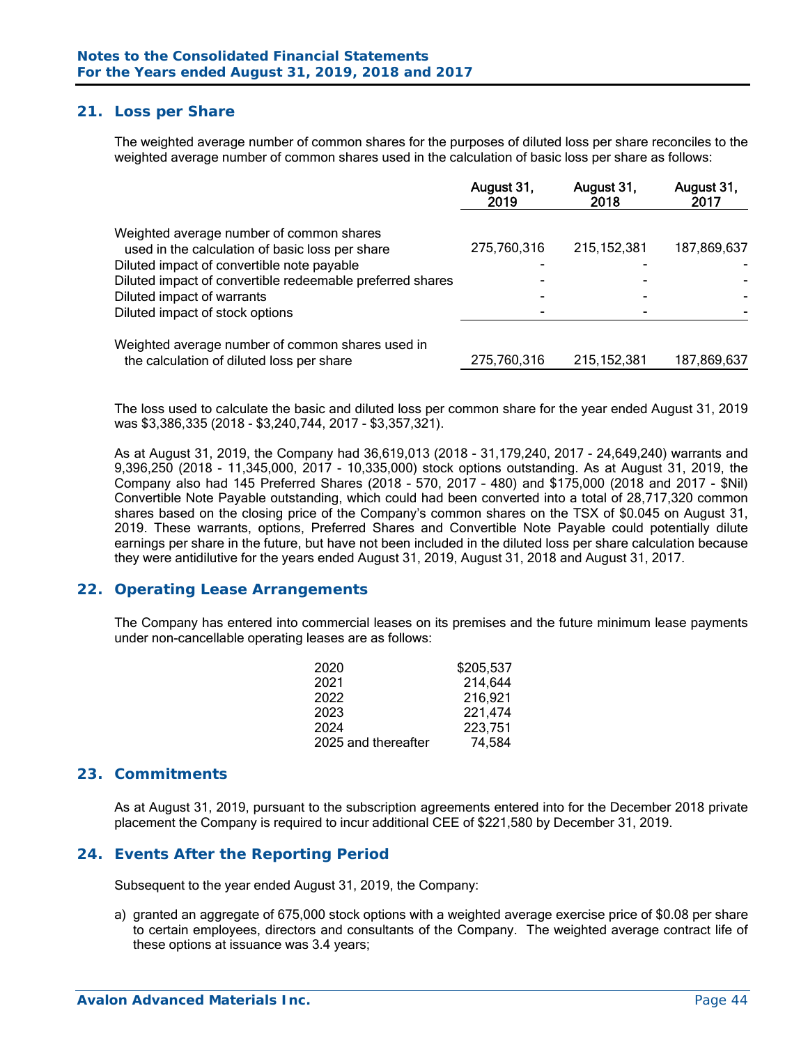## 21. Loss per Share

The weighted average number of common shares for the purposes of diluted loss per share reconciles to the weighted average number of common shares used in the calculation of basic loss per share as follows:

| | August 31, 2019 | August 31, 2018 | August 31, 2017 |
|---|---|---|---|
| Weighted average number of common shares used in the calculation of basic loss per share | 275,760,316 | 215,152,381 | 187,869,637 |
| Diluted impact of convertible note payable | - | - | - |
| Diluted impact of convertible redeemable preferred shares | - | - | - |
| Diluted impact of warrants | - | - | - |
| Diluted impact of stock options | - | - | - |
| Weighted average number of common shares used in the calculation of diluted loss per share | 275,760,316 | 215,152,381 | 187,869,637 |

The loss used to calculate the basic and diluted loss per common share for the year ended August 31, 2019 was $3,386,335 (2018 - $3,240,744, 2017 - $3,357,321).

As at August 31, 2019, the Company had 36,619,013 (2018 - 31,179,240, 2017 - 24,649,240) warrants and 9,396,250 (2018 - 11,345,000, 2017 - 10,335,000) stock options outstanding. As at August 31, 2019, the Company also had 145 Preferred Shares (2018 – 570, 2017 – 480) and $175,000 (2018 and 2017 - $Nil) Convertible Note Payable outstanding, which could had been converted into a total of 28,717,320 common shares based on the closing price of the Company's common shares on the TSX of $0.045 on August 31, 2019. These warrants, options, Preferred Shares and Convertible Note Payable could potentially dilute earnings per share in the future, but have not been included in the diluted loss per share calculation because they were antidilutive for the years ended August 31, 2019, August 31, 2018 and August 31, 2017.

## 22. Operating Lease Arrangements

The Company has entered into commercial leases on its premises and the future minimum lease payments under non-cancellable operating leases are as follows:

| | |
|---|---|
| 2020 | $205,537 |
| 2021 | 214,644 |
| 2022 | 216,921 |
| 2023 | 221,474 |
| 2024 | 223,751 |
| 2025 and thereafter | 74,584 |

## 23. Commitments

As at August 31, 2019, pursuant to the subscription agreements entered into for the December 2018 private placement the Company is required to incur additional CEE of $221,580 by December 31, 2019.

## 24. Events After the Reporting Period

Subsequent to the year ended August 31, 2019, the Company:

a) granted an aggregate of 675,000 stock options with a weighted average exercise price of $0.08 per share to certain employees, directors and consultants of the Company. The weighted average contract life of these options at issuance was 3.4 years;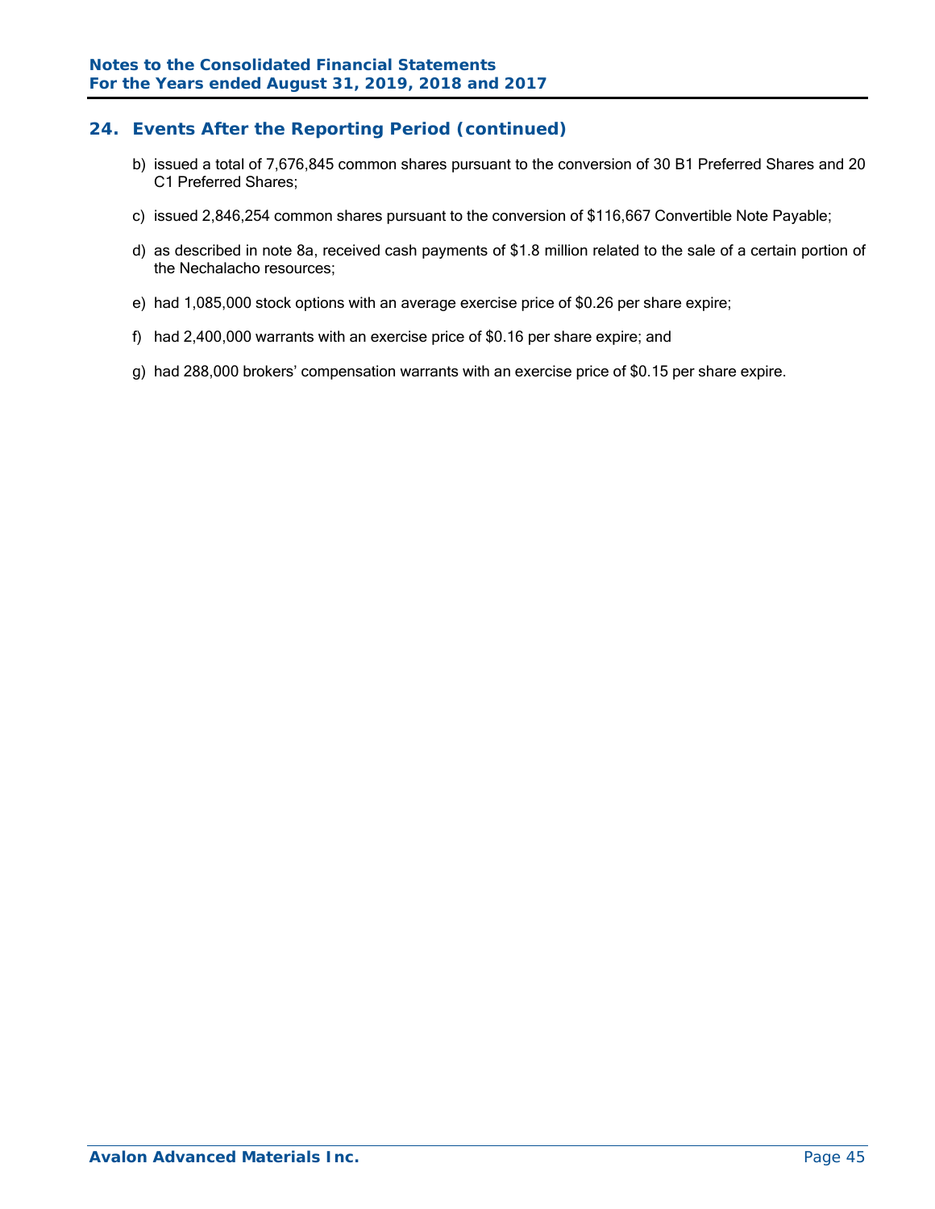## 24. Events After the Reporting Period (continued)

b) issued a total of 7,676,845 common shares pursuant to the conversion of 30 B1 Preferred Shares and 20 C1 Preferred Shares;

c) issued 2,846,254 common shares pursuant to the conversion of $116,667 Convertible Note Payable;

d) as described in note 8a, received cash payments of $1.8 million related to the sale of a certain portion of the Nechalacho resources;

e) had 1,085,000 stock options with an average exercise price of $0.26 per share expire;

f) had 2,400,000 warrants with an exercise price of $0.16 per share expire; and

g) had 288,000 brokers' compensation warrants with an exercise price of $0.15 per share expire.